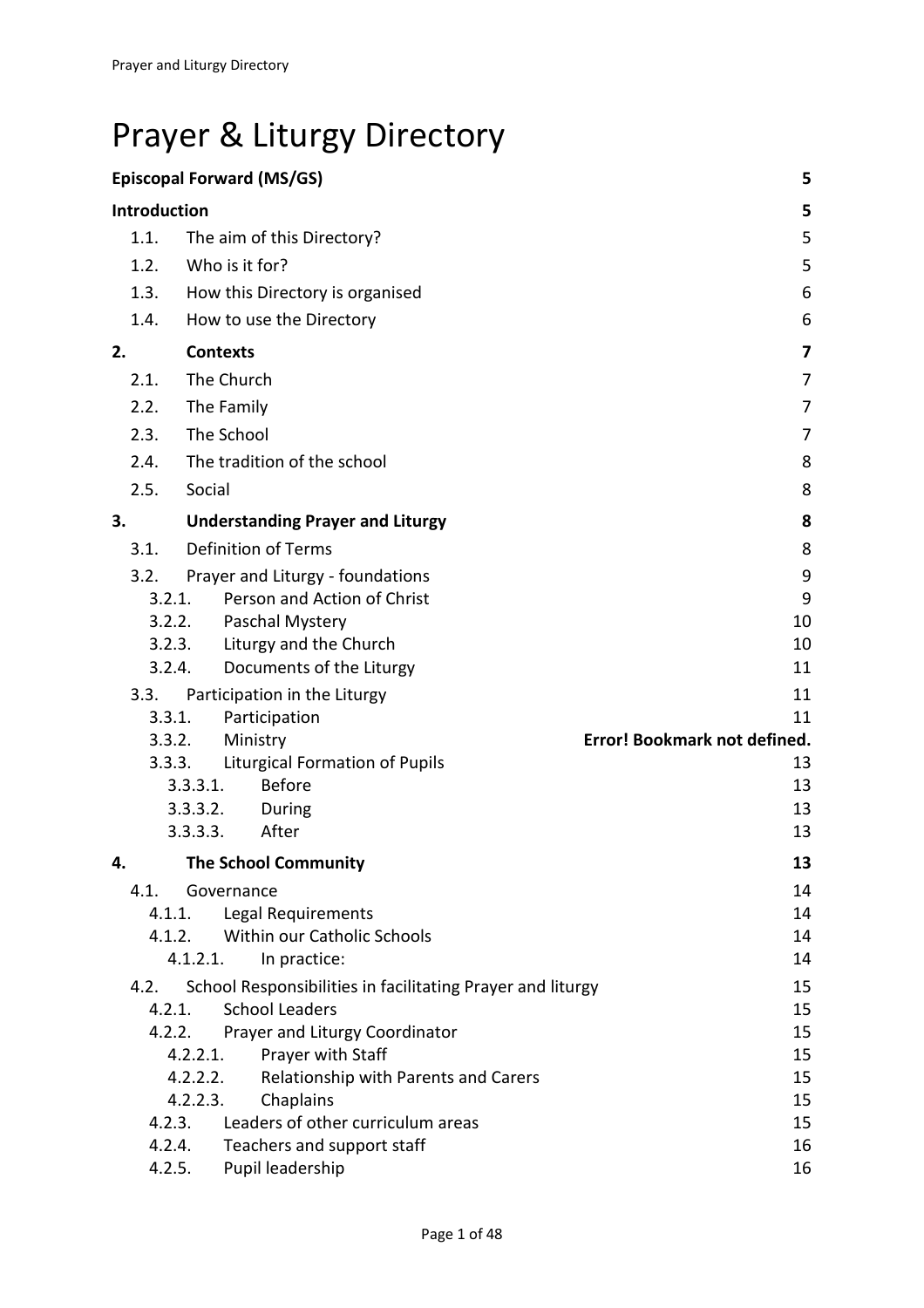# Prayer & Liturgy Directory

**Episcopal Forward (MS/GS)** 5

**Introduction** 5

- 1.1. The aim of this Directory? 5
- 1.2. Who is it for? 5
- 1.3. How this Directory is organised 6
- 1.4. How to use the Directory 6

**2. Contexts** **7**

- 2.1. The Church 7
- 2.2. The Family 7
- 2.3. The School 7
- 2.4. The tradition of the school 8
- 2.5. Social 8

**3. Understanding Prayer and Liturgy** **8**

- 3.1. Definition of Terms 8
- 3.2. Prayer and Liturgy - foundations 9
  - 3.2.1. Person and Action of Christ 9
  - 3.2.2. Paschal Mystery 10
  - 3.2.3. Liturgy and the Church 10
  - 3.2.4. Documents of the Liturgy 11
- 3.3. Participation in the Liturgy 11
  - 3.3.1. Participation 11
  - 3.3.2. Ministry **Error! Bookmark not defined.**
  - 3.3.3. Liturgical Formation of Pupils 13
    - 3.3.3.1. Before 13
    - 3.3.3.2. During 13
    - 3.3.3.3. After 13

**4. The School Community** **13**

- 4.1. Governance 14
  - 4.1.1. Legal Requirements 14
  - 4.1.2. Within our Catholic Schools 14
    - 4.1.2.1. In practice: 14
- 4.2. School Responsibilities in facilitating Prayer and liturgy 15
  - 4.2.1. School Leaders 15
  - 4.2.2. Prayer and Liturgy Coordinator 15
    - 4.2.2.1. Prayer with Staff 15
    - 4.2.2.2. Relationship with Parents and Carers 15
    - 4.2.2.3. Chaplains 15
  - 4.2.3. Leaders of other curriculum areas 15
  - 4.2.4. Teachers and support staff 16
  - 4.2.5. Pupil leadership 16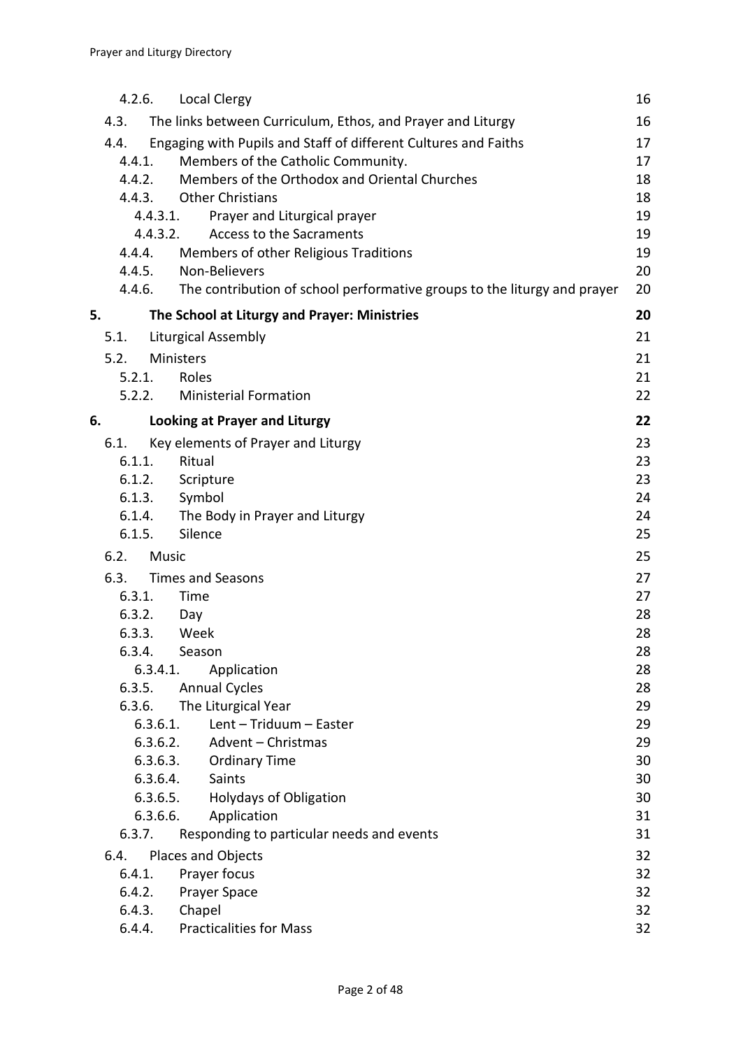| | | |
|---|---|---|
| 4.2.6. | Local Clergy | 16 |
| 4.3. | The links between Curriculum, Ethos, and Prayer and Liturgy | 16 |
| 4.4. | Engaging with Pupils and Staff of different Cultures and Faiths | 17 |
| 4.4.1. | Members of the Catholic Community. | 17 |
| 4.4.2. | Members of the Orthodox and Oriental Churches | 18 |
| 4.4.3. | Other Christians | 18 |
| 4.4.3.1. | Prayer and Liturgical prayer | 19 |
| 4.4.3.2. | Access to the Sacraments | 19 |
| 4.4.4. | Members of other Religious Traditions | 19 |
| 4.4.5. | Non-Believers | 20 |
| 4.4.6. | The contribution of school performative groups to the liturgy and prayer | 20 |
| **5.** | **The School at Liturgy and Prayer: Ministries** | **20** |
| 5.1. | Liturgical Assembly | 21 |
| 5.2. | Ministers | 21 |
| 5.2.1. | Roles | 21 |
| 5.2.2. | Ministerial Formation | 22 |
| **6.** | **Looking at Prayer and Liturgy** | **22** |
| 6.1. | Key elements of Prayer and Liturgy | 23 |
| 6.1.1. | Ritual | 23 |
| 6.1.2. | Scripture | 23 |
| 6.1.3. | Symbol | 24 |
| 6.1.4. | The Body in Prayer and Liturgy | 24 |
| 6.1.5. | Silence | 25 |
| 6.2. | Music | 25 |
| 6.3. | Times and Seasons | 27 |
| 6.3.1. | Time | 27 |
| 6.3.2. | Day | 28 |
| 6.3.3. | Week | 28 |
| 6.3.4. | Season | 28 |
| 6.3.4.1. | Application | 28 |
| 6.3.5. | Annual Cycles | 28 |
| 6.3.6. | The Liturgical Year | 29 |
| 6.3.6.1. | Lent – Triduum – Easter | 29 |
| 6.3.6.2. | Advent – Christmas | 29 |
| 6.3.6.3. | Ordinary Time | 30 |
| 6.3.6.4. | Saints | 30 |
| 6.3.6.5. | Holydays of Obligation | 30 |
| 6.3.6.6. | Application | 31 |
| 6.3.7. | Responding to particular needs and events | 31 |
| 6.4. | Places and Objects | 32 |
| 6.4.1. | Prayer focus | 32 |
| 6.4.2. | Prayer Space | 32 |
| 6.4.3. | Chapel | 32 |
| 6.4.4. | Practicalities for Mass | 32 |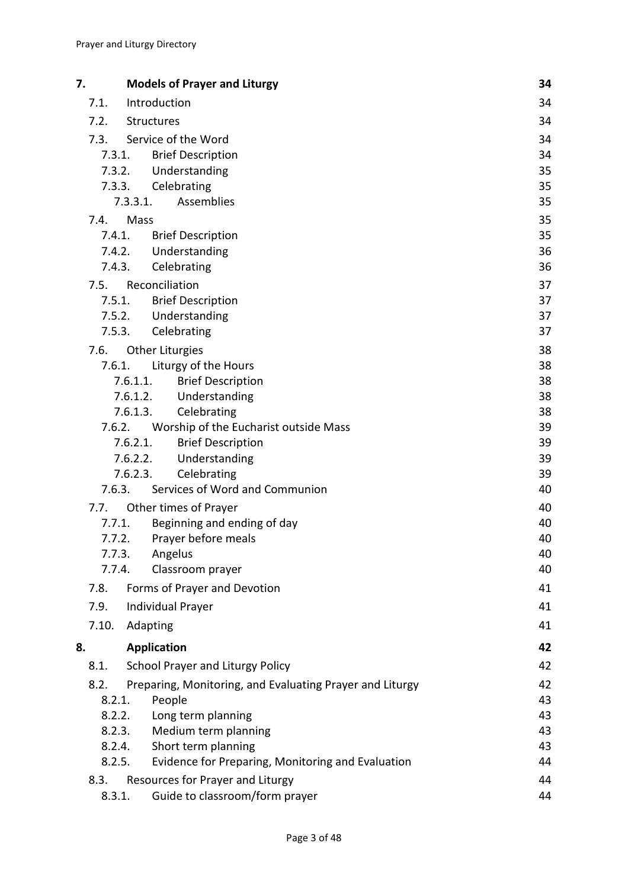| | | |
|---|---|---|
| **7.** | **Models of Prayer and Liturgy** | **34** |
| 7.1. | Introduction | 34 |
| 7.2. | Structures | 34 |
| 7.3. | Service of the Word | 34 |
| 7.3.1. | Brief Description | 34 |
| 7.3.2. | Understanding | 35 |
| 7.3.3. | Celebrating | 35 |
| 7.3.3.1. | Assemblies | 35 |
| 7.4. | Mass | 35 |
| 7.4.1. | Brief Description | 35 |
| 7.4.2. | Understanding | 36 |
| 7.4.3. | Celebrating | 36 |
| 7.5. | Reconciliation | 37 |
| 7.5.1. | Brief Description | 37 |
| 7.5.2. | Understanding | 37 |
| 7.5.3. | Celebrating | 37 |
| 7.6. | Other Liturgies | 38 |
| 7.6.1. | Liturgy of the Hours | 38 |
| 7.6.1.1. | Brief Description | 38 |
| 7.6.1.2. | Understanding | 38 |
| 7.6.1.3. | Celebrating | 38 |
| 7.6.2. | Worship of the Eucharist outside Mass | 39 |
| 7.6.2.1. | Brief Description | 39 |
| 7.6.2.2. | Understanding | 39 |
| 7.6.2.3. | Celebrating | 39 |
| 7.6.3. | Services of Word and Communion | 40 |
| 7.7. | Other times of Prayer | 40 |
| 7.7.1. | Beginning and ending of day | 40 |
| 7.7.2. | Prayer before meals | 40 |
| 7.7.3. | Angelus | 40 |
| 7.7.4. | Classroom prayer | 40 |
| 7.8. | Forms of Prayer and Devotion | 41 |
| 7.9. | Individual Prayer | 41 |
| 7.10. | Adapting | 41 |
| **8.** | **Application** | **42** |
| 8.1. | School Prayer and Liturgy Policy | 42 |
| 8.2. | Preparing, Monitoring, and Evaluating Prayer and Liturgy | 42 |
| 8.2.1. | People | 43 |
| 8.2.2. | Long term planning | 43 |
| 8.2.3. | Medium term planning | 43 |
| 8.2.4. | Short term planning | 43 |
| 8.2.5. | Evidence for Preparing, Monitoring and Evaluation | 44 |
| 8.3. | Resources for Prayer and Liturgy | 44 |
| 8.3.1. | Guide to classroom/form prayer | 44 |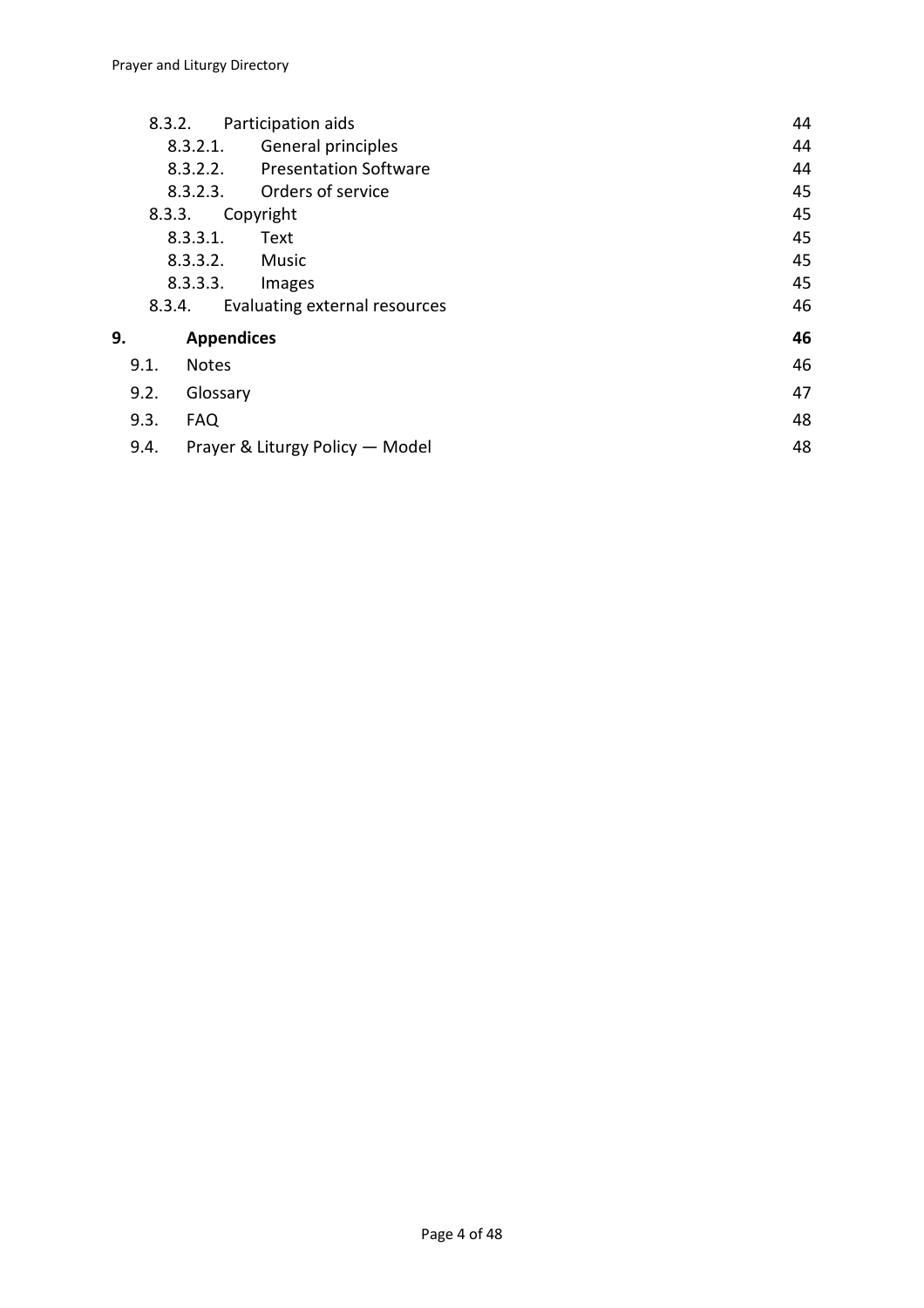8.3.2. Participation aids 44
- 8.3.2.1. General principles 44
- 8.3.2.2. Presentation Software 44
- 8.3.2.3. Orders of service 45

8.3.3. Copyright 45
- 8.3.3.1. Text 45
- 8.3.3.2. Music 45
- 8.3.3.3. Images 45

8.3.4. Evaluating external resources 46

**9. Appendices 46**

9.1. Notes 46

9.2. Glossary 47

9.3. FAQ 48

9.4. Prayer & Liturgy Policy — Model 48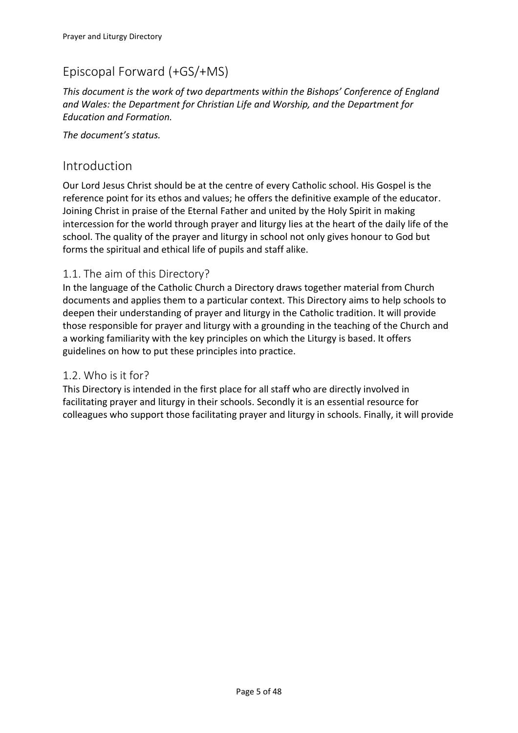# Episcopal Forward (+GS/+MS)

*This document is the work of two departments within the Bishops' Conference of England and Wales: the Department for Christian Life and Worship, and the Department for Education and Formation.*

*The document's status.*

# Introduction

Our Lord Jesus Christ should be at the centre of every Catholic school. His Gospel is the reference point for its ethos and values; he offers the definitive example of the educator. Joining Christ in praise of the Eternal Father and united by the Holy Spirit in making intercession for the world through prayer and liturgy lies at the heart of the daily life of the school. The quality of the prayer and liturgy in school not only gives honour to God but forms the spiritual and ethical life of pupils and staff alike.

## 1.1. The aim of this Directory?

In the language of the Catholic Church a Directory draws together material from Church documents and applies them to a particular context. This Directory aims to help schools to deepen their understanding of prayer and liturgy in the Catholic tradition. It will provide those responsible for prayer and liturgy with a grounding in the teaching of the Church and a working familiarity with the key principles on which the Liturgy is based. It offers guidelines on how to put these principles into practice.

## 1.2. Who is it for?

This Directory is intended in the first place for all staff who are directly involved in facilitating prayer and liturgy in their schools. Secondly it is an essential resource for colleagues who support those facilitating prayer and liturgy in schools. Finally, it will provide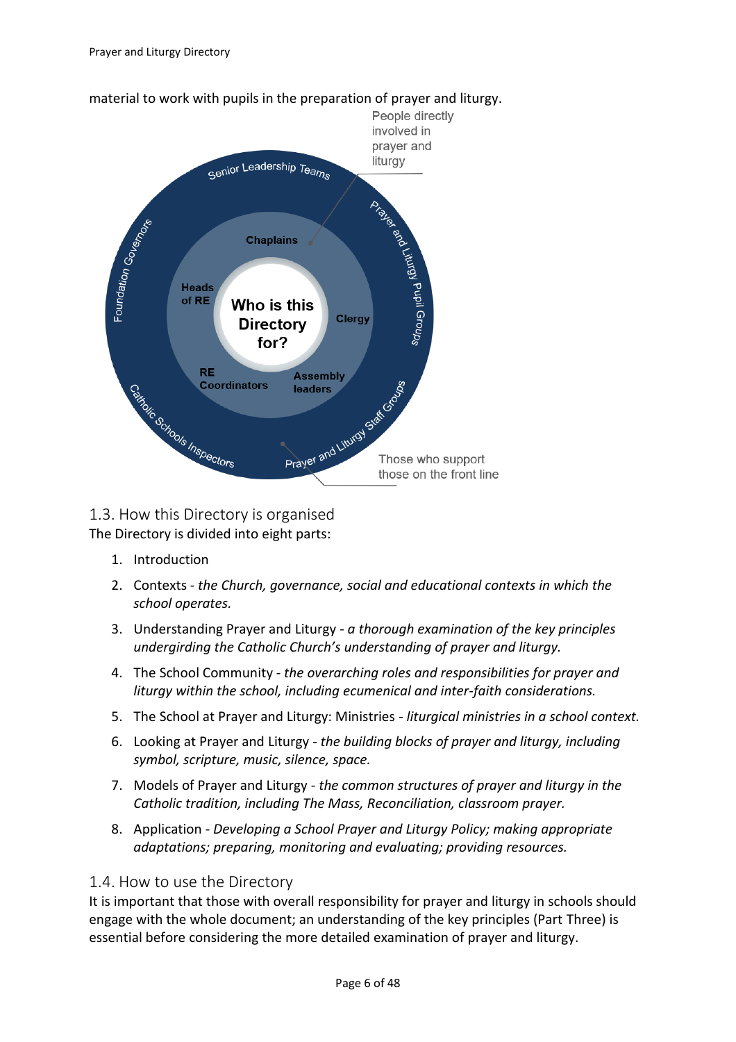material to work with pupils in the preparation of prayer and liturgy.

Who is this Directory for?

People directly involved in prayer and liturgy: Chaplains, Clergy, Assembly leaders, RE Coordinators, Heads of RE

Those who support those on the front line: Senior Leadership Teams, Prayer and Liturgy Pupil Groups, Prayer and Liturgy Staff Groups, Catholic Schools Inspectors, Foundation Governors

## 1.3. How this Directory is organised

The Directory is divided into eight parts:

1. Introduction
2. Contexts - *the Church, governance, social and educational contexts in which the school operates.*
3. Understanding Prayer and Liturgy - *a thorough examination of the key principles undergirding the Catholic Church's understanding of prayer and liturgy.*
4. The School Community - *the overarching roles and responsibilities for prayer and liturgy within the school, including ecumenical and inter-faith considerations.*
5. The School at Prayer and Liturgy: Ministries - *liturgical ministries in a school context.*
6. Looking at Prayer and Liturgy - *the building blocks of prayer and liturgy, including symbol, scripture, music, silence, space.*
7. Models of Prayer and Liturgy - *the common structures of prayer and liturgy in the Catholic tradition, including The Mass, Reconciliation, classroom prayer.*
8. Application - *Developing a School Prayer and Liturgy Policy; making appropriate adaptations; preparing, monitoring and evaluating; providing resources.*

## 1.4. How to use the Directory

It is important that those with overall responsibility for prayer and liturgy in schools should engage with the whole document; an understanding of the key principles (Part Three) is essential before considering the more detailed examination of prayer and liturgy.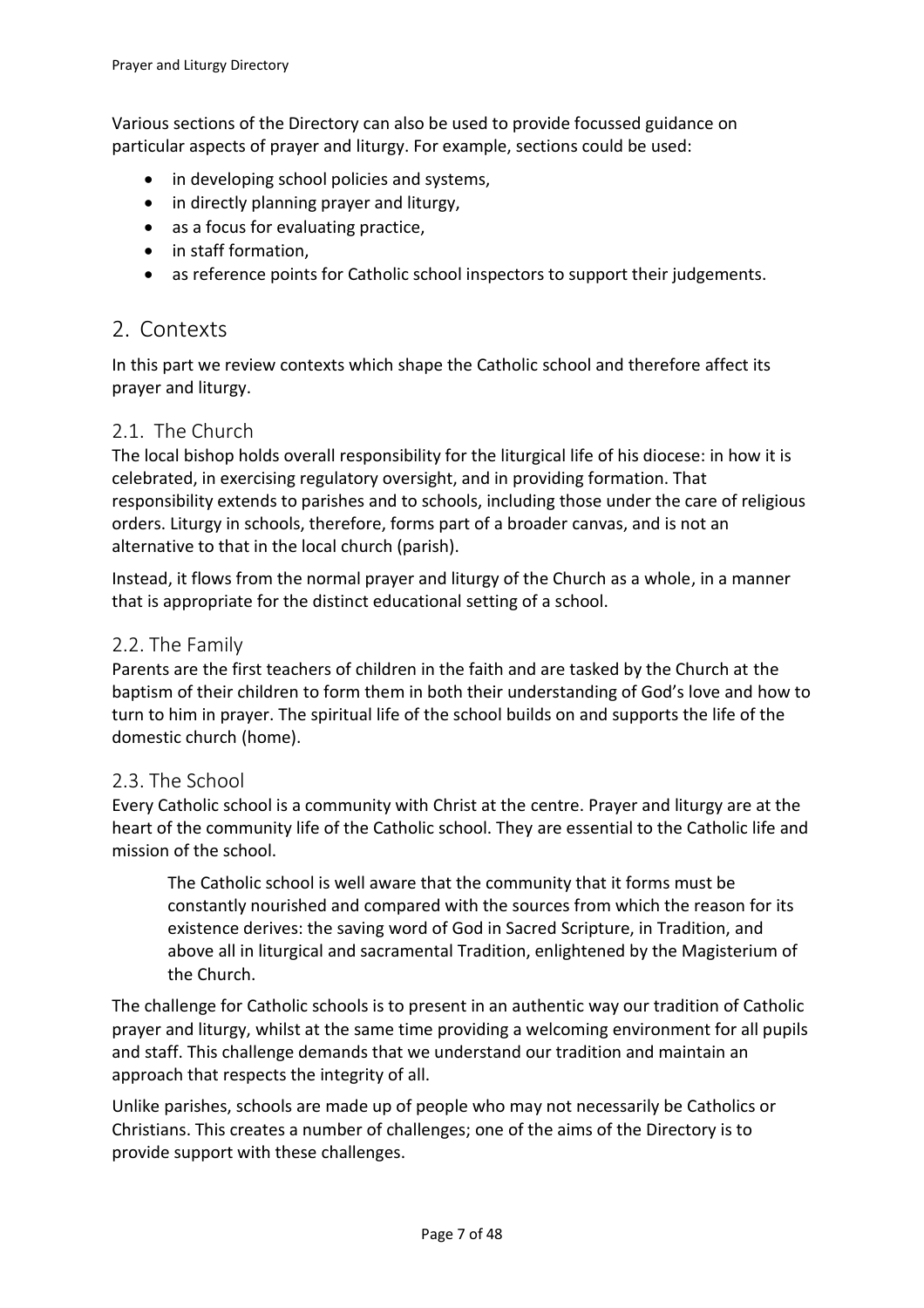Various sections of the Directory can also be used to provide focussed guidance on particular aspects of prayer and liturgy. For example, sections could be used:

- in developing school policies and systems,
- in directly planning prayer and liturgy,
- as a focus for evaluating practice,
- in staff formation,
- as reference points for Catholic school inspectors to support their judgements.

# 2. Contexts

In this part we review contexts which shape the Catholic school and therefore affect its prayer and liturgy.

## 2.1. The Church

The local bishop holds overall responsibility for the liturgical life of his diocese: in how it is celebrated, in exercising regulatory oversight, and in providing formation. That responsibility extends to parishes and to schools, including those under the care of religious orders. Liturgy in schools, therefore, forms part of a broader canvas, and is not an alternative to that in the local church (parish).

Instead, it flows from the normal prayer and liturgy of the Church as a whole, in a manner that is appropriate for the distinct educational setting of a school.

## 2.2. The Family

Parents are the first teachers of children in the faith and are tasked by the Church at the baptism of their children to form them in both their understanding of God's love and how to turn to him in prayer. The spiritual life of the school builds on and supports the life of the domestic church (home).

## 2.3. The School

Every Catholic school is a community with Christ at the centre. Prayer and liturgy are at the heart of the community life of the Catholic school. They are essential to the Catholic life and mission of the school.

> The Catholic school is well aware that the community that it forms must be constantly nourished and compared with the sources from which the reason for its existence derives: the saving word of God in Sacred Scripture, in Tradition, and above all in liturgical and sacramental Tradition, enlightened by the Magisterium of the Church.

The challenge for Catholic schools is to present in an authentic way our tradition of Catholic prayer and liturgy, whilst at the same time providing a welcoming environment for all pupils and staff. This challenge demands that we understand our tradition and maintain an approach that respects the integrity of all.

Unlike parishes, schools are made up of people who may not necessarily be Catholics or Christians. This creates a number of challenges; one of the aims of the Directory is to provide support with these challenges.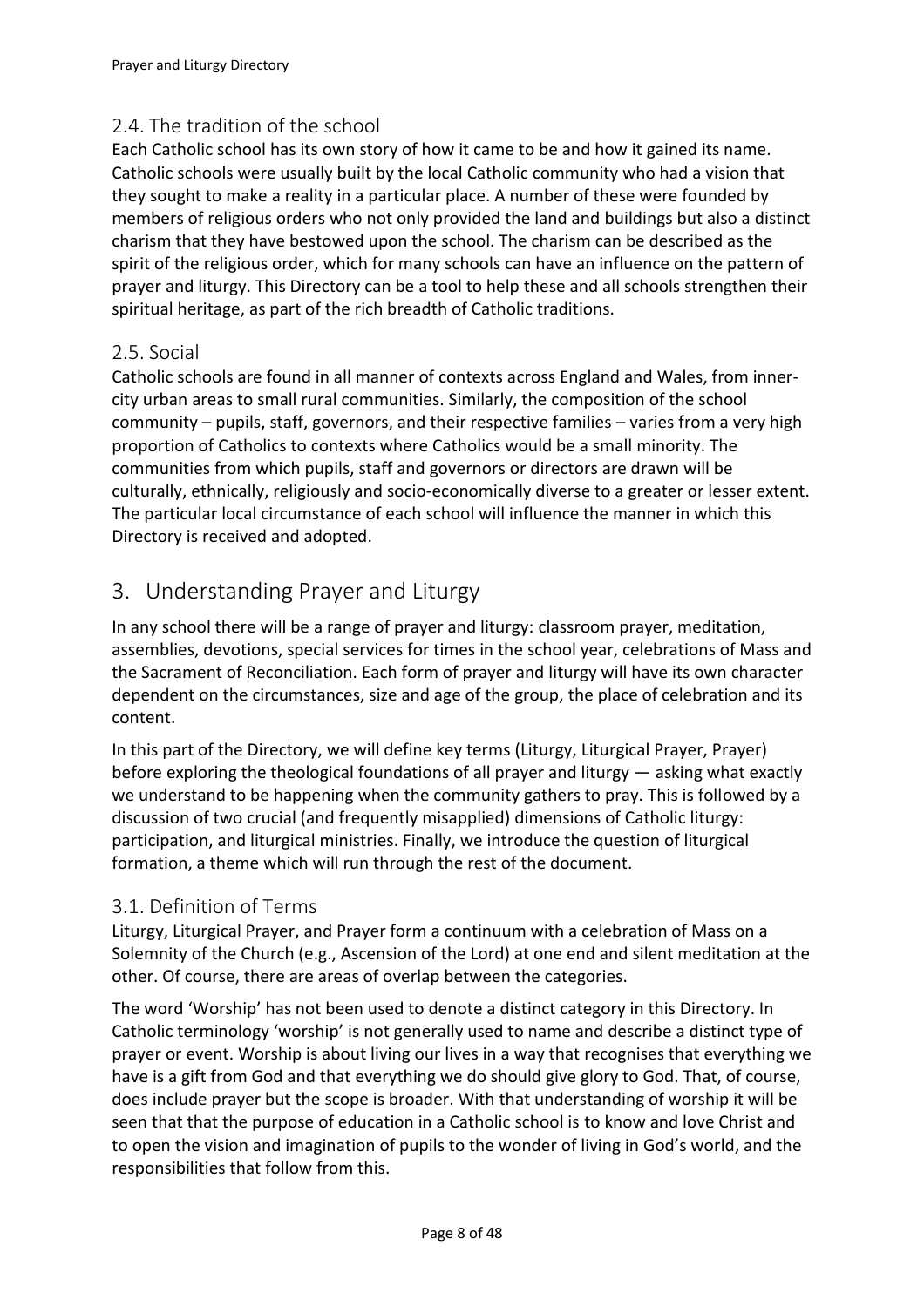### 2.4. The tradition of the school

Each Catholic school has its own story of how it came to be and how it gained its name. Catholic schools were usually built by the local Catholic community who had a vision that they sought to make a reality in a particular place. A number of these were founded by members of religious orders who not only provided the land and buildings but also a distinct charism that they have bestowed upon the school. The charism can be described as the spirit of the religious order, which for many schools can have an influence on the pattern of prayer and liturgy. This Directory can be a tool to help these and all schools strengthen their spiritual heritage, as part of the rich breadth of Catholic traditions.

### 2.5. Social

Catholic schools are found in all manner of contexts across England and Wales, from inner-city urban areas to small rural communities. Similarly, the composition of the school community – pupils, staff, governors, and their respective families – varies from a very high proportion of Catholics to contexts where Catholics would be a small minority. The communities from which pupils, staff and governors or directors are drawn will be culturally, ethnically, religiously and socio-economically diverse to a greater or lesser extent. The particular local circumstance of each school will influence the manner in which this Directory is received and adopted.

## 3. Understanding Prayer and Liturgy

In any school there will be a range of prayer and liturgy: classroom prayer, meditation, assemblies, devotions, special services for times in the school year, celebrations of Mass and the Sacrament of Reconciliation. Each form of prayer and liturgy will have its own character dependent on the circumstances, size and age of the group, the place of celebration and its content.

In this part of the Directory, we will define key terms (Liturgy, Liturgical Prayer, Prayer) before exploring the theological foundations of all prayer and liturgy — asking what exactly we understand to be happening when the community gathers to pray. This is followed by a discussion of two crucial (and frequently misapplied) dimensions of Catholic liturgy: participation, and liturgical ministries. Finally, we introduce the question of liturgical formation, a theme which will run through the rest of the document.

### 3.1. Definition of Terms

Liturgy, Liturgical Prayer, and Prayer form a continuum with a celebration of Mass on a Solemnity of the Church (e.g., Ascension of the Lord) at one end and silent meditation at the other. Of course, there are areas of overlap between the categories.

The word 'Worship' has not been used to denote a distinct category in this Directory. In Catholic terminology 'worship' is not generally used to name and describe a distinct type of prayer or event. Worship is about living our lives in a way that recognises that everything we have is a gift from God and that everything we do should give glory to God. That, of course, does include prayer but the scope is broader. With that understanding of worship it will be seen that that the purpose of education in a Catholic school is to know and love Christ and to open the vision and imagination of pupils to the wonder of living in God's world, and the responsibilities that follow from this.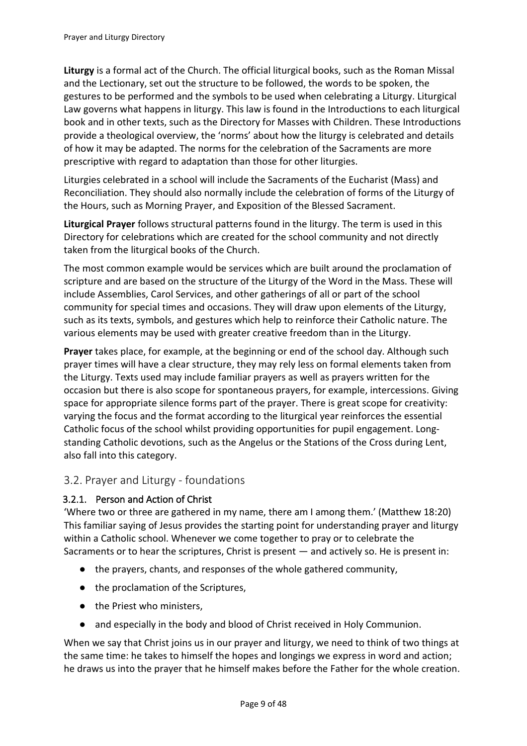**Liturgy** is a formal act of the Church. The official liturgical books, such as the Roman Missal and the Lectionary, set out the structure to be followed, the words to be spoken, the gestures to be performed and the symbols to be used when celebrating a Liturgy. Liturgical Law governs what happens in liturgy. This law is found in the Introductions to each liturgical book and in other texts, such as the Directory for Masses with Children. These Introductions provide a theological overview, the 'norms' about how the liturgy is celebrated and details of how it may be adapted. The norms for the celebration of the Sacraments are more prescriptive with regard to adaptation than those for other liturgies.

Liturgies celebrated in a school will include the Sacraments of the Eucharist (Mass) and Reconciliation. They should also normally include the celebration of forms of the Liturgy of the Hours, such as Morning Prayer, and Exposition of the Blessed Sacrament.

**Liturgical Prayer** follows structural patterns found in the liturgy. The term is used in this Directory for celebrations which are created for the school community and not directly taken from the liturgical books of the Church.

The most common example would be services which are built around the proclamation of scripture and are based on the structure of the Liturgy of the Word in the Mass. These will include Assemblies, Carol Services, and other gatherings of all or part of the school community for special times and occasions. They will draw upon elements of the Liturgy, such as its texts, symbols, and gestures which help to reinforce their Catholic nature. The various elements may be used with greater creative freedom than in the Liturgy.

**Prayer** takes place, for example, at the beginning or end of the school day. Although such prayer times will have a clear structure, they may rely less on formal elements taken from the Liturgy. Texts used may include familiar prayers as well as prayers written for the occasion but there is also scope for spontaneous prayers, for example, intercessions. Giving space for appropriate silence forms part of the prayer. There is great scope for creativity: varying the focus and the format according to the liturgical year reinforces the essential Catholic focus of the school whilst providing opportunities for pupil engagement. Long-standing Catholic devotions, such as the Angelus or the Stations of the Cross during Lent, also fall into this category.

## 3.2. Prayer and Liturgy - foundations

### 3.2.1. Person and Action of Christ

'Where two or three are gathered in my name, there am I among them.' (Matthew 18:20) This familiar saying of Jesus provides the starting point for understanding prayer and liturgy within a Catholic school. Whenever we come together to pray or to celebrate the Sacraments or to hear the scriptures, Christ is present — and actively so. He is present in:

- the prayers, chants, and responses of the whole gathered community,
- the proclamation of the Scriptures,
- the Priest who ministers,
- and especially in the body and blood of Christ received in Holy Communion.

When we say that Christ joins us in our prayer and liturgy, we need to think of two things at the same time: he takes to himself the hopes and longings we express in word and action; he draws us into the prayer that he himself makes before the Father for the whole creation.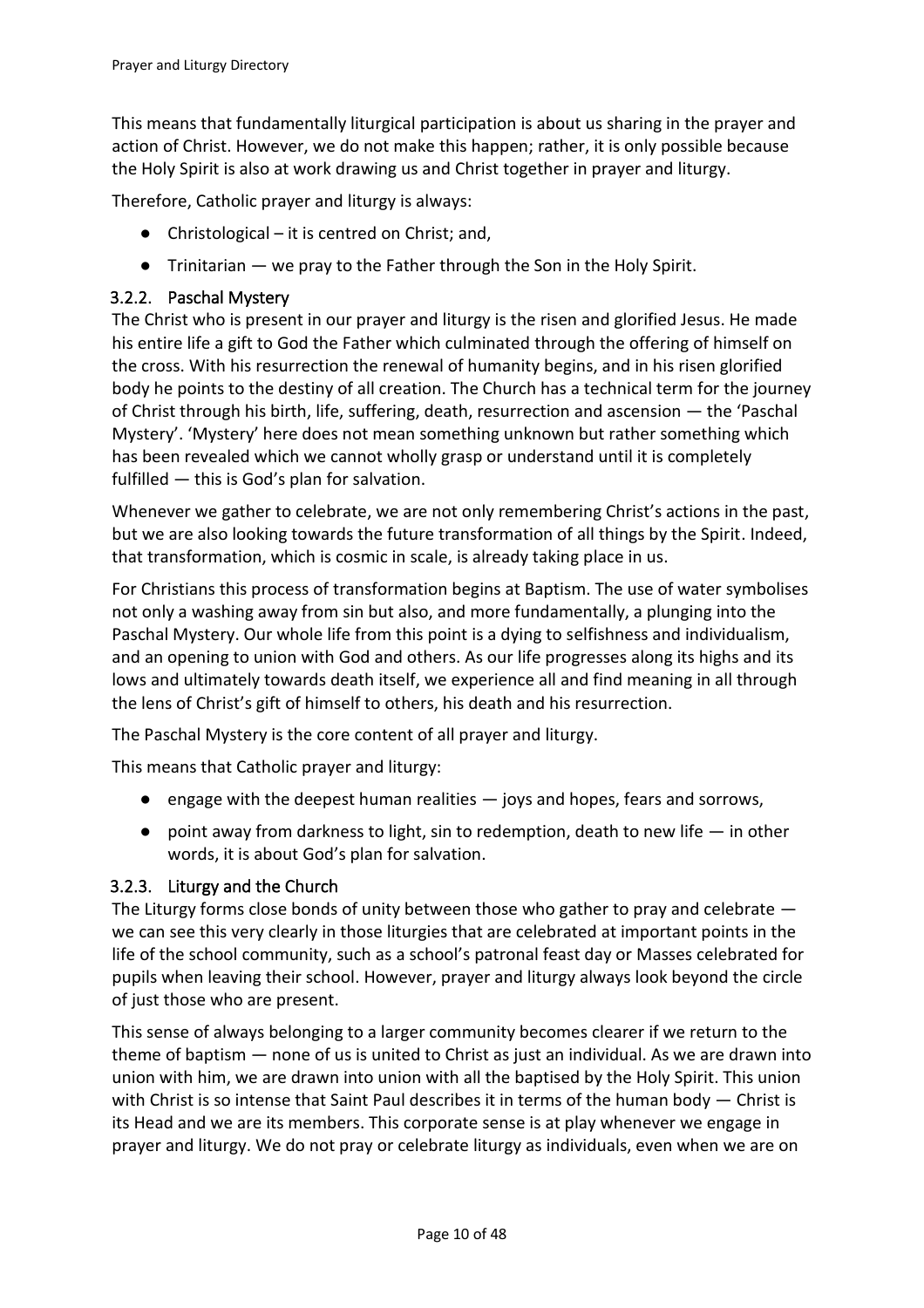This means that fundamentally liturgical participation is about us sharing in the prayer and action of Christ. However, we do not make this happen; rather, it is only possible because the Holy Spirit is also at work drawing us and Christ together in prayer and liturgy.

Therefore, Catholic prayer and liturgy is always:

- Christological – it is centred on Christ; and,
- Trinitarian — we pray to the Father through the Son in the Holy Spirit.

### 3.2.2. Paschal Mystery

The Christ who is present in our prayer and liturgy is the risen and glorified Jesus. He made his entire life a gift to God the Father which culminated through the offering of himself on the cross. With his resurrection the renewal of humanity begins, and in his risen glorified body he points to the destiny of all creation. The Church has a technical term for the journey of Christ through his birth, life, suffering, death, resurrection and ascension — the 'Paschal Mystery'. 'Mystery' here does not mean something unknown but rather something which has been revealed which we cannot wholly grasp or understand until it is completely fulfilled — this is God's plan for salvation.

Whenever we gather to celebrate, we are not only remembering Christ's actions in the past, but we are also looking towards the future transformation of all things by the Spirit. Indeed, that transformation, which is cosmic in scale, is already taking place in us.

For Christians this process of transformation begins at Baptism. The use of water symbolises not only a washing away from sin but also, and more fundamentally, a plunging into the Paschal Mystery. Our whole life from this point is a dying to selfishness and individualism, and an opening to union with God and others. As our life progresses along its highs and its lows and ultimately towards death itself, we experience all and find meaning in all through the lens of Christ's gift of himself to others, his death and his resurrection.

The Paschal Mystery is the core content of all prayer and liturgy.

This means that Catholic prayer and liturgy:

- engage with the deepest human realities — joys and hopes, fears and sorrows,
- point away from darkness to light, sin to redemption, death to new life — in other words, it is about God's plan for salvation.

### 3.2.3. Liturgy and the Church

The Liturgy forms close bonds of unity between those who gather to pray and celebrate — we can see this very clearly in those liturgies that are celebrated at important points in the life of the school community, such as a school's patronal feast day or Masses celebrated for pupils when leaving their school. However, prayer and liturgy always look beyond the circle of just those who are present.

This sense of always belonging to a larger community becomes clearer if we return to the theme of baptism — none of us is united to Christ as just an individual. As we are drawn into union with him, we are drawn into union with all the baptised by the Holy Spirit. This union with Christ is so intense that Saint Paul describes it in terms of the human body — Christ is its Head and we are its members. This corporate sense is at play whenever we engage in prayer and liturgy. We do not pray or celebrate liturgy as individuals, even when we are on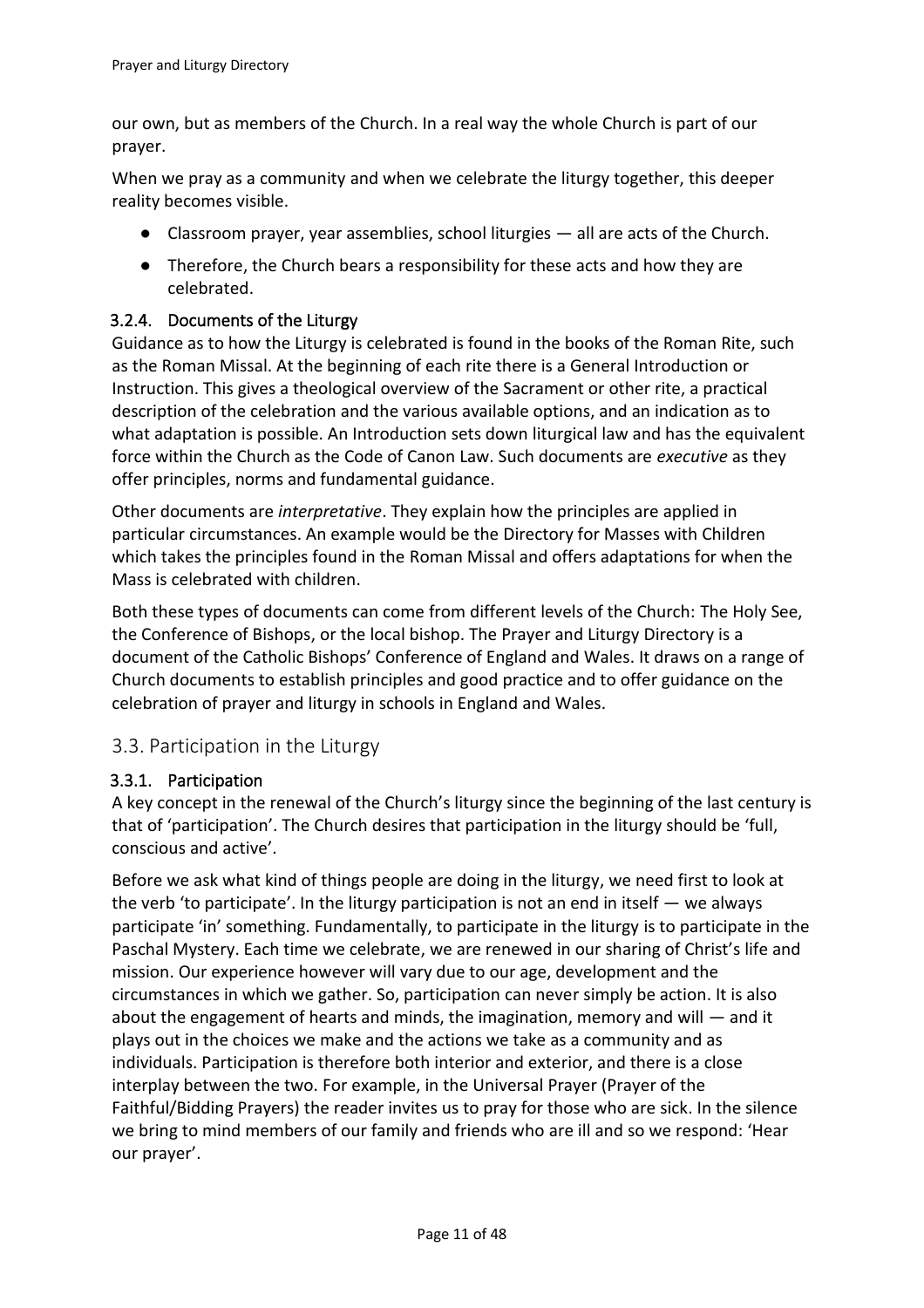our own, but as members of the Church. In a real way the whole Church is part of our prayer.

When we pray as a community and when we celebrate the liturgy together, this deeper reality becomes visible.

- Classroom prayer, year assemblies, school liturgies — all are acts of the Church.
- Therefore, the Church bears a responsibility for these acts and how they are celebrated.

### 3.2.4. Documents of the Liturgy

Guidance as to how the Liturgy is celebrated is found in the books of the Roman Rite, such as the Roman Missal. At the beginning of each rite there is a General Introduction or Instruction. This gives a theological overview of the Sacrament or other rite, a practical description of the celebration and the various available options, and an indication as to what adaptation is possible. An Introduction sets down liturgical law and has the equivalent force within the Church as the Code of Canon Law. Such documents are *executive* as they offer principles, norms and fundamental guidance.

Other documents are *interpretative*. They explain how the principles are applied in particular circumstances. An example would be the Directory for Masses with Children which takes the principles found in the Roman Missal and offers adaptations for when the Mass is celebrated with children.

Both these types of documents can come from different levels of the Church: The Holy See, the Conference of Bishops, or the local bishop. The Prayer and Liturgy Directory is a document of the Catholic Bishops' Conference of England and Wales. It draws on a range of Church documents to establish principles and good practice and to offer guidance on the celebration of prayer and liturgy in schools in England and Wales.

## 3.3. Participation in the Liturgy

### 3.3.1. Participation

A key concept in the renewal of the Church's liturgy since the beginning of the last century is that of 'participation'. The Church desires that participation in the liturgy should be 'full, conscious and active'.

Before we ask what kind of things people are doing in the liturgy, we need first to look at the verb 'to participate'. In the liturgy participation is not an end in itself — we always participate 'in' something. Fundamentally, to participate in the liturgy is to participate in the Paschal Mystery. Each time we celebrate, we are renewed in our sharing of Christ's life and mission. Our experience however will vary due to our age, development and the circumstances in which we gather. So, participation can never simply be action. It is also about the engagement of hearts and minds, the imagination, memory and will — and it plays out in the choices we make and the actions we take as a community and as individuals. Participation is therefore both interior and exterior, and there is a close interplay between the two. For example, in the Universal Prayer (Prayer of the Faithful/Bidding Prayers) the reader invites us to pray for those who are sick. In the silence we bring to mind members of our family and friends who are ill and so we respond: 'Hear our prayer'.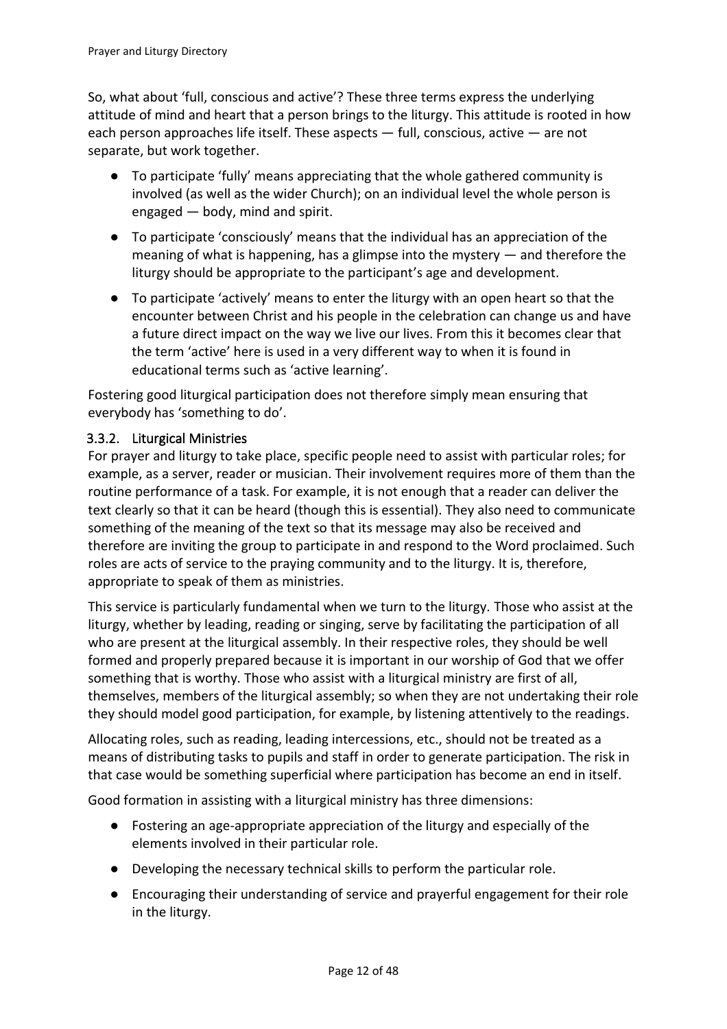So, what about ‘full, conscious and active’? These three terms express the underlying attitude of mind and heart that a person brings to the liturgy. This attitude is rooted in how each person approaches life itself. These aspects — full, conscious, active — are not separate, but work together.

- To participate ‘fully’ means appreciating that the whole gathered community is involved (as well as the wider Church); on an individual level the whole person is engaged — body, mind and spirit.
- To participate ‘consciously’ means that the individual has an appreciation of the meaning of what is happening, has a glimpse into the mystery — and therefore the liturgy should be appropriate to the participant’s age and development.
- To participate ‘actively’ means to enter the liturgy with an open heart so that the encounter between Christ and his people in the celebration can change us and have a future direct impact on the way we live our lives. From this it becomes clear that the term ‘active’ here is used in a very different way to when it is found in educational terms such as ‘active learning’.

Fostering good liturgical participation does not therefore simply mean ensuring that everybody has ‘something to do’.

### 3.3.2. Liturgical Ministries

For prayer and liturgy to take place, specific people need to assist with particular roles; for example, as a server, reader or musician. Their involvement requires more of them than the routine performance of a task. For example, it is not enough that a reader can deliver the text clearly so that it can be heard (though this is essential). They also need to communicate something of the meaning of the text so that its message may also be received and therefore are inviting the group to participate in and respond to the Word proclaimed. Such roles are acts of service to the praying community and to the liturgy. It is, therefore, appropriate to speak of them as ministries.

This service is particularly fundamental when we turn to the liturgy. Those who assist at the liturgy, whether by leading, reading or singing, serve by facilitating the participation of all who are present at the liturgical assembly. In their respective roles, they should be well formed and properly prepared because it is important in our worship of God that we offer something that is worthy. Those who assist with a liturgical ministry are first of all, themselves, members of the liturgical assembly; so when they are not undertaking their role they should model good participation, for example, by listening attentively to the readings.

Allocating roles, such as reading, leading intercessions, etc., should not be treated as a means of distributing tasks to pupils and staff in order to generate participation. The risk in that case would be something superficial where participation has become an end in itself.

Good formation in assisting with a liturgical ministry has three dimensions:

- Fostering an age-appropriate appreciation of the liturgy and especially of the elements involved in their particular role.
- Developing the necessary technical skills to perform the particular role.
- Encouraging their understanding of service and prayerful engagement for their role in the liturgy.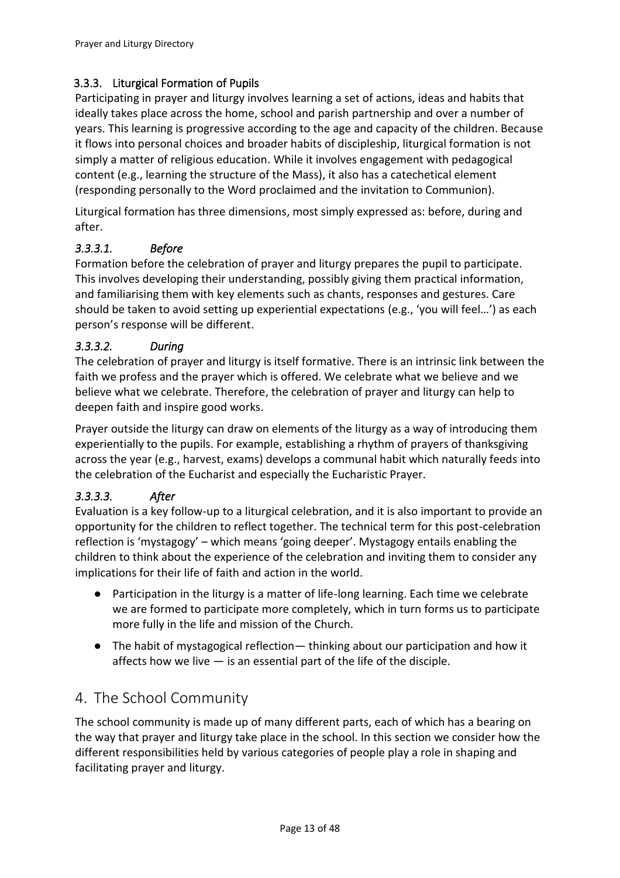### 3.3.3. Liturgical Formation of Pupils

Participating in prayer and liturgy involves learning a set of actions, ideas and habits that ideally takes place across the home, school and parish partnership and over a number of years. This learning is progressive according to the age and capacity of the children. Because it flows into personal choices and broader habits of discipleship, liturgical formation is not simply a matter of religious education. While it involves engagement with pedagogical content (e.g., learning the structure of the Mass), it also has a catechetical element (responding personally to the Word proclaimed and the invitation to Communion).

Liturgical formation has three dimensions, most simply expressed as: before, during and after.

#### *3.3.3.1. Before*

Formation before the celebration of prayer and liturgy prepares the pupil to participate. This involves developing their understanding, possibly giving them practical information, and familiarising them with key elements such as chants, responses and gestures. Care should be taken to avoid setting up experiential expectations (e.g., 'you will feel…') as each person's response will be different.

#### *3.3.3.2. During*

The celebration of prayer and liturgy is itself formative. There is an intrinsic link between the faith we profess and the prayer which is offered. We celebrate what we believe and we believe what we celebrate. Therefore, the celebration of prayer and liturgy can help to deepen faith and inspire good works.

Prayer outside the liturgy can draw on elements of the liturgy as a way of introducing them experientially to the pupils. For example, establishing a rhythm of prayers of thanksgiving across the year (e.g., harvest, exams) develops a communal habit which naturally feeds into the celebration of the Eucharist and especially the Eucharistic Prayer.

#### *3.3.3.3. After*

Evaluation is a key follow-up to a liturgical celebration, and it is also important to provide an opportunity for the children to reflect together. The technical term for this post-celebration reflection is 'mystagogy' – which means 'going deeper'. Mystagogy entails enabling the children to think about the experience of the celebration and inviting them to consider any implications for their life of faith and action in the world.

- Participation in the liturgy is a matter of life-long learning. Each time we celebrate we are formed to participate more completely, which in turn forms us to participate more fully in the life and mission of the Church.
- The habit of mystagogical reflection— thinking about our participation and how it affects how we live — is an essential part of the life of the disciple.

## 4. The School Community

The school community is made up of many different parts, each of which has a bearing on the way that prayer and liturgy take place in the school. In this section we consider how the different responsibilities held by various categories of people play a role in shaping and facilitating prayer and liturgy.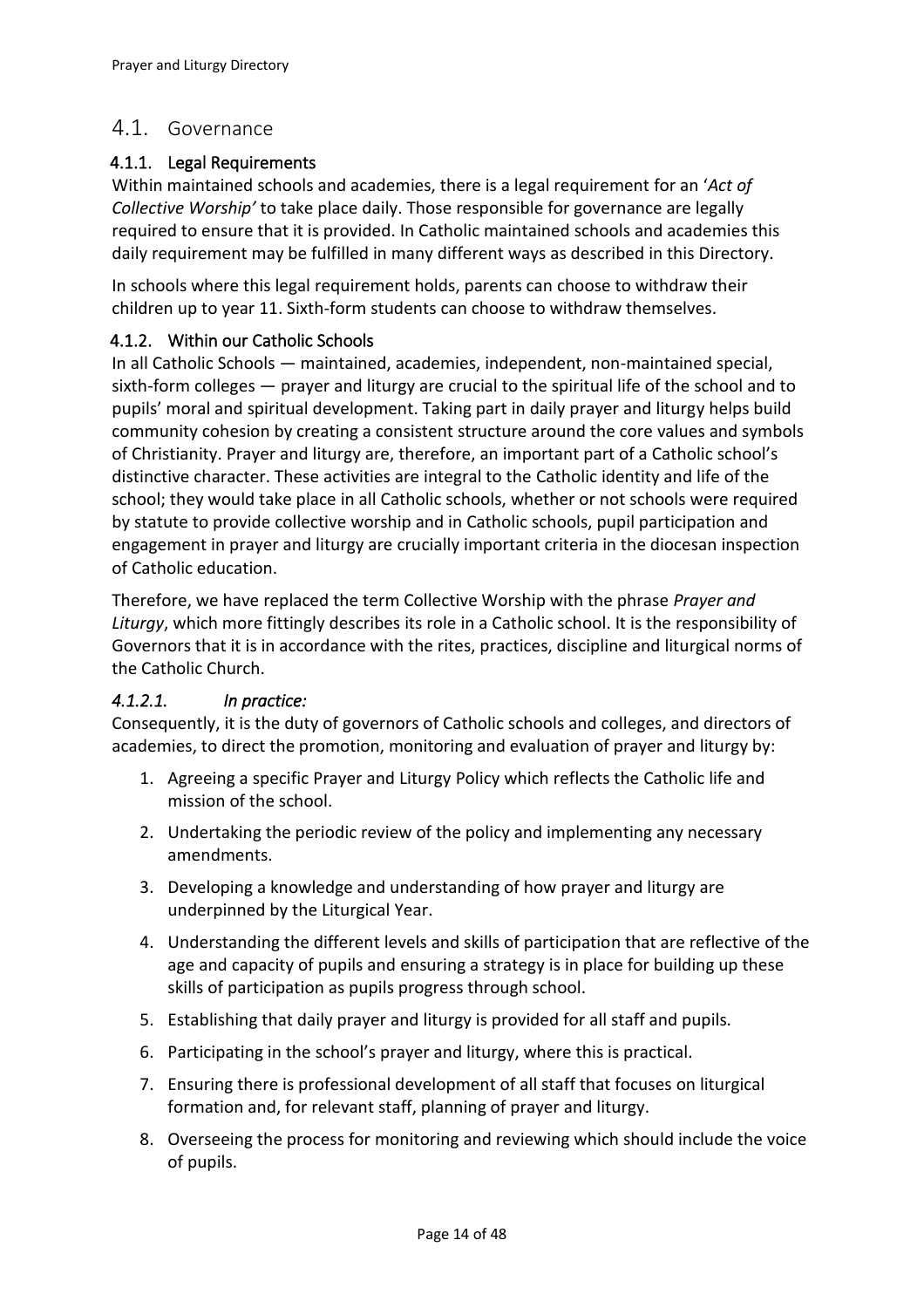## 4.1. Governance

### 4.1.1. Legal Requirements

Within maintained schools and academies, there is a legal requirement for an '*Act of Collective Worship'* to take place daily. Those responsible for governance are legally required to ensure that it is provided. In Catholic maintained schools and academies this daily requirement may be fulfilled in many different ways as described in this Directory.

In schools where this legal requirement holds, parents can choose to withdraw their children up to year 11. Sixth-form students can choose to withdraw themselves.

### 4.1.2. Within our Catholic Schools

In all Catholic Schools — maintained, academies, independent, non-maintained special, sixth-form colleges — prayer and liturgy are crucial to the spiritual life of the school and to pupils' moral and spiritual development. Taking part in daily prayer and liturgy helps build community cohesion by creating a consistent structure around the core values and symbols of Christianity. Prayer and liturgy are, therefore, an important part of a Catholic school's distinctive character. These activities are integral to the Catholic identity and life of the school; they would take place in all Catholic schools, whether or not schools were required by statute to provide collective worship and in Catholic schools, pupil participation and engagement in prayer and liturgy are crucially important criteria in the diocesan inspection of Catholic education.

Therefore, we have replaced the term Collective Worship with the phrase *Prayer and Liturgy*, which more fittingly describes its role in a Catholic school. It is the responsibility of Governors that it is in accordance with the rites, practices, discipline and liturgical norms of the Catholic Church.

#### *4.1.2.1. In practice:*

Consequently, it is the duty of governors of Catholic schools and colleges, and directors of academies, to direct the promotion, monitoring and evaluation of prayer and liturgy by:

1. Agreeing a specific Prayer and Liturgy Policy which reflects the Catholic life and mission of the school.
2. Undertaking the periodic review of the policy and implementing any necessary amendments.
3. Developing a knowledge and understanding of how prayer and liturgy are underpinned by the Liturgical Year.
4. Understanding the different levels and skills of participation that are reflective of the age and capacity of pupils and ensuring a strategy is in place for building up these skills of participation as pupils progress through school.
5. Establishing that daily prayer and liturgy is provided for all staff and pupils.
6. Participating in the school's prayer and liturgy, where this is practical.
7. Ensuring there is professional development of all staff that focuses on liturgical formation and, for relevant staff, planning of prayer and liturgy.
8. Overseeing the process for monitoring and reviewing which should include the voice of pupils.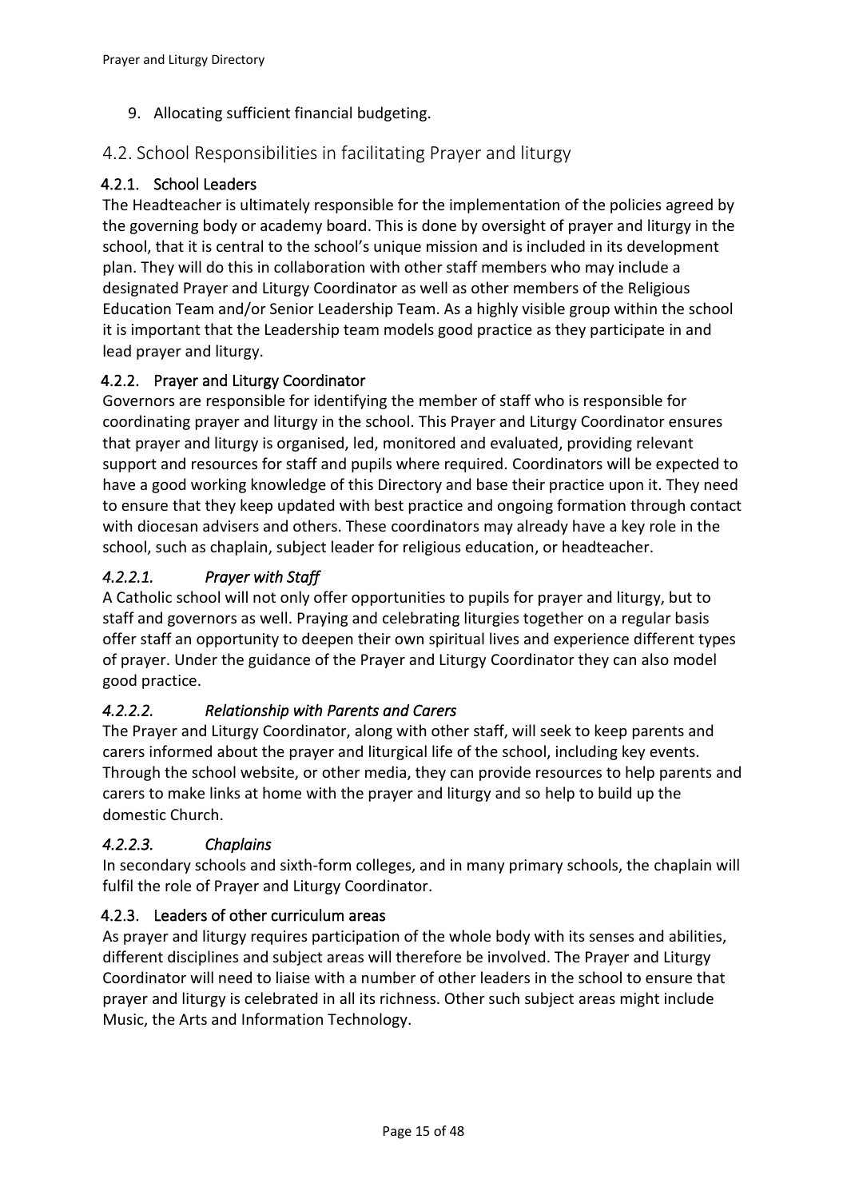9. Allocating sufficient financial budgeting.

## 4.2. School Responsibilities in facilitating Prayer and liturgy

### 4.2.1. School Leaders

The Headteacher is ultimately responsible for the implementation of the policies agreed by the governing body or academy board. This is done by oversight of prayer and liturgy in the school, that it is central to the school's unique mission and is included in its development plan. They will do this in collaboration with other staff members who may include a designated Prayer and Liturgy Coordinator as well as other members of the Religious Education Team and/or Senior Leadership Team. As a highly visible group within the school it is important that the Leadership team models good practice as they participate in and lead prayer and liturgy.

### 4.2.2. Prayer and Liturgy Coordinator

Governors are responsible for identifying the member of staff who is responsible for coordinating prayer and liturgy in the school. This Prayer and Liturgy Coordinator ensures that prayer and liturgy is organised, led, monitored and evaluated, providing relevant support and resources for staff and pupils where required. Coordinators will be expected to have a good working knowledge of this Directory and base their practice upon it. They need to ensure that they keep updated with best practice and ongoing formation through contact with diocesan advisers and others. These coordinators may already have a key role in the school, such as chaplain, subject leader for religious education, or headteacher.

#### *4.2.2.1. Prayer with Staff*

A Catholic school will not only offer opportunities to pupils for prayer and liturgy, but to staff and governors as well. Praying and celebrating liturgies together on a regular basis offer staff an opportunity to deepen their own spiritual lives and experience different types of prayer. Under the guidance of the Prayer and Liturgy Coordinator they can also model good practice.

#### *4.2.2.2. Relationship with Parents and Carers*

The Prayer and Liturgy Coordinator, along with other staff, will seek to keep parents and carers informed about the prayer and liturgical life of the school, including key events. Through the school website, or other media, they can provide resources to help parents and carers to make links at home with the prayer and liturgy and so help to build up the domestic Church.

#### *4.2.2.3. Chaplains*

In secondary schools and sixth-form colleges, and in many primary schools, the chaplain will fulfil the role of Prayer and Liturgy Coordinator.

### 4.2.3. Leaders of other curriculum areas

As prayer and liturgy requires participation of the whole body with its senses and abilities, different disciplines and subject areas will therefore be involved. The Prayer and Liturgy Coordinator will need to liaise with a number of other leaders in the school to ensure that prayer and liturgy is celebrated in all its richness. Other such subject areas might include Music, the Arts and Information Technology.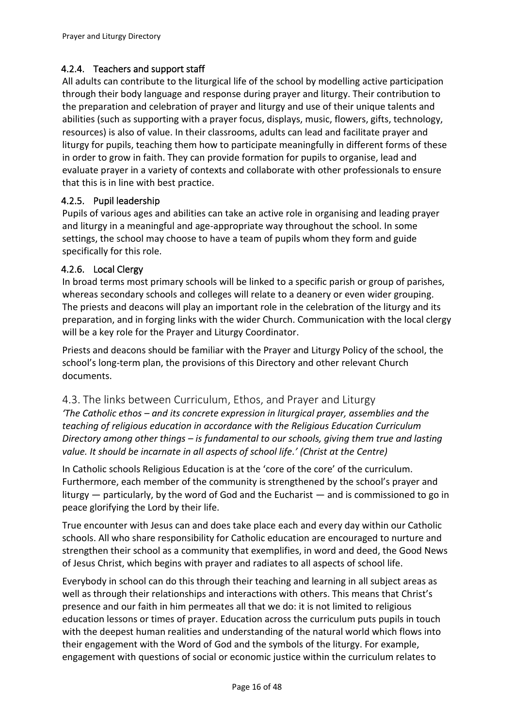#### 4.2.4. Teachers and support staff

All adults can contribute to the liturgical life of the school by modelling active participation through their body language and response during prayer and liturgy. Their contribution to the preparation and celebration of prayer and liturgy and use of their unique talents and abilities (such as supporting with a prayer focus, displays, music, flowers, gifts, technology, resources) is also of value. In their classrooms, adults can lead and facilitate prayer and liturgy for pupils, teaching them how to participate meaningfully in different forms of these in order to grow in faith. They can provide formation for pupils to organise, lead and evaluate prayer in a variety of contexts and collaborate with other professionals to ensure that this is in line with best practice.

#### 4.2.5. Pupil leadership

Pupils of various ages and abilities can take an active role in organising and leading prayer and liturgy in a meaningful and age-appropriate way throughout the school. In some settings, the school may choose to have a team of pupils whom they form and guide specifically for this role.

#### 4.2.6. Local Clergy

In broad terms most primary schools will be linked to a specific parish or group of parishes, whereas secondary schools and colleges will relate to a deanery or even wider grouping. The priests and deacons will play an important role in the celebration of the liturgy and its preparation, and in forging links with the wider Church. Communication with the local clergy will be a key role for the Prayer and Liturgy Coordinator.

Priests and deacons should be familiar with the Prayer and Liturgy Policy of the school, the school's long-term plan, the provisions of this Directory and other relevant Church documents.

## 4.3. The links between Curriculum, Ethos, and Prayer and Liturgy

*'The Catholic ethos – and its concrete expression in liturgical prayer, assemblies and the teaching of religious education in accordance with the Religious Education Curriculum Directory among other things – is fundamental to our schools, giving them true and lasting value. It should be incarnate in all aspects of school life.' (Christ at the Centre)*

In Catholic schools Religious Education is at the 'core of the core' of the curriculum. Furthermore, each member of the community is strengthened by the school's prayer and liturgy — particularly, by the word of God and the Eucharist — and is commissioned to go in peace glorifying the Lord by their life.

True encounter with Jesus can and does take place each and every day within our Catholic schools. All who share responsibility for Catholic education are encouraged to nurture and strengthen their school as a community that exemplifies, in word and deed, the Good News of Jesus Christ, which begins with prayer and radiates to all aspects of school life.

Everybody in school can do this through their teaching and learning in all subject areas as well as through their relationships and interactions with others. This means that Christ's presence and our faith in him permeates all that we do: it is not limited to religious education lessons or times of prayer. Education across the curriculum puts pupils in touch with the deepest human realities and understanding of the natural world which flows into their engagement with the Word of God and the symbols of the liturgy. For example, engagement with questions of social or economic justice within the curriculum relates to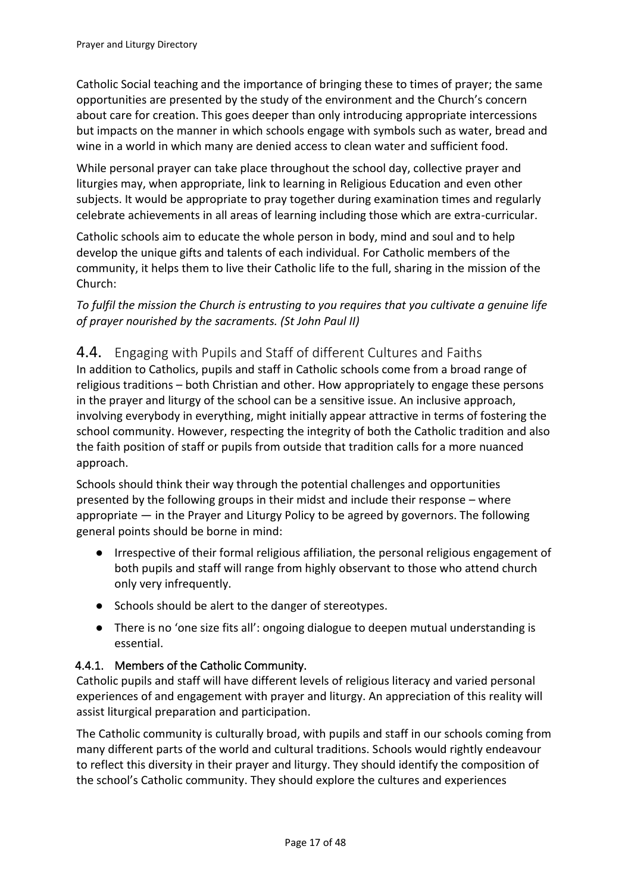Catholic Social teaching and the importance of bringing these to times of prayer; the same opportunities are presented by the study of the environment and the Church's concern about care for creation. This goes deeper than only introducing appropriate intercessions but impacts on the manner in which schools engage with symbols such as water, bread and wine in a world in which many are denied access to clean water and sufficient food.

While personal prayer can take place throughout the school day, collective prayer and liturgies may, when appropriate, link to learning in Religious Education and even other subjects. It would be appropriate to pray together during examination times and regularly celebrate achievements in all areas of learning including those which are extra-curricular.

Catholic schools aim to educate the whole person in body, mind and soul and to help develop the unique gifts and talents of each individual. For Catholic members of the community, it helps them to live their Catholic life to the full, sharing in the mission of the Church:

*To fulfil the mission the Church is entrusting to you requires that you cultivate a genuine life of prayer nourished by the sacraments. (St John Paul II)*

## 4.4. Engaging with Pupils and Staff of different Cultures and Faiths

In addition to Catholics, pupils and staff in Catholic schools come from a broad range of religious traditions – both Christian and other. How appropriately to engage these persons in the prayer and liturgy of the school can be a sensitive issue. An inclusive approach, involving everybody in everything, might initially appear attractive in terms of fostering the school community. However, respecting the integrity of both the Catholic tradition and also the faith position of staff or pupils from outside that tradition calls for a more nuanced approach.

Schools should think their way through the potential challenges and opportunities presented by the following groups in their midst and include their response – where appropriate — in the Prayer and Liturgy Policy to be agreed by governors. The following general points should be borne in mind:

- Irrespective of their formal religious affiliation, the personal religious engagement of both pupils and staff will range from highly observant to those who attend church only very infrequently.
- Schools should be alert to the danger of stereotypes.
- There is no 'one size fits all': ongoing dialogue to deepen mutual understanding is essential.

### 4.4.1. Members of the Catholic Community.

Catholic pupils and staff will have different levels of religious literacy and varied personal experiences of and engagement with prayer and liturgy. An appreciation of this reality will assist liturgical preparation and participation.

The Catholic community is culturally broad, with pupils and staff in our schools coming from many different parts of the world and cultural traditions. Schools would rightly endeavour to reflect this diversity in their prayer and liturgy. They should identify the composition of the school's Catholic community. They should explore the cultures and experiences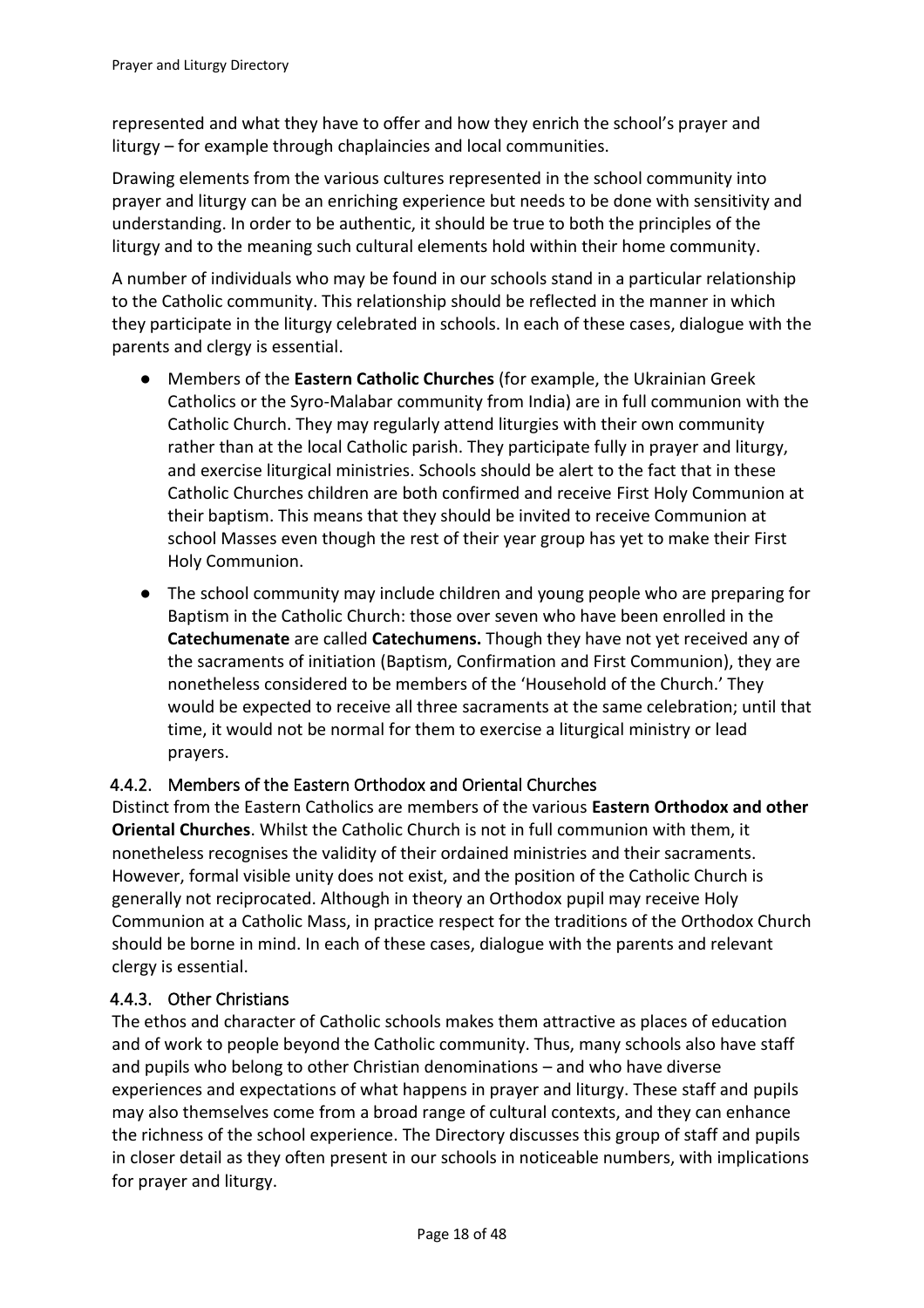represented and what they have to offer and how they enrich the school's prayer and liturgy – for example through chaplaincies and local communities.

Drawing elements from the various cultures represented in the school community into prayer and liturgy can be an enriching experience but needs to be done with sensitivity and understanding. In order to be authentic, it should be true to both the principles of the liturgy and to the meaning such cultural elements hold within their home community.

A number of individuals who may be found in our schools stand in a particular relationship to the Catholic community. This relationship should be reflected in the manner in which they participate in the liturgy celebrated in schools. In each of these cases, dialogue with the parents and clergy is essential.

- Members of the **Eastern Catholic Churches** (for example, the Ukrainian Greek Catholics or the Syro-Malabar community from India) are in full communion with the Catholic Church. They may regularly attend liturgies with their own community rather than at the local Catholic parish. They participate fully in prayer and liturgy, and exercise liturgical ministries. Schools should be alert to the fact that in these Catholic Churches children are both confirmed and receive First Holy Communion at their baptism. This means that they should be invited to receive Communion at school Masses even though the rest of their year group has yet to make their First Holy Communion.
- The school community may include children and young people who are preparing for Baptism in the Catholic Church: those over seven who have been enrolled in the **Catechumenate** are called **Catechumens.** Though they have not yet received any of the sacraments of initiation (Baptism, Confirmation and First Communion), they are nonetheless considered to be members of the 'Household of the Church.' They would be expected to receive all three sacraments at the same celebration; until that time, it would not be normal for them to exercise a liturgical ministry or lead prayers.

### 4.4.2. Members of the Eastern Orthodox and Oriental Churches

Distinct from the Eastern Catholics are members of the various **Eastern Orthodox and other Oriental Churches**. Whilst the Catholic Church is not in full communion with them, it nonetheless recognises the validity of their ordained ministries and their sacraments. However, formal visible unity does not exist, and the position of the Catholic Church is generally not reciprocated. Although in theory an Orthodox pupil may receive Holy Communion at a Catholic Mass, in practice respect for the traditions of the Orthodox Church should be borne in mind. In each of these cases, dialogue with the parents and relevant clergy is essential.

### 4.4.3. Other Christians

The ethos and character of Catholic schools makes them attractive as places of education and of work to people beyond the Catholic community. Thus, many schools also have staff and pupils who belong to other Christian denominations – and who have diverse experiences and expectations of what happens in prayer and liturgy. These staff and pupils may also themselves come from a broad range of cultural contexts, and they can enhance the richness of the school experience. The Directory discusses this group of staff and pupils in closer detail as they often present in our schools in noticeable numbers, with implications for prayer and liturgy.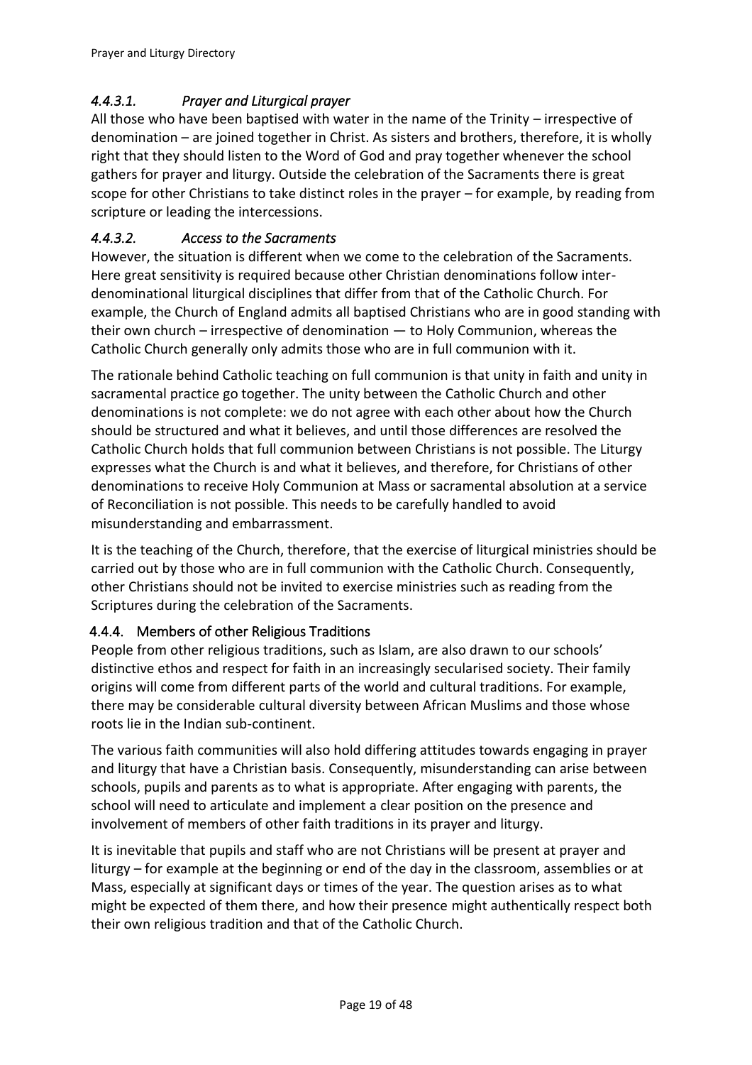#### *4.4.3.1. Prayer and Liturgical prayer*

All those who have been baptised with water in the name of the Trinity – irrespective of denomination – are joined together in Christ. As sisters and brothers, therefore, it is wholly right that they should listen to the Word of God and pray together whenever the school gathers for prayer and liturgy. Outside the celebration of the Sacraments there is great scope for other Christians to take distinct roles in the prayer – for example, by reading from scripture or leading the intercessions.

#### *4.4.3.2. Access to the Sacraments*

However, the situation is different when we come to the celebration of the Sacraments. Here great sensitivity is required because other Christian denominations follow inter-denominational liturgical disciplines that differ from that of the Catholic Church. For example, the Church of England admits all baptised Christians who are in good standing with their own church – irrespective of denomination — to Holy Communion, whereas the Catholic Church generally only admits those who are in full communion with it.

The rationale behind Catholic teaching on full communion is that unity in faith and unity in sacramental practice go together. The unity between the Catholic Church and other denominations is not complete: we do not agree with each other about how the Church should be structured and what it believes, and until those differences are resolved the Catholic Church holds that full communion between Christians is not possible. The Liturgy expresses what the Church is and what it believes, and therefore, for Christians of other denominations to receive Holy Communion at Mass or sacramental absolution at a service of Reconciliation is not possible. This needs to be carefully handled to avoid misunderstanding and embarrassment.

It is the teaching of the Church, therefore, that the exercise of liturgical ministries should be carried out by those who are in full communion with the Catholic Church. Consequently, other Christians should not be invited to exercise ministries such as reading from the Scriptures during the celebration of the Sacraments.

### 4.4.4. Members of other Religious Traditions

People from other religious traditions, such as Islam, are also drawn to our schools' distinctive ethos and respect for faith in an increasingly secularised society. Their family origins will come from different parts of the world and cultural traditions. For example, there may be considerable cultural diversity between African Muslims and those whose roots lie in the Indian sub-continent.

The various faith communities will also hold differing attitudes towards engaging in prayer and liturgy that have a Christian basis. Consequently, misunderstanding can arise between schools, pupils and parents as to what is appropriate. After engaging with parents, the school will need to articulate and implement a clear position on the presence and involvement of members of other faith traditions in its prayer and liturgy.

It is inevitable that pupils and staff who are not Christians will be present at prayer and liturgy – for example at the beginning or end of the day in the classroom, assemblies or at Mass, especially at significant days or times of the year. The question arises as to what might be expected of them there, and how their presence might authentically respect both their own religious tradition and that of the Catholic Church.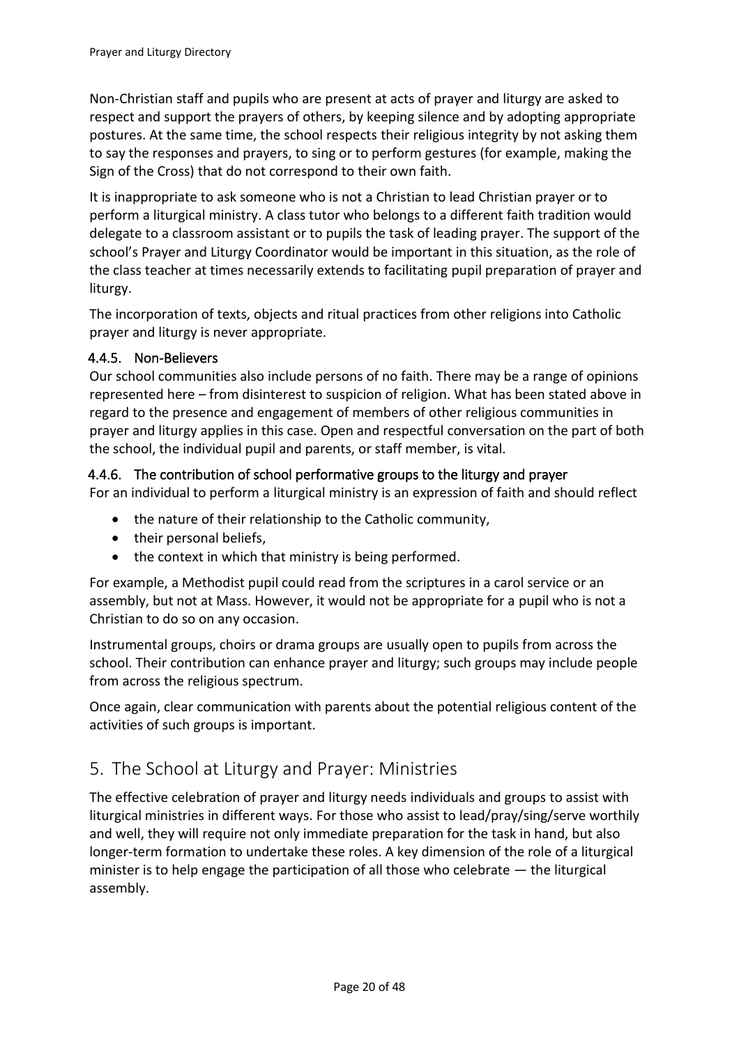Non-Christian staff and pupils who are present at acts of prayer and liturgy are asked to respect and support the prayers of others, by keeping silence and by adopting appropriate postures. At the same time, the school respects their religious integrity by not asking them to say the responses and prayers, to sing or to perform gestures (for example, making the Sign of the Cross) that do not correspond to their own faith.

It is inappropriate to ask someone who is not a Christian to lead Christian prayer or to perform a liturgical ministry. A class tutor who belongs to a different faith tradition would delegate to a classroom assistant or to pupils the task of leading prayer. The support of the school's Prayer and Liturgy Coordinator would be important in this situation, as the role of the class teacher at times necessarily extends to facilitating pupil preparation of prayer and liturgy.

The incorporation of texts, objects and ritual practices from other religions into Catholic prayer and liturgy is never appropriate.

### 4.4.5. Non-Believers

Our school communities also include persons of no faith. There may be a range of opinions represented here – from disinterest to suspicion of religion. What has been stated above in regard to the presence and engagement of members of other religious communities in prayer and liturgy applies in this case. Open and respectful conversation on the part of both the school, the individual pupil and parents, or staff member, is vital.

### 4.4.6. The contribution of school performative groups to the liturgy and prayer

For an individual to perform a liturgical ministry is an expression of faith and should reflect

- the nature of their relationship to the Catholic community,
- their personal beliefs,
- the context in which that ministry is being performed.

For example, a Methodist pupil could read from the scriptures in a carol service or an assembly, but not at Mass. However, it would not be appropriate for a pupil who is not a Christian to do so on any occasion.

Instrumental groups, choirs or drama groups are usually open to pupils from across the school. Their contribution can enhance prayer and liturgy; such groups may include people from across the religious spectrum.

Once again, clear communication with parents about the potential religious content of the activities of such groups is important.

## 5. The School at Liturgy and Prayer: Ministries

The effective celebration of prayer and liturgy needs individuals and groups to assist with liturgical ministries in different ways. For those who assist to lead/pray/sing/serve worthily and well, they will require not only immediate preparation for the task in hand, but also longer-term formation to undertake these roles. A key dimension of the role of a liturgical minister is to help engage the participation of all those who celebrate — the liturgical assembly.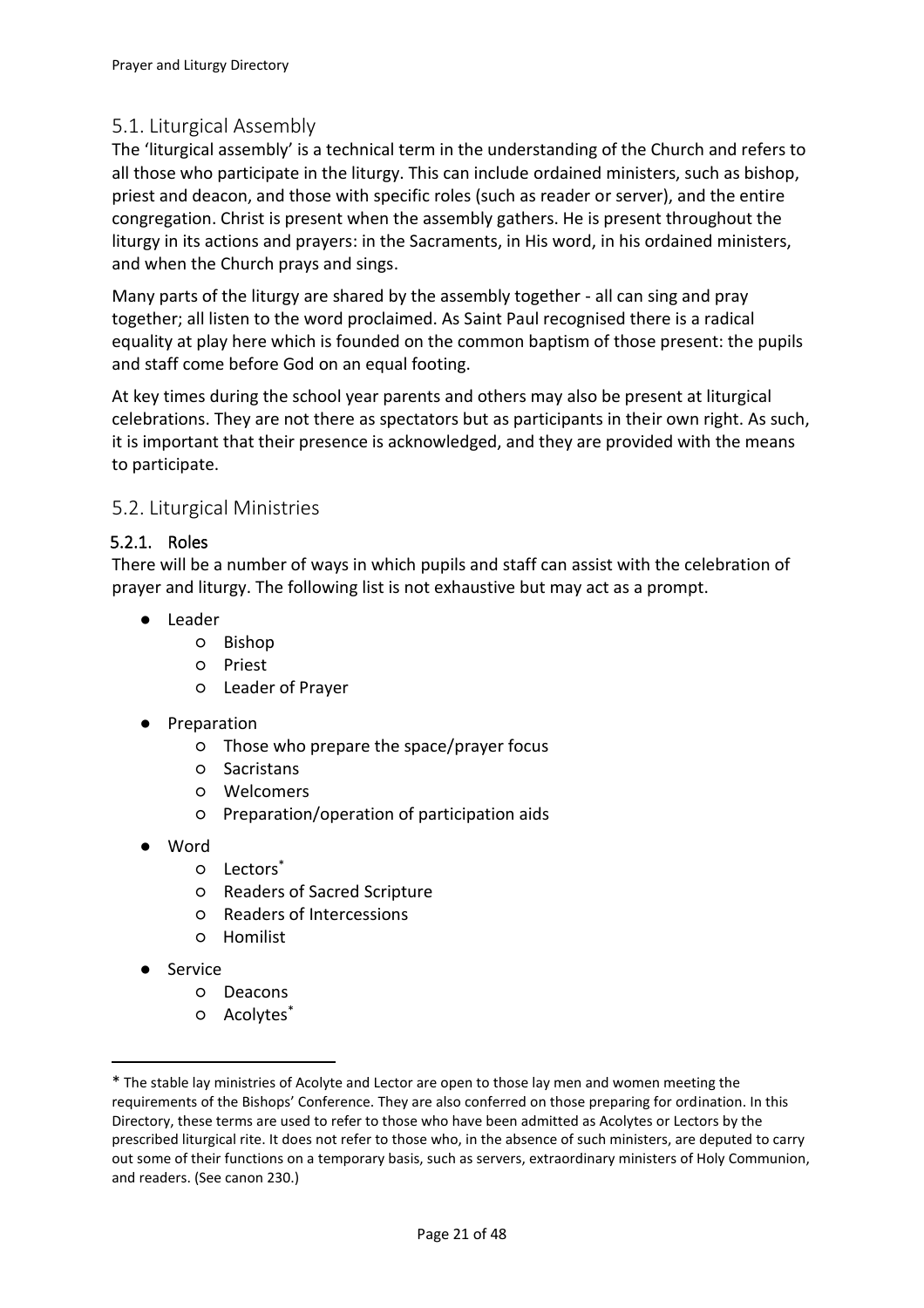## 5.1. Liturgical Assembly

The 'liturgical assembly' is a technical term in the understanding of the Church and refers to all those who participate in the liturgy. This can include ordained ministers, such as bishop, priest and deacon, and those with specific roles (such as reader or server), and the entire congregation. Christ is present when the assembly gathers. He is present throughout the liturgy in its actions and prayers: in the Sacraments, in His word, in his ordained ministers, and when the Church prays and sings.

Many parts of the liturgy are shared by the assembly together - all can sing and pray together; all listen to the word proclaimed. As Saint Paul recognised there is a radical equality at play here which is founded on the common baptism of those present: the pupils and staff come before God on an equal footing.

At key times during the school year parents and others may also be present at liturgical celebrations. They are not there as spectators but as participants in their own right. As such, it is important that their presence is acknowledged, and they are provided with the means to participate.

## 5.2. Liturgical Ministries

### 5.2.1. Roles

There will be a number of ways in which pupils and staff can assist with the celebration of prayer and liturgy. The following list is not exhaustive but may act as a prompt.

- Leader
  - Bishop
  - Priest
  - Leader of Prayer
- Preparation
  - Those who prepare the space/prayer focus
  - Sacristans
  - Welcomers
  - Preparation/operation of participation aids
- Word
  - Lectors*
  - Readers of Sacred Scripture
  - Readers of Intercessions
  - Homilist
- Service
  - Deacons
  - Acolytes*

---

* The stable lay ministries of Acolyte and Lector are open to those lay men and women meeting the requirements of the Bishops' Conference. They are also conferred on those preparing for ordination. In this Directory, these terms are used to refer to those who have been admitted as Acolytes or Lectors by the prescribed liturgical rite. It does not refer to those who, in the absence of such ministers, are deputed to carry out some of their functions on a temporary basis, such as servers, extraordinary ministers of Holy Communion, and readers. (See canon 230.)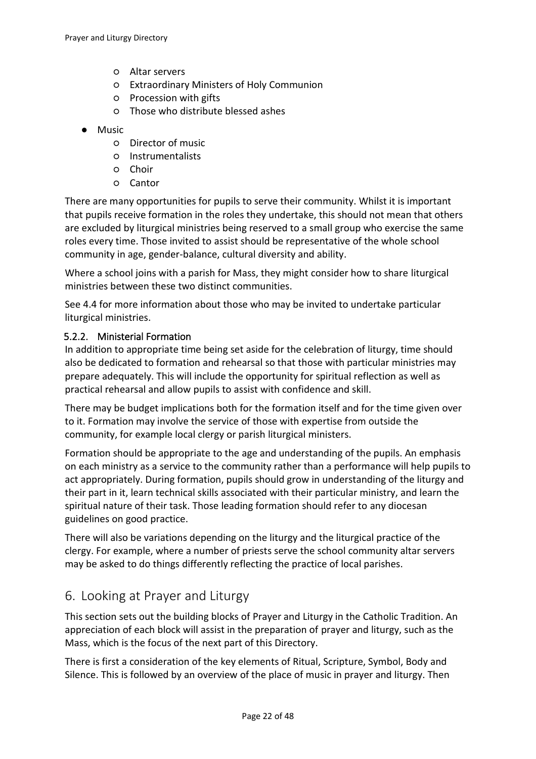- Altar servers
    - Extraordinary Ministers of Holy Communion
    - Procession with gifts
    - Those who distribute blessed ashes
- Music
    - Director of music
    - Instrumentalists
    - Choir
    - Cantor

There are many opportunities for pupils to serve their community. Whilst it is important that pupils receive formation in the roles they undertake, this should not mean that others are excluded by liturgical ministries being reserved to a small group who exercise the same roles every time. Those invited to assist should be representative of the whole school community in age, gender-balance, cultural diversity and ability.

Where a school joins with a parish for Mass, they might consider how to share liturgical ministries between these two distinct communities.

See 4.4 for more information about those who may be invited to undertake particular liturgical ministries.

### 5.2.2. Ministerial Formation

In addition to appropriate time being set aside for the celebration of liturgy, time should also be dedicated to formation and rehearsal so that those with particular ministries may prepare adequately. This will include the opportunity for spiritual reflection as well as practical rehearsal and allow pupils to assist with confidence and skill.

There may be budget implications both for the formation itself and for the time given over to it. Formation may involve the service of those with expertise from outside the community, for example local clergy or parish liturgical ministers.

Formation should be appropriate to the age and understanding of the pupils. An emphasis on each ministry as a service to the community rather than a performance will help pupils to act appropriately. During formation, pupils should grow in understanding of the liturgy and their part in it, learn technical skills associated with their particular ministry, and learn the spiritual nature of their task. Those leading formation should refer to any diocesan guidelines on good practice.

There will also be variations depending on the liturgy and the liturgical practice of the clergy. For example, where a number of priests serve the school community altar servers may be asked to do things differently reflecting the practice of local parishes.

## 6. Looking at Prayer and Liturgy

This section sets out the building blocks of Prayer and Liturgy in the Catholic Tradition. An appreciation of each block will assist in the preparation of prayer and liturgy, such as the Mass, which is the focus of the next part of this Directory.

There is first a consideration of the key elements of Ritual, Scripture, Symbol, Body and Silence. This is followed by an overview of the place of music in prayer and liturgy. Then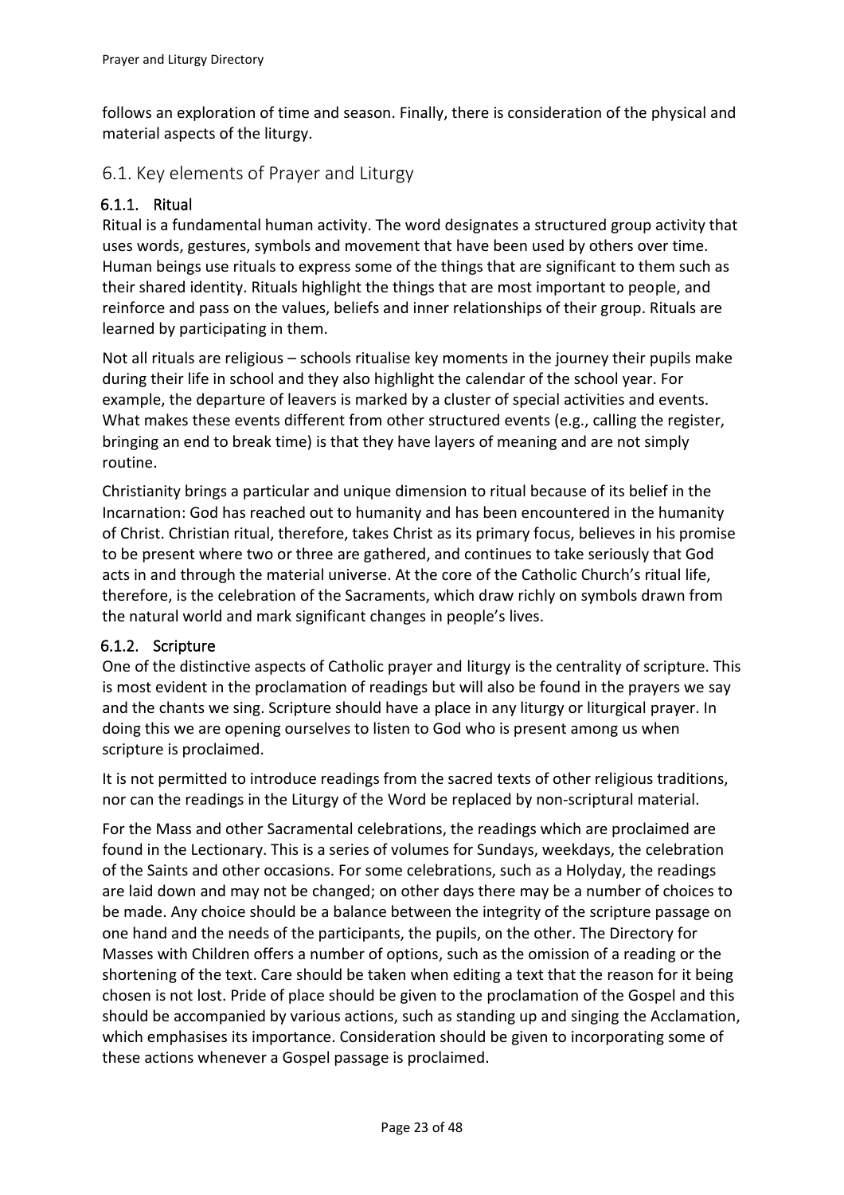follows an exploration of time and season. Finally, there is consideration of the physical and material aspects of the liturgy.

## 6.1. Key elements of Prayer and Liturgy

### 6.1.1. Ritual

Ritual is a fundamental human activity. The word designates a structured group activity that uses words, gestures, symbols and movement that have been used by others over time. Human beings use rituals to express some of the things that are significant to them such as their shared identity. Rituals highlight the things that are most important to people, and reinforce and pass on the values, beliefs and inner relationships of their group. Rituals are learned by participating in them.

Not all rituals are religious – schools ritualise key moments in the journey their pupils make during their life in school and they also highlight the calendar of the school year. For example, the departure of leavers is marked by a cluster of special activities and events. What makes these events different from other structured events (e.g., calling the register, bringing an end to break time) is that they have layers of meaning and are not simply routine.

Christianity brings a particular and unique dimension to ritual because of its belief in the Incarnation: God has reached out to humanity and has been encountered in the humanity of Christ. Christian ritual, therefore, takes Christ as its primary focus, believes in his promise to be present where two or three are gathered, and continues to take seriously that God acts in and through the material universe. At the core of the Catholic Church's ritual life, therefore, is the celebration of the Sacraments, which draw richly on symbols drawn from the natural world and mark significant changes in people's lives.

### 6.1.2. Scripture

One of the distinctive aspects of Catholic prayer and liturgy is the centrality of scripture. This is most evident in the proclamation of readings but will also be found in the prayers we say and the chants we sing. Scripture should have a place in any liturgy or liturgical prayer. In doing this we are opening ourselves to listen to God who is present among us when scripture is proclaimed.

It is not permitted to introduce readings from the sacred texts of other religious traditions, nor can the readings in the Liturgy of the Word be replaced by non-scriptural material.

For the Mass and other Sacramental celebrations, the readings which are proclaimed are found in the Lectionary. This is a series of volumes for Sundays, weekdays, the celebration of the Saints and other occasions. For some celebrations, such as a Holyday, the readings are laid down and may not be changed; on other days there may be a number of choices to be made. Any choice should be a balance between the integrity of the scripture passage on one hand and the needs of the participants, the pupils, on the other. The Directory for Masses with Children offers a number of options, such as the omission of a reading or the shortening of the text. Care should be taken when editing a text that the reason for it being chosen is not lost. Pride of place should be given to the proclamation of the Gospel and this should be accompanied by various actions, such as standing up and singing the Acclamation, which emphasises its importance. Consideration should be given to incorporating some of these actions whenever a Gospel passage is proclaimed.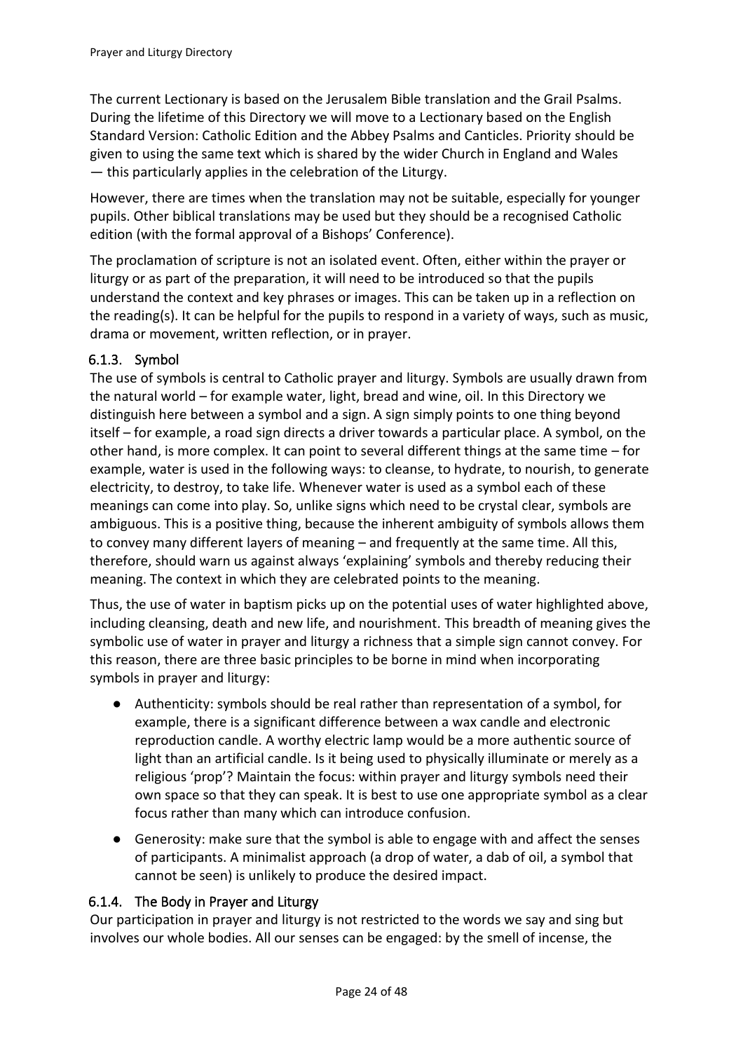The current Lectionary is based on the Jerusalem Bible translation and the Grail Psalms. During the lifetime of this Directory we will move to a Lectionary based on the English Standard Version: Catholic Edition and the Abbey Psalms and Canticles. Priority should be given to using the same text which is shared by the wider Church in England and Wales — this particularly applies in the celebration of the Liturgy.

However, there are times when the translation may not be suitable, especially for younger pupils. Other biblical translations may be used but they should be a recognised Catholic edition (with the formal approval of a Bishops' Conference).

The proclamation of scripture is not an isolated event. Often, either within the prayer or liturgy or as part of the preparation, it will need to be introduced so that the pupils understand the context and key phrases or images. This can be taken up in a reflection on the reading(s). It can be helpful for the pupils to respond in a variety of ways, such as music, drama or movement, written reflection, or in prayer.

### 6.1.3. Symbol

The use of symbols is central to Catholic prayer and liturgy. Symbols are usually drawn from the natural world – for example water, light, bread and wine, oil. In this Directory we distinguish here between a symbol and a sign. A sign simply points to one thing beyond itself – for example, a road sign directs a driver towards a particular place. A symbol, on the other hand, is more complex. It can point to several different things at the same time – for example, water is used in the following ways: to cleanse, to hydrate, to nourish, to generate electricity, to destroy, to take life. Whenever water is used as a symbol each of these meanings can come into play. So, unlike signs which need to be crystal clear, symbols are ambiguous. This is a positive thing, because the inherent ambiguity of symbols allows them to convey many different layers of meaning – and frequently at the same time. All this, therefore, should warn us against always 'explaining' symbols and thereby reducing their meaning. The context in which they are celebrated points to the meaning.

Thus, the use of water in baptism picks up on the potential uses of water highlighted above, including cleansing, death and new life, and nourishment. This breadth of meaning gives the symbolic use of water in prayer and liturgy a richness that a simple sign cannot convey. For this reason, there are three basic principles to be borne in mind when incorporating symbols in prayer and liturgy:

- Authenticity: symbols should be real rather than representation of a symbol, for example, there is a significant difference between a wax candle and electronic reproduction candle. A worthy electric lamp would be a more authentic source of light than an artificial candle. Is it being used to physically illuminate or merely as a religious 'prop'? Maintain the focus: within prayer and liturgy symbols need their own space so that they can speak. It is best to use one appropriate symbol as a clear focus rather than many which can introduce confusion.
- Generosity: make sure that the symbol is able to engage with and affect the senses of participants. A minimalist approach (a drop of water, a dab of oil, a symbol that cannot be seen) is unlikely to produce the desired impact.

### 6.1.4. The Body in Prayer and Liturgy

Our participation in prayer and liturgy is not restricted to the words we say and sing but involves our whole bodies. All our senses can be engaged: by the smell of incense, the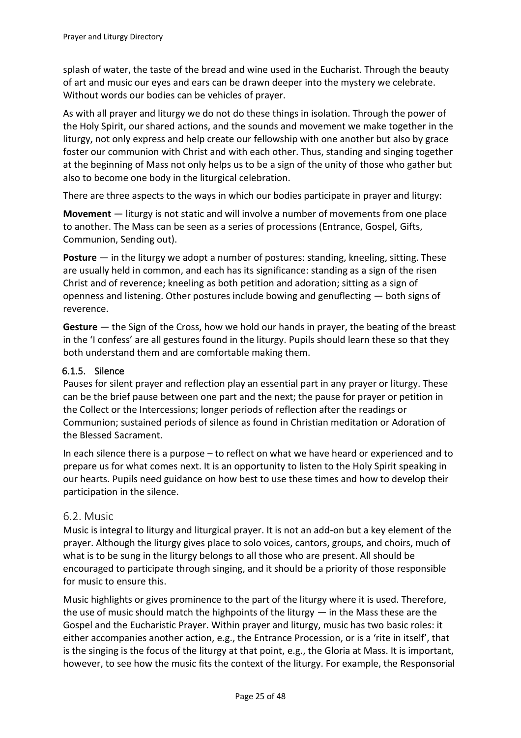splash of water, the taste of the bread and wine used in the Eucharist. Through the beauty of art and music our eyes and ears can be drawn deeper into the mystery we celebrate. Without words our bodies can be vehicles of prayer.

As with all prayer and liturgy we do not do these things in isolation. Through the power of the Holy Spirit, our shared actions, and the sounds and movement we make together in the liturgy, not only express and help create our fellowship with one another but also by grace foster our communion with Christ and with each other. Thus, standing and singing together at the beginning of Mass not only helps us to be a sign of the unity of those who gather but also to become one body in the liturgical celebration.

There are three aspects to the ways in which our bodies participate in prayer and liturgy:

**Movement** — liturgy is not static and will involve a number of movements from one place to another. The Mass can be seen as a series of processions (Entrance, Gospel, Gifts, Communion, Sending out).

**Posture** — in the liturgy we adopt a number of postures: standing, kneeling, sitting. These are usually held in common, and each has its significance: standing as a sign of the risen Christ and of reverence; kneeling as both petition and adoration; sitting as a sign of openness and listening. Other postures include bowing and genuflecting — both signs of reverence.

**Gesture** — the Sign of the Cross, how we hold our hands in prayer, the beating of the breast in the 'I confess' are all gestures found in the liturgy. Pupils should learn these so that they both understand them and are comfortable making them.

#### 6.1.5. Silence

Pauses for silent prayer and reflection play an essential part in any prayer or liturgy. These can be the brief pause between one part and the next; the pause for prayer or petition in the Collect or the Intercessions; longer periods of reflection after the readings or Communion; sustained periods of silence as found in Christian meditation or Adoration of the Blessed Sacrament.

In each silence there is a purpose – to reflect on what we have heard or experienced and to prepare us for what comes next. It is an opportunity to listen to the Holy Spirit speaking in our hearts. Pupils need guidance on how best to use these times and how to develop their participation in the silence.

## 6.2. Music

Music is integral to liturgy and liturgical prayer. It is not an add-on but a key element of the prayer. Although the liturgy gives place to solo voices, cantors, groups, and choirs, much of what is to be sung in the liturgy belongs to all those who are present. All should be encouraged to participate through singing, and it should be a priority of those responsible for music to ensure this.

Music highlights or gives prominence to the part of the liturgy where it is used. Therefore, the use of music should match the highpoints of the liturgy — in the Mass these are the Gospel and the Eucharistic Prayer. Within prayer and liturgy, music has two basic roles: it either accompanies another action, e.g., the Entrance Procession, or is a 'rite in itself', that is the singing is the focus of the liturgy at that point, e.g., the Gloria at Mass. It is important, however, to see how the music fits the context of the liturgy. For example, the Responsorial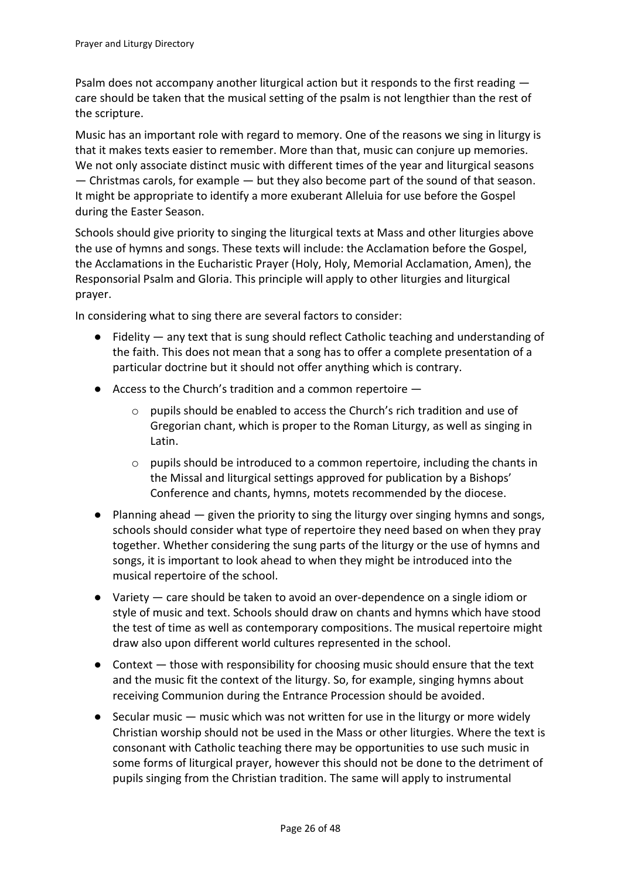Psalm does not accompany another liturgical action but it responds to the first reading — care should be taken that the musical setting of the psalm is not lengthier than the rest of the scripture.

Music has an important role with regard to memory. One of the reasons we sing in liturgy is that it makes texts easier to remember. More than that, music can conjure up memories. We not only associate distinct music with different times of the year and liturgical seasons — Christmas carols, for example — but they also become part of the sound of that season. It might be appropriate to identify a more exuberant Alleluia for use before the Gospel during the Easter Season.

Schools should give priority to singing the liturgical texts at Mass and other liturgies above the use of hymns and songs. These texts will include: the Acclamation before the Gospel, the Acclamations in the Eucharistic Prayer (Holy, Holy, Memorial Acclamation, Amen), the Responsorial Psalm and Gloria. This principle will apply to other liturgies and liturgical prayer.

In considering what to sing there are several factors to consider:

- Fidelity — any text that is sung should reflect Catholic teaching and understanding of the faith. This does not mean that a song has to offer a complete presentation of a particular doctrine but it should not offer anything which is contrary.
- Access to the Church's tradition and a common repertoire —
  - pupils should be enabled to access the Church's rich tradition and use of Gregorian chant, which is proper to the Roman Liturgy, as well as singing in Latin.
  - pupils should be introduced to a common repertoire, including the chants in the Missal and liturgical settings approved for publication by a Bishops' Conference and chants, hymns, motets recommended by the diocese.
- Planning ahead — given the priority to sing the liturgy over singing hymns and songs, schools should consider what type of repertoire they need based on when they pray together. Whether considering the sung parts of the liturgy or the use of hymns and songs, it is important to look ahead to when they might be introduced into the musical repertoire of the school.
- Variety — care should be taken to avoid an over-dependence on a single idiom or style of music and text. Schools should draw on chants and hymns which have stood the test of time as well as contemporary compositions. The musical repertoire might draw also upon different world cultures represented in the school.
- Context — those with responsibility for choosing music should ensure that the text and the music fit the context of the liturgy. So, for example, singing hymns about receiving Communion during the Entrance Procession should be avoided.
- Secular music — music which was not written for use in the liturgy or more widely Christian worship should not be used in the Mass or other liturgies. Where the text is consonant with Catholic teaching there may be opportunities to use such music in some forms of liturgical prayer, however this should not be done to the detriment of pupils singing from the Christian tradition. The same will apply to instrumental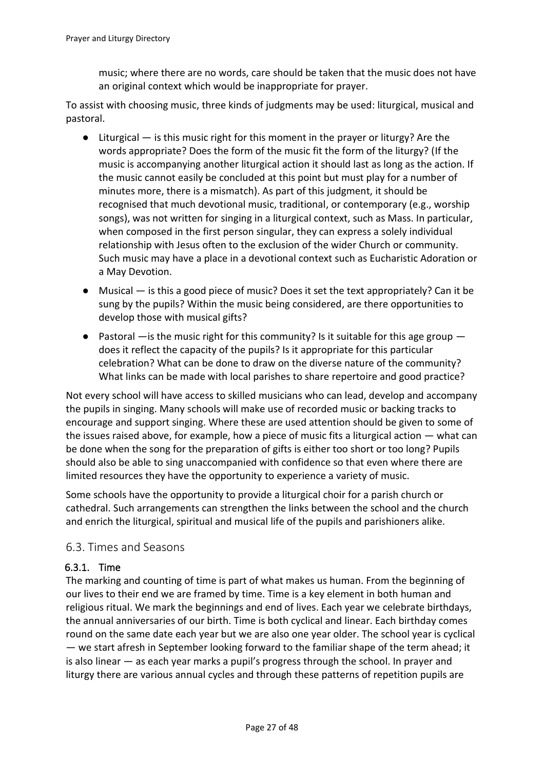music; where there are no words, care should be taken that the music does not have an original context which would be inappropriate for prayer.

To assist with choosing music, three kinds of judgments may be used: liturgical, musical and pastoral.

- Liturgical — is this music right for this moment in the prayer or liturgy? Are the words appropriate? Does the form of the music fit the form of the liturgy? (If the music is accompanying another liturgical action it should last as long as the action. If the music cannot easily be concluded at this point but must play for a number of minutes more, there is a mismatch). As part of this judgment, it should be recognised that much devotional music, traditional, or contemporary (e.g., worship songs), was not written for singing in a liturgical context, such as Mass. In particular, when composed in the first person singular, they can express a solely individual relationship with Jesus often to the exclusion of the wider Church or community. Such music may have a place in a devotional context such as Eucharistic Adoration or a May Devotion.
- Musical — is this a good piece of music? Does it set the text appropriately? Can it be sung by the pupils? Within the music being considered, are there opportunities to develop those with musical gifts?
- Pastoral —is the music right for this community? Is it suitable for this age group — does it reflect the capacity of the pupils? Is it appropriate for this particular celebration? What can be done to draw on the diverse nature of the community? What links can be made with local parishes to share repertoire and good practice?

Not every school will have access to skilled musicians who can lead, develop and accompany the pupils in singing. Many schools will make use of recorded music or backing tracks to encourage and support singing. Where these are used attention should be given to some of the issues raised above, for example, how a piece of music fits a liturgical action — what can be done when the song for the preparation of gifts is either too short or too long? Pupils should also be able to sing unaccompanied with confidence so that even where there are limited resources they have the opportunity to experience a variety of music.

Some schools have the opportunity to provide a liturgical choir for a parish church or cathedral. Such arrangements can strengthen the links between the school and the church and enrich the liturgical, spiritual and musical life of the pupils and parishioners alike.

## 6.3. Times and Seasons

### 6.3.1. Time

The marking and counting of time is part of what makes us human. From the beginning of our lives to their end we are framed by time. Time is a key element in both human and religious ritual. We mark the beginnings and end of lives. Each year we celebrate birthdays, the annual anniversaries of our birth. Time is both cyclical and linear. Each birthday comes round on the same date each year but we are also one year older. The school year is cyclical — we start afresh in September looking forward to the familiar shape of the term ahead; it is also linear — as each year marks a pupil's progress through the school. In prayer and liturgy there are various annual cycles and through these patterns of repetition pupils are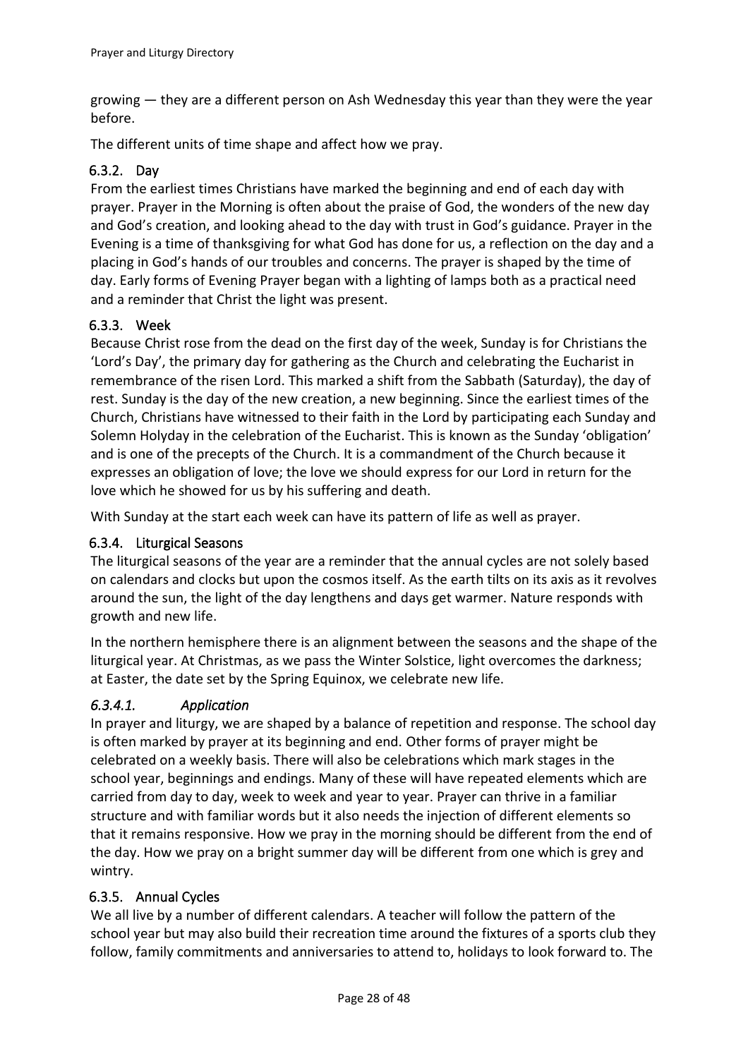growing — they are a different person on Ash Wednesday this year than they were the year before.

The different units of time shape and affect how we pray.

### 6.3.2. Day

From the earliest times Christians have marked the beginning and end of each day with prayer. Prayer in the Morning is often about the praise of God, the wonders of the new day and God's creation, and looking ahead to the day with trust in God's guidance. Prayer in the Evening is a time of thanksgiving for what God has done for us, a reflection on the day and a placing in God's hands of our troubles and concerns. The prayer is shaped by the time of day. Early forms of Evening Prayer began with a lighting of lamps both as a practical need and a reminder that Christ the light was present.

### 6.3.3. Week

Because Christ rose from the dead on the first day of the week, Sunday is for Christians the 'Lord's Day', the primary day for gathering as the Church and celebrating the Eucharist in remembrance of the risen Lord. This marked a shift from the Sabbath (Saturday), the day of rest. Sunday is the day of the new creation, a new beginning. Since the earliest times of the Church, Christians have witnessed to their faith in the Lord by participating each Sunday and Solemn Holyday in the celebration of the Eucharist. This is known as the Sunday 'obligation' and is one of the precepts of the Church. It is a commandment of the Church because it expresses an obligation of love; the love we should express for our Lord in return for the love which he showed for us by his suffering and death.

With Sunday at the start each week can have its pattern of life as well as prayer.

### 6.3.4. Liturgical Seasons

The liturgical seasons of the year are a reminder that the annual cycles are not solely based on calendars and clocks but upon the cosmos itself. As the earth tilts on its axis as it revolves around the sun, the light of the day lengthens and days get warmer. Nature responds with growth and new life.

In the northern hemisphere there is an alignment between the seasons and the shape of the liturgical year. At Christmas, as we pass the Winter Solstice, light overcomes the darkness; at Easter, the date set by the Spring Equinox, we celebrate new life.

#### *6.3.4.1. Application*

In prayer and liturgy, we are shaped by a balance of repetition and response. The school day is often marked by prayer at its beginning and end. Other forms of prayer might be celebrated on a weekly basis. There will also be celebrations which mark stages in the school year, beginnings and endings. Many of these will have repeated elements which are carried from day to day, week to week and year to year. Prayer can thrive in a familiar structure and with familiar words but it also needs the injection of different elements so that it remains responsive. How we pray in the morning should be different from the end of the day. How we pray on a bright summer day will be different from one which is grey and wintry.

### 6.3.5. Annual Cycles

We all live by a number of different calendars. A teacher will follow the pattern of the school year but may also build their recreation time around the fixtures of a sports club they follow, family commitments and anniversaries to attend to, holidays to look forward to. The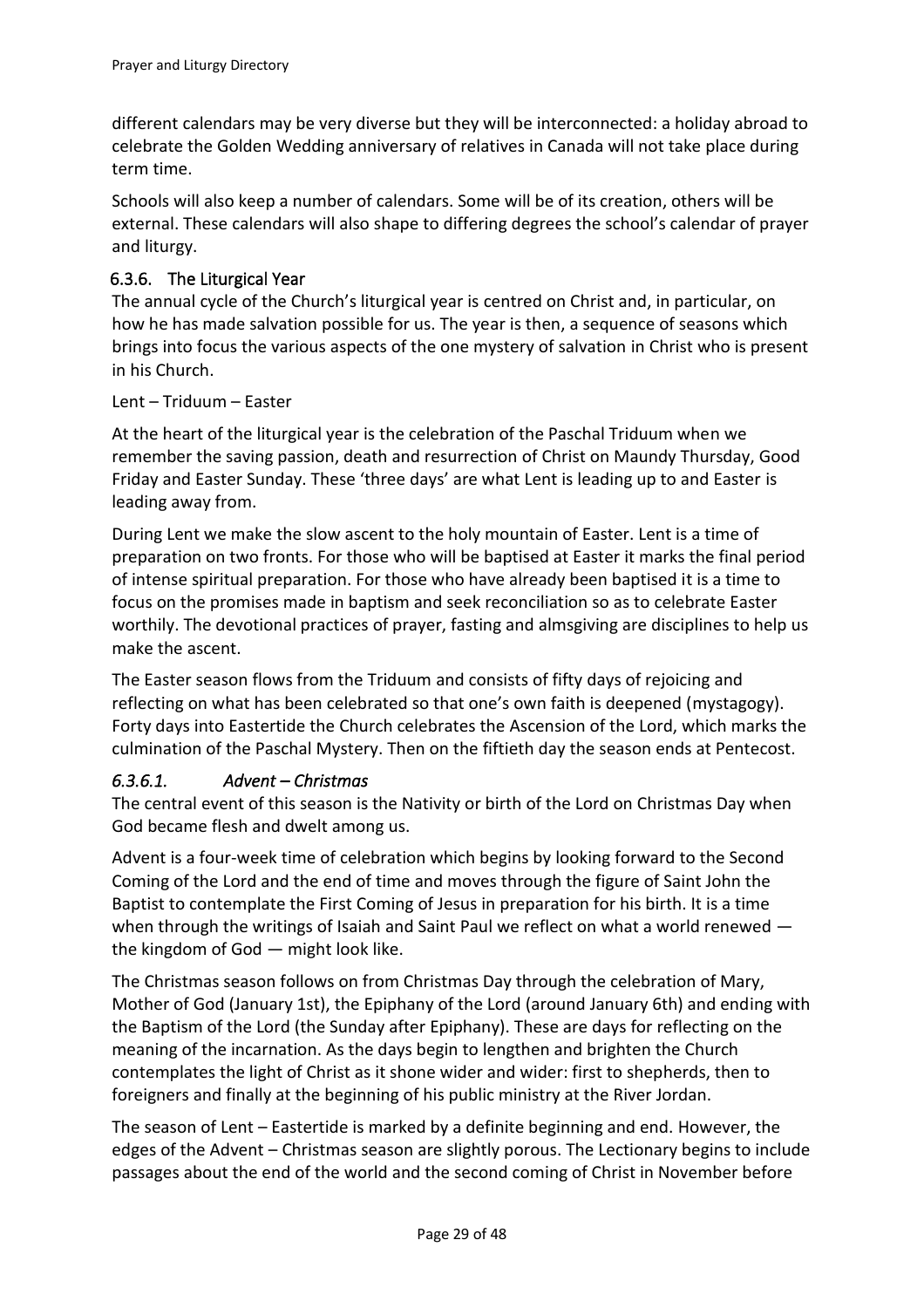different calendars may be very diverse but they will be interconnected: a holiday abroad to celebrate the Golden Wedding anniversary of relatives in Canada will not take place during term time.

Schools will also keep a number of calendars. Some will be of its creation, others will be external. These calendars will also shape to differing degrees the school's calendar of prayer and liturgy.

### 6.3.6. The Liturgical Year

The annual cycle of the Church's liturgical year is centred on Christ and, in particular, on how he has made salvation possible for us. The year is then, a sequence of seasons which brings into focus the various aspects of the one mystery of salvation in Christ who is present in his Church.

Lent – Triduum – Easter

At the heart of the liturgical year is the celebration of the Paschal Triduum when we remember the saving passion, death and resurrection of Christ on Maundy Thursday, Good Friday and Easter Sunday. These 'three days' are what Lent is leading up to and Easter is leading away from.

During Lent we make the slow ascent to the holy mountain of Easter. Lent is a time of preparation on two fronts. For those who will be baptised at Easter it marks the final period of intense spiritual preparation. For those who have already been baptised it is a time to focus on the promises made in baptism and seek reconciliation so as to celebrate Easter worthily. The devotional practices of prayer, fasting and almsgiving are disciplines to help us make the ascent.

The Easter season flows from the Triduum and consists of fifty days of rejoicing and reflecting on what has been celebrated so that one's own faith is deepened (mystagogy). Forty days into Eastertide the Church celebrates the Ascension of the Lord, which marks the culmination of the Paschal Mystery. Then on the fiftieth day the season ends at Pentecost.

#### *6.3.6.1. Advent – Christmas*

The central event of this season is the Nativity or birth of the Lord on Christmas Day when God became flesh and dwelt among us.

Advent is a four-week time of celebration which begins by looking forward to the Second Coming of the Lord and the end of time and moves through the figure of Saint John the Baptist to contemplate the First Coming of Jesus in preparation for his birth. It is a time when through the writings of Isaiah and Saint Paul we reflect on what a world renewed — the kingdom of God — might look like.

The Christmas season follows on from Christmas Day through the celebration of Mary, Mother of God (January 1st), the Epiphany of the Lord (around January 6th) and ending with the Baptism of the Lord (the Sunday after Epiphany). These are days for reflecting on the meaning of the incarnation. As the days begin to lengthen and brighten the Church contemplates the light of Christ as it shone wider and wider: first to shepherds, then to foreigners and finally at the beginning of his public ministry at the River Jordan.

The season of Lent – Eastertide is marked by a definite beginning and end. However, the edges of the Advent – Christmas season are slightly porous. The Lectionary begins to include passages about the end of the world and the second coming of Christ in November before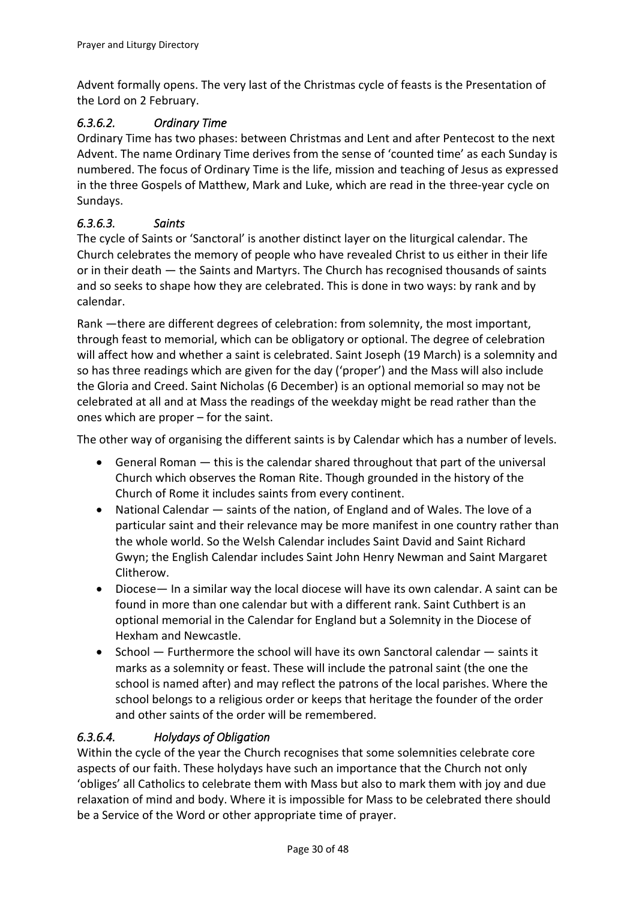Advent formally opens. The very last of the Christmas cycle of feasts is the Presentation of the Lord on 2 February.

#### *6.3.6.2. Ordinary Time*

Ordinary Time has two phases: between Christmas and Lent and after Pentecost to the next Advent. The name Ordinary Time derives from the sense of 'counted time' as each Sunday is numbered. The focus of Ordinary Time is the life, mission and teaching of Jesus as expressed in the three Gospels of Matthew, Mark and Luke, which are read in the three-year cycle on Sundays.

#### *6.3.6.3. Saints*

The cycle of Saints or 'Sanctoral' is another distinct layer on the liturgical calendar. The Church celebrates the memory of people who have revealed Christ to us either in their life or in their death — the Saints and Martyrs. The Church has recognised thousands of saints and so seeks to shape how they are celebrated. This is done in two ways: by rank and by calendar.

Rank —there are different degrees of celebration: from solemnity, the most important, through feast to memorial, which can be obligatory or optional. The degree of celebration will affect how and whether a saint is celebrated. Saint Joseph (19 March) is a solemnity and so has three readings which are given for the day ('proper') and the Mass will also include the Gloria and Creed. Saint Nicholas (6 December) is an optional memorial so may not be celebrated at all and at Mass the readings of the weekday might be read rather than the ones which are proper – for the saint.

The other way of organising the different saints is by Calendar which has a number of levels.

- General Roman — this is the calendar shared throughout that part of the universal Church which observes the Roman Rite. Though grounded in the history of the Church of Rome it includes saints from every continent.
- National Calendar — saints of the nation, of England and of Wales. The love of a particular saint and their relevance may be more manifest in one country rather than the whole world. So the Welsh Calendar includes Saint David and Saint Richard Gwyn; the English Calendar includes Saint John Henry Newman and Saint Margaret Clitherow.
- Diocese— In a similar way the local diocese will have its own calendar. A saint can be found in more than one calendar but with a different rank. Saint Cuthbert is an optional memorial in the Calendar for England but a Solemnity in the Diocese of Hexham and Newcastle.
- School — Furthermore the school will have its own Sanctoral calendar — saints it marks as a solemnity or feast. These will include the patronal saint (the one the school is named after) and may reflect the patrons of the local parishes. Where the school belongs to a religious order or keeps that heritage the founder of the order and other saints of the order will be remembered.

#### *6.3.6.4. Holydays of Obligation*

Within the cycle of the year the Church recognises that some solemnities celebrate core aspects of our faith. These holydays have such an importance that the Church not only 'obliges' all Catholics to celebrate them with Mass but also to mark them with joy and due relaxation of mind and body. Where it is impossible for Mass to be celebrated there should be a Service of the Word or other appropriate time of prayer.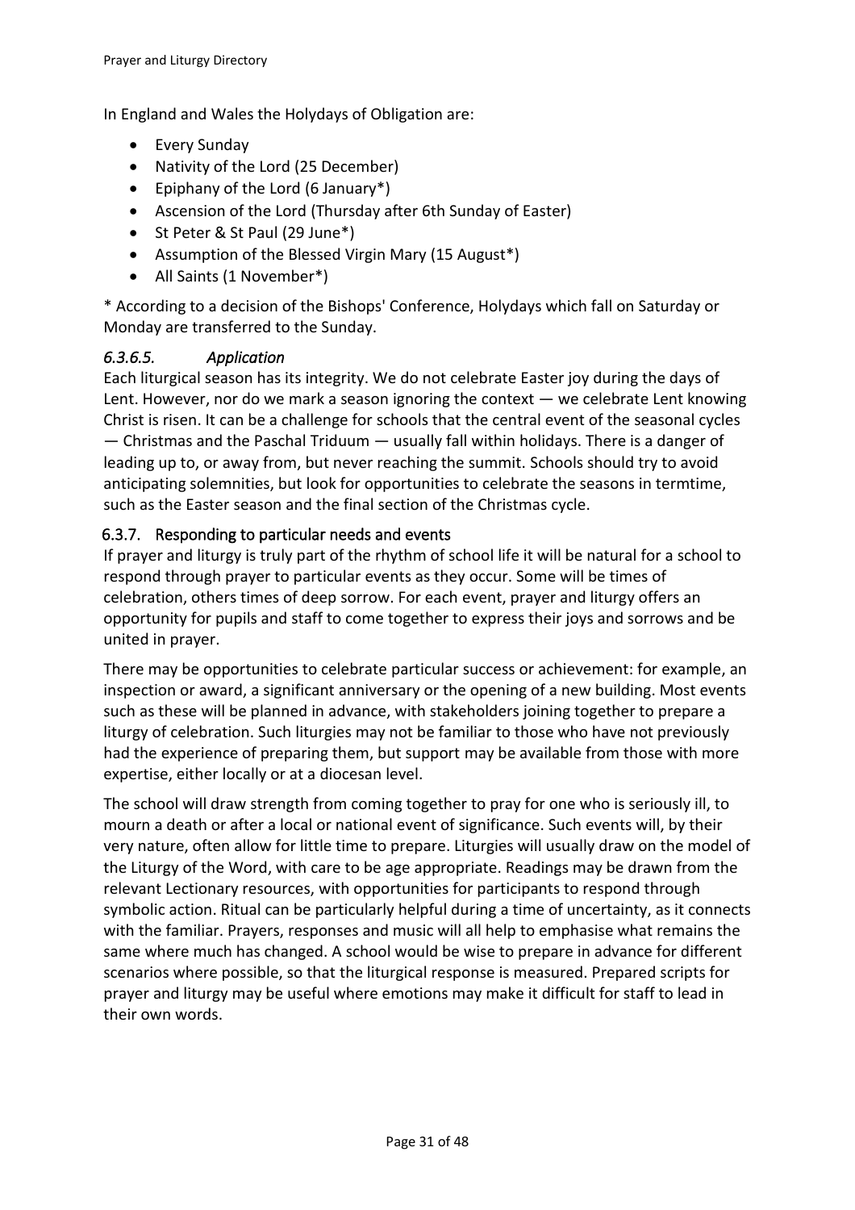In England and Wales the Holydays of Obligation are:

- Every Sunday
- Nativity of the Lord (25 December)
- Epiphany of the Lord (6 January*)
- Ascension of the Lord (Thursday after 6th Sunday of Easter)
- St Peter & St Paul (29 June*)
- Assumption of the Blessed Virgin Mary (15 August*)
- All Saints (1 November*)

* According to a decision of the Bishops' Conference, Holydays which fall on Saturday or Monday are transferred to the Sunday.

#### *6.3.6.5. Application*

Each liturgical season has its integrity. We do not celebrate Easter joy during the days of Lent. However, nor do we mark a season ignoring the context — we celebrate Lent knowing Christ is risen. It can be a challenge for schools that the central event of the seasonal cycles — Christmas and the Paschal Triduum — usually fall within holidays. There is a danger of leading up to, or away from, but never reaching the summit. Schools should try to avoid anticipating solemnities, but look for opportunities to celebrate the seasons in termtime, such as the Easter season and the final section of the Christmas cycle.

### 6.3.7. Responding to particular needs and events

If prayer and liturgy is truly part of the rhythm of school life it will be natural for a school to respond through prayer to particular events as they occur. Some will be times of celebration, others times of deep sorrow. For each event, prayer and liturgy offers an opportunity for pupils and staff to come together to express their joys and sorrows and be united in prayer.

There may be opportunities to celebrate particular success or achievement: for example, an inspection or award, a significant anniversary or the opening of a new building. Most events such as these will be planned in advance, with stakeholders joining together to prepare a liturgy of celebration. Such liturgies may not be familiar to those who have not previously had the experience of preparing them, but support may be available from those with more expertise, either locally or at a diocesan level.

The school will draw strength from coming together to pray for one who is seriously ill, to mourn a death or after a local or national event of significance. Such events will, by their very nature, often allow for little time to prepare. Liturgies will usually draw on the model of the Liturgy of the Word, with care to be age appropriate. Readings may be drawn from the relevant Lectionary resources, with opportunities for participants to respond through symbolic action. Ritual can be particularly helpful during a time of uncertainty, as it connects with the familiar. Prayers, responses and music will all help to emphasise what remains the same where much has changed. A school would be wise to prepare in advance for different scenarios where possible, so that the liturgical response is measured. Prepared scripts for prayer and liturgy may be useful where emotions may make it difficult for staff to lead in their own words.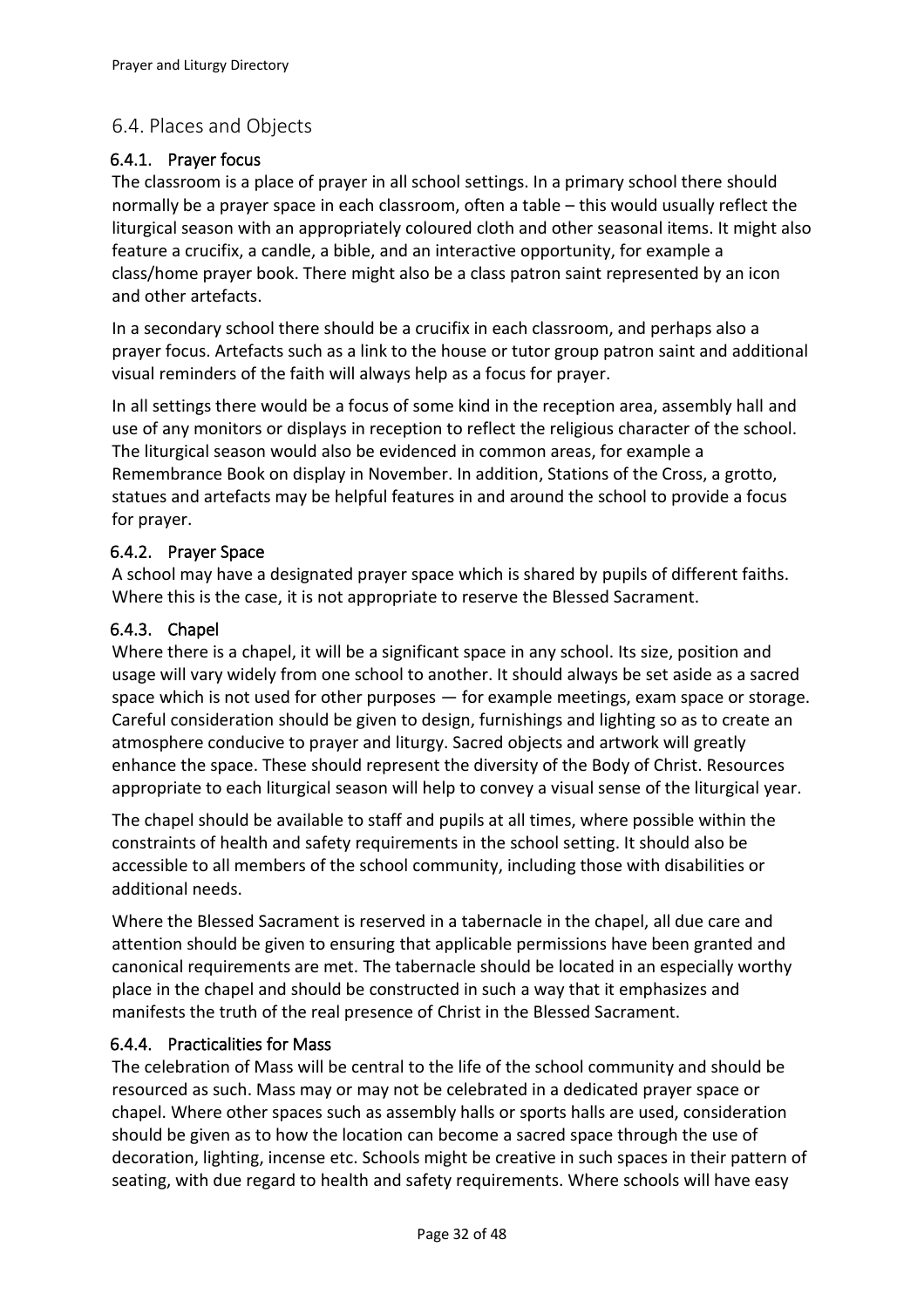## 6.4. Places and Objects

### 6.4.1. Prayer focus

The classroom is a place of prayer in all school settings. In a primary school there should normally be a prayer space in each classroom, often a table – this would usually reflect the liturgical season with an appropriately coloured cloth and other seasonal items. It might also feature a crucifix, a candle, a bible, and an interactive opportunity, for example a class/home prayer book. There might also be a class patron saint represented by an icon and other artefacts.

In a secondary school there should be a crucifix in each classroom, and perhaps also a prayer focus. Artefacts such as a link to the house or tutor group patron saint and additional visual reminders of the faith will always help as a focus for prayer.

In all settings there would be a focus of some kind in the reception area, assembly hall and use of any monitors or displays in reception to reflect the religious character of the school. The liturgical season would also be evidenced in common areas, for example a Remembrance Book on display in November. In addition, Stations of the Cross, a grotto, statues and artefacts may be helpful features in and around the school to provide a focus for prayer.

### 6.4.2. Prayer Space

A school may have a designated prayer space which is shared by pupils of different faiths. Where this is the case, it is not appropriate to reserve the Blessed Sacrament.

### 6.4.3. Chapel

Where there is a chapel, it will be a significant space in any school. Its size, position and usage will vary widely from one school to another. It should always be set aside as a sacred space which is not used for other purposes — for example meetings, exam space or storage. Careful consideration should be given to design, furnishings and lighting so as to create an atmosphere conducive to prayer and liturgy. Sacred objects and artwork will greatly enhance the space. These should represent the diversity of the Body of Christ. Resources appropriate to each liturgical season will help to convey a visual sense of the liturgical year.

The chapel should be available to staff and pupils at all times, where possible within the constraints of health and safety requirements in the school setting. It should also be accessible to all members of the school community, including those with disabilities or additional needs.

Where the Blessed Sacrament is reserved in a tabernacle in the chapel, all due care and attention should be given to ensuring that applicable permissions have been granted and canonical requirements are met. The tabernacle should be located in an especially worthy place in the chapel and should be constructed in such a way that it emphasizes and manifests the truth of the real presence of Christ in the Blessed Sacrament.

### 6.4.4. Practicalities for Mass

The celebration of Mass will be central to the life of the school community and should be resourced as such. Mass may or may not be celebrated in a dedicated prayer space or chapel. Where other spaces such as assembly halls or sports halls are used, consideration should be given as to how the location can become a sacred space through the use of decoration, lighting, incense etc. Schools might be creative in such spaces in their pattern of seating, with due regard to health and safety requirements. Where schools will have easy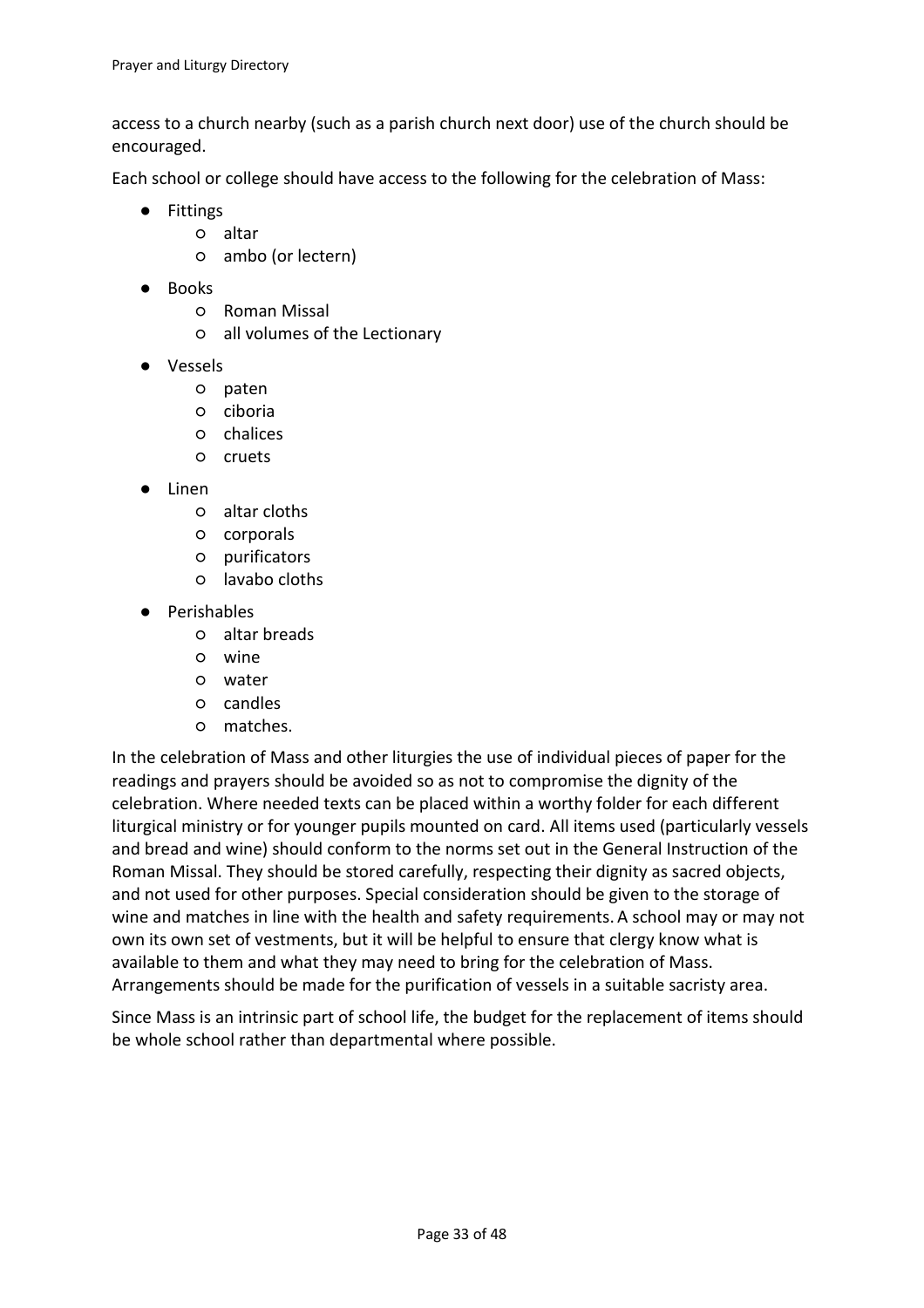access to a church nearby (such as a parish church next door) use of the church should be encouraged.

Each school or college should have access to the following for the celebration of Mass:

- Fittings
    - altar
    - ambo (or lectern)
- Books
    - Roman Missal
    - all volumes of the Lectionary
- Vessels
    - paten
    - ciboria
    - chalices
    - cruets
- Linen
    - altar cloths
    - corporals
    - purificators
    - lavabo cloths
- Perishables
    - altar breads
    - wine
    - water
    - candles
    - matches.

In the celebration of Mass and other liturgies the use of individual pieces of paper for the readings and prayers should be avoided so as not to compromise the dignity of the celebration. Where needed texts can be placed within a worthy folder for each different liturgical ministry or for younger pupils mounted on card. All items used (particularly vessels and bread and wine) should conform to the norms set out in the General Instruction of the Roman Missal. They should be stored carefully, respecting their dignity as sacred objects, and not used for other purposes. Special consideration should be given to the storage of wine and matches in line with the health and safety requirements. A school may or may not own its own set of vestments, but it will be helpful to ensure that clergy know what is available to them and what they may need to bring for the celebration of Mass. Arrangements should be made for the purification of vessels in a suitable sacristy area.

Since Mass is an intrinsic part of school life, the budget for the replacement of items should be whole school rather than departmental where possible.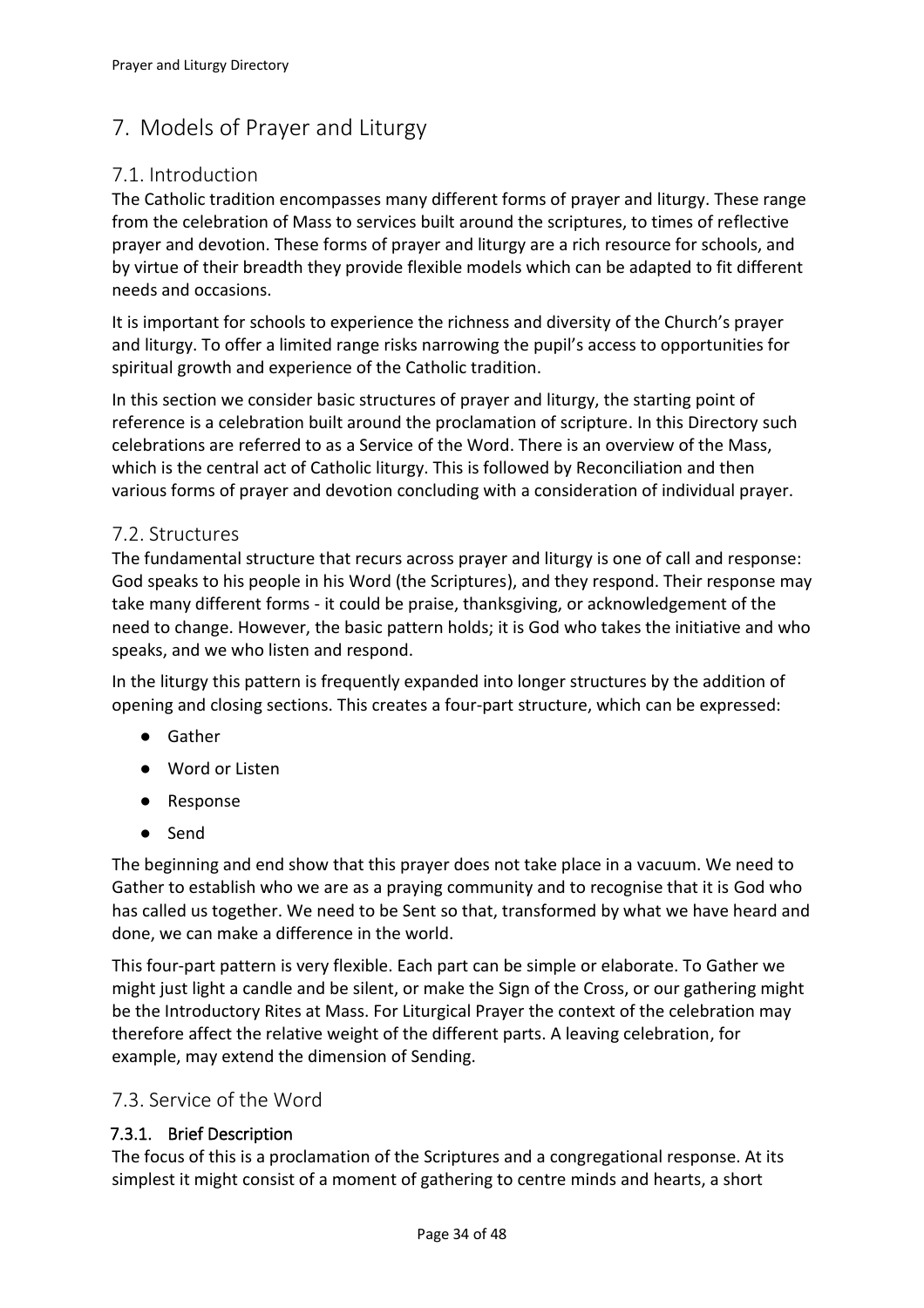# 7. Models of Prayer and Liturgy

## 7.1. Introduction

The Catholic tradition encompasses many different forms of prayer and liturgy. These range from the celebration of Mass to services built around the scriptures, to times of reflective prayer and devotion. These forms of prayer and liturgy are a rich resource for schools, and by virtue of their breadth they provide flexible models which can be adapted to fit different needs and occasions.

It is important for schools to experience the richness and diversity of the Church's prayer and liturgy. To offer a limited range risks narrowing the pupil's access to opportunities for spiritual growth and experience of the Catholic tradition.

In this section we consider basic structures of prayer and liturgy, the starting point of reference is a celebration built around the proclamation of scripture. In this Directory such celebrations are referred to as a Service of the Word. There is an overview of the Mass, which is the central act of Catholic liturgy. This is followed by Reconciliation and then various forms of prayer and devotion concluding with a consideration of individual prayer.

## 7.2. Structures

The fundamental structure that recurs across prayer and liturgy is one of call and response: God speaks to his people in his Word (the Scriptures), and they respond. Their response may take many different forms - it could be praise, thanksgiving, or acknowledgement of the need to change. However, the basic pattern holds; it is God who takes the initiative and who speaks, and we who listen and respond.

In the liturgy this pattern is frequently expanded into longer structures by the addition of opening and closing sections. This creates a four-part structure, which can be expressed:

- Gather
- Word or Listen
- Response
- Send

The beginning and end show that this prayer does not take place in a vacuum. We need to Gather to establish who we are as a praying community and to recognise that it is God who has called us together. We need to be Sent so that, transformed by what we have heard and done, we can make a difference in the world.

This four-part pattern is very flexible. Each part can be simple or elaborate. To Gather we might just light a candle and be silent, or make the Sign of the Cross, or our gathering might be the Introductory Rites at Mass. For Liturgical Prayer the context of the celebration may therefore affect the relative weight of the different parts. A leaving celebration, for example, may extend the dimension of Sending.

## 7.3. Service of the Word

### 7.3.1. Brief Description

The focus of this is a proclamation of the Scriptures and a congregational response. At its simplest it might consist of a moment of gathering to centre minds and hearts, a short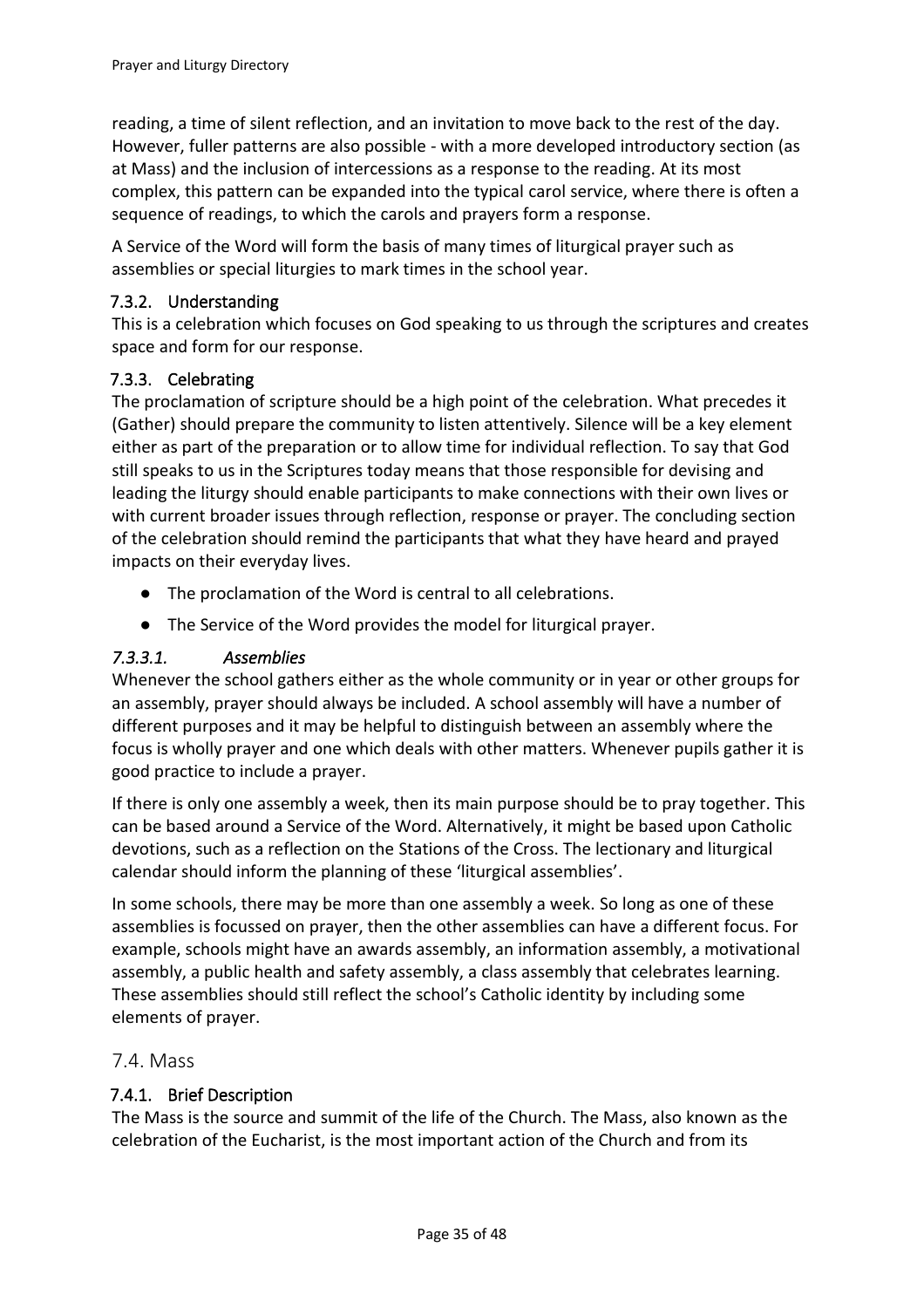reading, a time of silent reflection, and an invitation to move back to the rest of the day. However, fuller patterns are also possible - with a more developed introductory section (as at Mass) and the inclusion of intercessions as a response to the reading. At its most complex, this pattern can be expanded into the typical carol service, where there is often a sequence of readings, to which the carols and prayers form a response.

A Service of the Word will form the basis of many times of liturgical prayer such as assemblies or special liturgies to mark times in the school year.

### 7.3.2. Understanding

This is a celebration which focuses on God speaking to us through the scriptures and creates space and form for our response.

### 7.3.3. Celebrating

The proclamation of scripture should be a high point of the celebration. What precedes it (Gather) should prepare the community to listen attentively. Silence will be a key element either as part of the preparation or to allow time for individual reflection. To say that God still speaks to us in the Scriptures today means that those responsible for devising and leading the liturgy should enable participants to make connections with their own lives or with current broader issues through reflection, response or prayer. The concluding section of the celebration should remind the participants that what they have heard and prayed impacts on their everyday lives.

- The proclamation of the Word is central to all celebrations.
- The Service of the Word provides the model for liturgical prayer.

#### *7.3.3.1. Assemblies*

Whenever the school gathers either as the whole community or in year or other groups for an assembly, prayer should always be included. A school assembly will have a number of different purposes and it may be helpful to distinguish between an assembly where the focus is wholly prayer and one which deals with other matters. Whenever pupils gather it is good practice to include a prayer.

If there is only one assembly a week, then its main purpose should be to pray together. This can be based around a Service of the Word. Alternatively, it might be based upon Catholic devotions, such as a reflection on the Stations of the Cross. The lectionary and liturgical calendar should inform the planning of these 'liturgical assemblies'.

In some schools, there may be more than one assembly a week. So long as one of these assemblies is focussed on prayer, then the other assemblies can have a different focus. For example, schools might have an awards assembly, an information assembly, a motivational assembly, a public health and safety assembly, a class assembly that celebrates learning. These assemblies should still reflect the school's Catholic identity by including some elements of prayer.

## 7.4. Mass

### 7.4.1. Brief Description

The Mass is the source and summit of the life of the Church. The Mass, also known as the celebration of the Eucharist, is the most important action of the Church and from its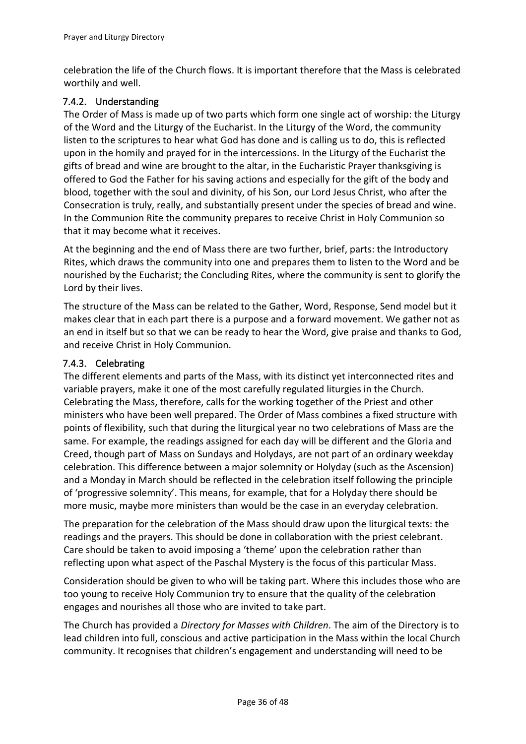celebration the life of the Church flows. It is important therefore that the Mass is celebrated worthily and well.

### 7.4.2. Understanding

The Order of Mass is made up of two parts which form one single act of worship: the Liturgy of the Word and the Liturgy of the Eucharist. In the Liturgy of the Word, the community listen to the scriptures to hear what God has done and is calling us to do, this is reflected upon in the homily and prayed for in the intercessions. In the Liturgy of the Eucharist the gifts of bread and wine are brought to the altar, in the Eucharistic Prayer thanksgiving is offered to God the Father for his saving actions and especially for the gift of the body and blood, together with the soul and divinity, of his Son, our Lord Jesus Christ, who after the Consecration is truly, really, and substantially present under the species of bread and wine. In the Communion Rite the community prepares to receive Christ in Holy Communion so that it may become what it receives.

At the beginning and the end of Mass there are two further, brief, parts: the Introductory Rites, which draws the community into one and prepares them to listen to the Word and be nourished by the Eucharist; the Concluding Rites, where the community is sent to glorify the Lord by their lives.

The structure of the Mass can be related to the Gather, Word, Response, Send model but it makes clear that in each part there is a purpose and a forward movement. We gather not as an end in itself but so that we can be ready to hear the Word, give praise and thanks to God, and receive Christ in Holy Communion.

### 7.4.3. Celebrating

The different elements and parts of the Mass, with its distinct yet interconnected rites and variable prayers, make it one of the most carefully regulated liturgies in the Church. Celebrating the Mass, therefore, calls for the working together of the Priest and other ministers who have been well prepared. The Order of Mass combines a fixed structure with points of flexibility, such that during the liturgical year no two celebrations of Mass are the same. For example, the readings assigned for each day will be different and the Gloria and Creed, though part of Mass on Sundays and Holydays, are not part of an ordinary weekday celebration. This difference between a major solemnity or Holyday (such as the Ascension) and a Monday in March should be reflected in the celebration itself following the principle of 'progressive solemnity'. This means, for example, that for a Holyday there should be more music, maybe more ministers than would be the case in an everyday celebration.

The preparation for the celebration of the Mass should draw upon the liturgical texts: the readings and the prayers. This should be done in collaboration with the priest celebrant. Care should be taken to avoid imposing a 'theme' upon the celebration rather than reflecting upon what aspect of the Paschal Mystery is the focus of this particular Mass.

Consideration should be given to who will be taking part. Where this includes those who are too young to receive Holy Communion try to ensure that the quality of the celebration engages and nourishes all those who are invited to take part.

The Church has provided a *Directory for Masses with Children*. The aim of the Directory is to lead children into full, conscious and active participation in the Mass within the local Church community. It recognises that children's engagement and understanding will need to be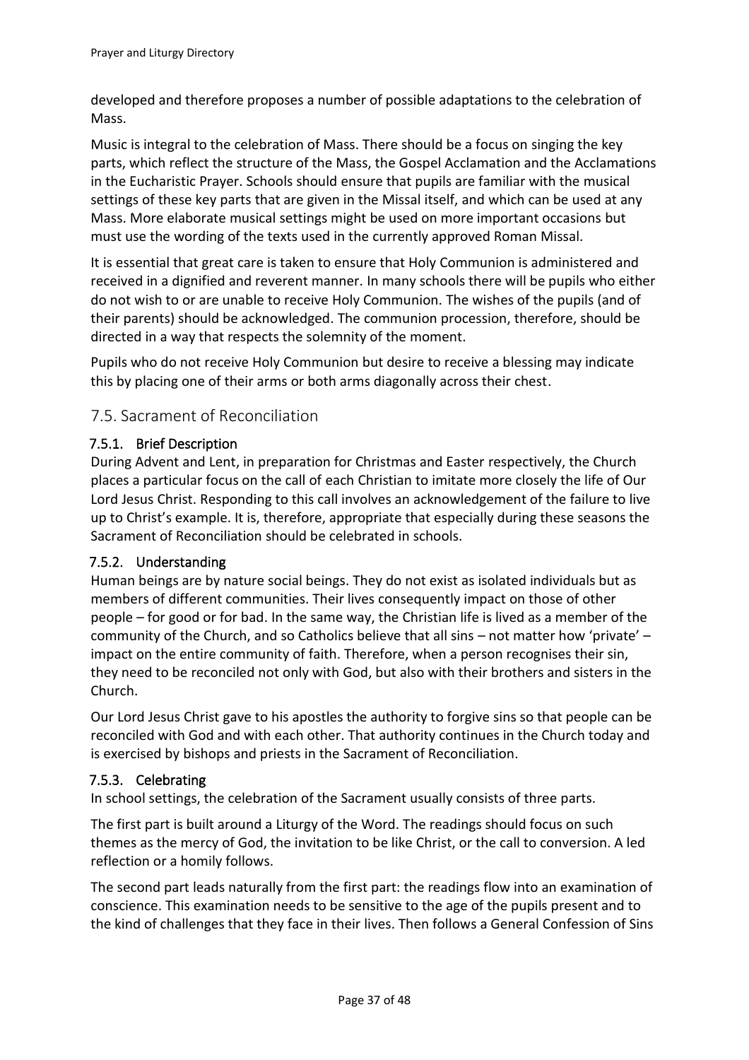developed and therefore proposes a number of possible adaptations to the celebration of Mass.

Music is integral to the celebration of Mass. There should be a focus on singing the key parts, which reflect the structure of the Mass, the Gospel Acclamation and the Acclamations in the Eucharistic Prayer. Schools should ensure that pupils are familiar with the musical settings of these key parts that are given in the Missal itself, and which can be used at any Mass. More elaborate musical settings might be used on more important occasions but must use the wording of the texts used in the currently approved Roman Missal.

It is essential that great care is taken to ensure that Holy Communion is administered and received in a dignified and reverent manner. In many schools there will be pupils who either do not wish to or are unable to receive Holy Communion. The wishes of the pupils (and of their parents) should be acknowledged. The communion procession, therefore, should be directed in a way that respects the solemnity of the moment.

Pupils who do not receive Holy Communion but desire to receive a blessing may indicate this by placing one of their arms or both arms diagonally across their chest.

## 7.5. Sacrament of Reconciliation

### 7.5.1. Brief Description

During Advent and Lent, in preparation for Christmas and Easter respectively, the Church places a particular focus on the call of each Christian to imitate more closely the life of Our Lord Jesus Christ. Responding to this call involves an acknowledgement of the failure to live up to Christ's example. It is, therefore, appropriate that especially during these seasons the Sacrament of Reconciliation should be celebrated in schools.

### 7.5.2. Understanding

Human beings are by nature social beings. They do not exist as isolated individuals but as members of different communities. Their lives consequently impact on those of other people – for good or for bad. In the same way, the Christian life is lived as a member of the community of the Church, and so Catholics believe that all sins – not matter how 'private' – impact on the entire community of faith. Therefore, when a person recognises their sin, they need to be reconciled not only with God, but also with their brothers and sisters in the Church.

Our Lord Jesus Christ gave to his apostles the authority to forgive sins so that people can be reconciled with God and with each other. That authority continues in the Church today and is exercised by bishops and priests in the Sacrament of Reconciliation.

### 7.5.3. Celebrating

In school settings, the celebration of the Sacrament usually consists of three parts.

The first part is built around a Liturgy of the Word. The readings should focus on such themes as the mercy of God, the invitation to be like Christ, or the call to conversion. A led reflection or a homily follows.

The second part leads naturally from the first part: the readings flow into an examination of conscience. This examination needs to be sensitive to the age of the pupils present and to the kind of challenges that they face in their lives. Then follows a General Confession of Sins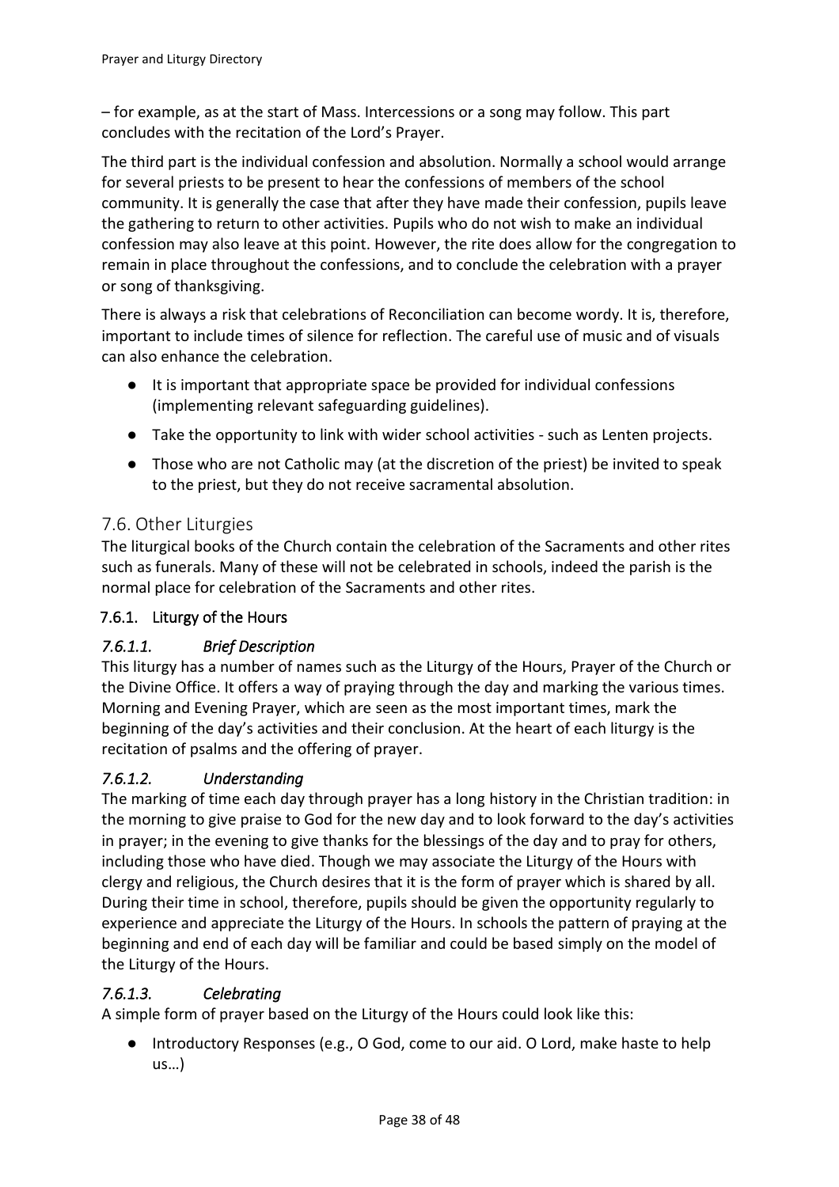– for example, as at the start of Mass. Intercessions or a song may follow. This part concludes with the recitation of the Lord's Prayer.

The third part is the individual confession and absolution. Normally a school would arrange for several priests to be present to hear the confessions of members of the school community. It is generally the case that after they have made their confession, pupils leave the gathering to return to other activities. Pupils who do not wish to make an individual confession may also leave at this point. However, the rite does allow for the congregation to remain in place throughout the confessions, and to conclude the celebration with a prayer or song of thanksgiving.

There is always a risk that celebrations of Reconciliation can become wordy. It is, therefore, important to include times of silence for reflection. The careful use of music and of visuals can also enhance the celebration.

- It is important that appropriate space be provided for individual confessions (implementing relevant safeguarding guidelines).
- Take the opportunity to link with wider school activities - such as Lenten projects.
- Those who are not Catholic may (at the discretion of the priest) be invited to speak to the priest, but they do not receive sacramental absolution.

## 7.6. Other Liturgies

The liturgical books of the Church contain the celebration of the Sacraments and other rites such as funerals. Many of these will not be celebrated in schools, indeed the parish is the normal place for celebration of the Sacraments and other rites.

### 7.6.1. Liturgy of the Hours

#### *7.6.1.1. Brief Description*

This liturgy has a number of names such as the Liturgy of the Hours, Prayer of the Church or the Divine Office. It offers a way of praying through the day and marking the various times. Morning and Evening Prayer, which are seen as the most important times, mark the beginning of the day's activities and their conclusion. At the heart of each liturgy is the recitation of psalms and the offering of prayer.

#### *7.6.1.2. Understanding*

The marking of time each day through prayer has a long history in the Christian tradition: in the morning to give praise to God for the new day and to look forward to the day's activities in prayer; in the evening to give thanks for the blessings of the day and to pray for others, including those who have died. Though we may associate the Liturgy of the Hours with clergy and religious, the Church desires that it is the form of prayer which is shared by all. During their time in school, therefore, pupils should be given the opportunity regularly to experience and appreciate the Liturgy of the Hours. In schools the pattern of praying at the beginning and end of each day will be familiar and could be based simply on the model of the Liturgy of the Hours.

#### *7.6.1.3. Celebrating*

A simple form of prayer based on the Liturgy of the Hours could look like this:

- Introductory Responses (e.g., O God, come to our aid. O Lord, make haste to help us…)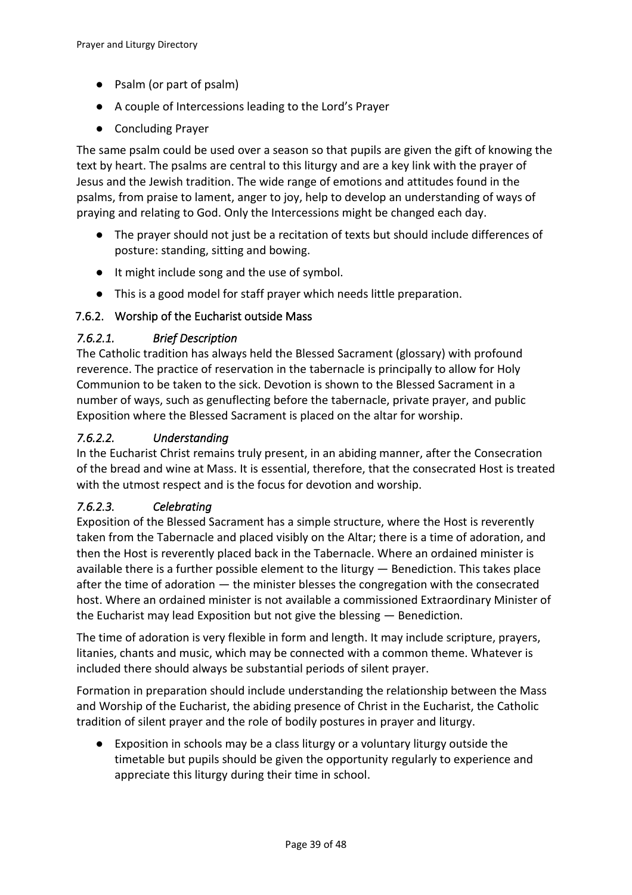- Psalm (or part of psalm)
- A couple of Intercessions leading to the Lord's Prayer
- Concluding Prayer

The same psalm could be used over a season so that pupils are given the gift of knowing the text by heart. The psalms are central to this liturgy and are a key link with the prayer of Jesus and the Jewish tradition. The wide range of emotions and attitudes found in the psalms, from praise to lament, anger to joy, help to develop an understanding of ways of praying and relating to God. Only the Intercessions might be changed each day.

- The prayer should not just be a recitation of texts but should include differences of posture: standing, sitting and bowing.
- It might include song and the use of symbol.
- This is a good model for staff prayer which needs little preparation.

### 7.6.2. Worship of the Eucharist outside Mass

#### *7.6.2.1. Brief Description*

The Catholic tradition has always held the Blessed Sacrament (glossary) with profound reverence. The practice of reservation in the tabernacle is principally to allow for Holy Communion to be taken to the sick. Devotion is shown to the Blessed Sacrament in a number of ways, such as genuflecting before the tabernacle, private prayer, and public Exposition where the Blessed Sacrament is placed on the altar for worship.

#### *7.6.2.2. Understanding*

In the Eucharist Christ remains truly present, in an abiding manner, after the Consecration of the bread and wine at Mass. It is essential, therefore, that the consecrated Host is treated with the utmost respect and is the focus for devotion and worship.

#### *7.6.2.3. Celebrating*

Exposition of the Blessed Sacrament has a simple structure, where the Host is reverently taken from the Tabernacle and placed visibly on the Altar; there is a time of adoration, and then the Host is reverently placed back in the Tabernacle. Where an ordained minister is available there is a further possible element to the liturgy — Benediction. This takes place after the time of adoration — the minister blesses the congregation with the consecrated host. Where an ordained minister is not available a commissioned Extraordinary Minister of the Eucharist may lead Exposition but not give the blessing — Benediction.

The time of adoration is very flexible in form and length. It may include scripture, prayers, litanies, chants and music, which may be connected with a common theme. Whatever is included there should always be substantial periods of silent prayer.

Formation in preparation should include understanding the relationship between the Mass and Worship of the Eucharist, the abiding presence of Christ in the Eucharist, the Catholic tradition of silent prayer and the role of bodily postures in prayer and liturgy.

- Exposition in schools may be a class liturgy or a voluntary liturgy outside the timetable but pupils should be given the opportunity regularly to experience and appreciate this liturgy during their time in school.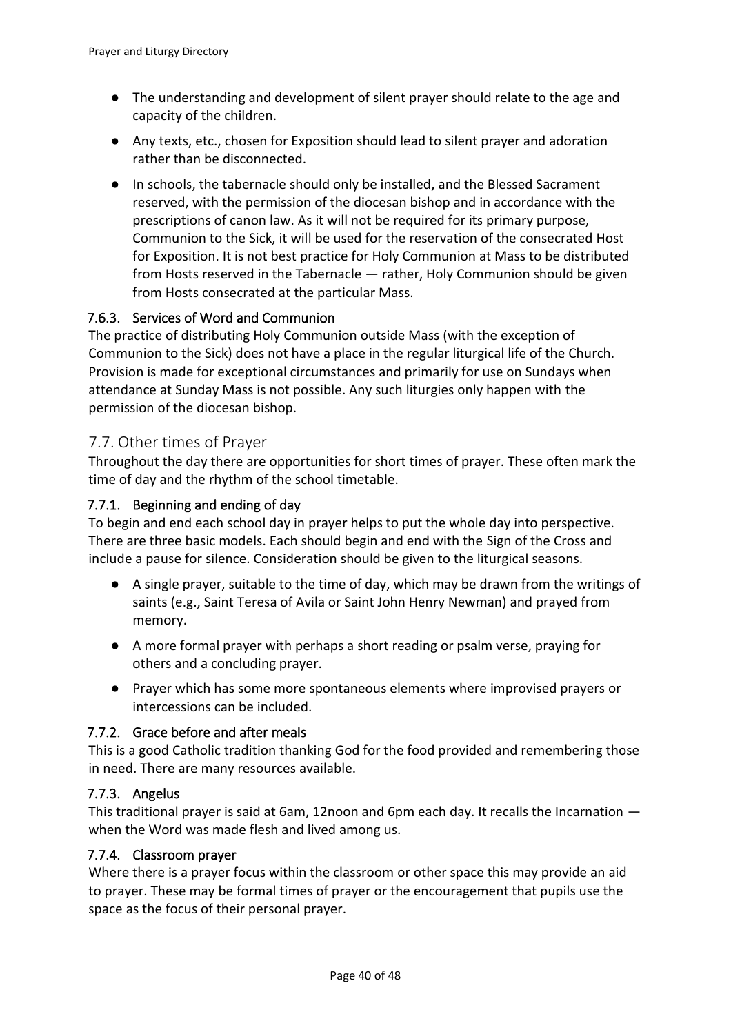- The understanding and development of silent prayer should relate to the age and capacity of the children.
- Any texts, etc., chosen for Exposition should lead to silent prayer and adoration rather than be disconnected.
- In schools, the tabernacle should only be installed, and the Blessed Sacrament reserved, with the permission of the diocesan bishop and in accordance with the prescriptions of canon law. As it will not be required for its primary purpose, Communion to the Sick, it will be used for the reservation of the consecrated Host for Exposition. It is not best practice for Holy Communion at Mass to be distributed from Hosts reserved in the Tabernacle — rather, Holy Communion should be given from Hosts consecrated at the particular Mass.

#### 7.6.3. Services of Word and Communion

The practice of distributing Holy Communion outside Mass (with the exception of Communion to the Sick) does not have a place in the regular liturgical life of the Church. Provision is made for exceptional circumstances and primarily for use on Sundays when attendance at Sunday Mass is not possible. Any such liturgies only happen with the permission of the diocesan bishop.

### 7.7. Other times of Prayer

Throughout the day there are opportunities for short times of prayer. These often mark the time of day and the rhythm of the school timetable.

#### 7.7.1. Beginning and ending of day

To begin and end each school day in prayer helps to put the whole day into perspective. There are three basic models. Each should begin and end with the Sign of the Cross and include a pause for silence. Consideration should be given to the liturgical seasons.

- A single prayer, suitable to the time of day, which may be drawn from the writings of saints (e.g., Saint Teresa of Avila or Saint John Henry Newman) and prayed from memory.
- A more formal prayer with perhaps a short reading or psalm verse, praying for others and a concluding prayer.
- Prayer which has some more spontaneous elements where improvised prayers or intercessions can be included.

#### 7.7.2. Grace before and after meals

This is a good Catholic tradition thanking God for the food provided and remembering those in need. There are many resources available.

#### 7.7.3. Angelus

This traditional prayer is said at 6am, 12noon and 6pm each day. It recalls the Incarnation — when the Word was made flesh and lived among us.

#### 7.7.4. Classroom prayer

Where there is a prayer focus within the classroom or other space this may provide an aid to prayer. These may be formal times of prayer or the encouragement that pupils use the space as the focus of their personal prayer.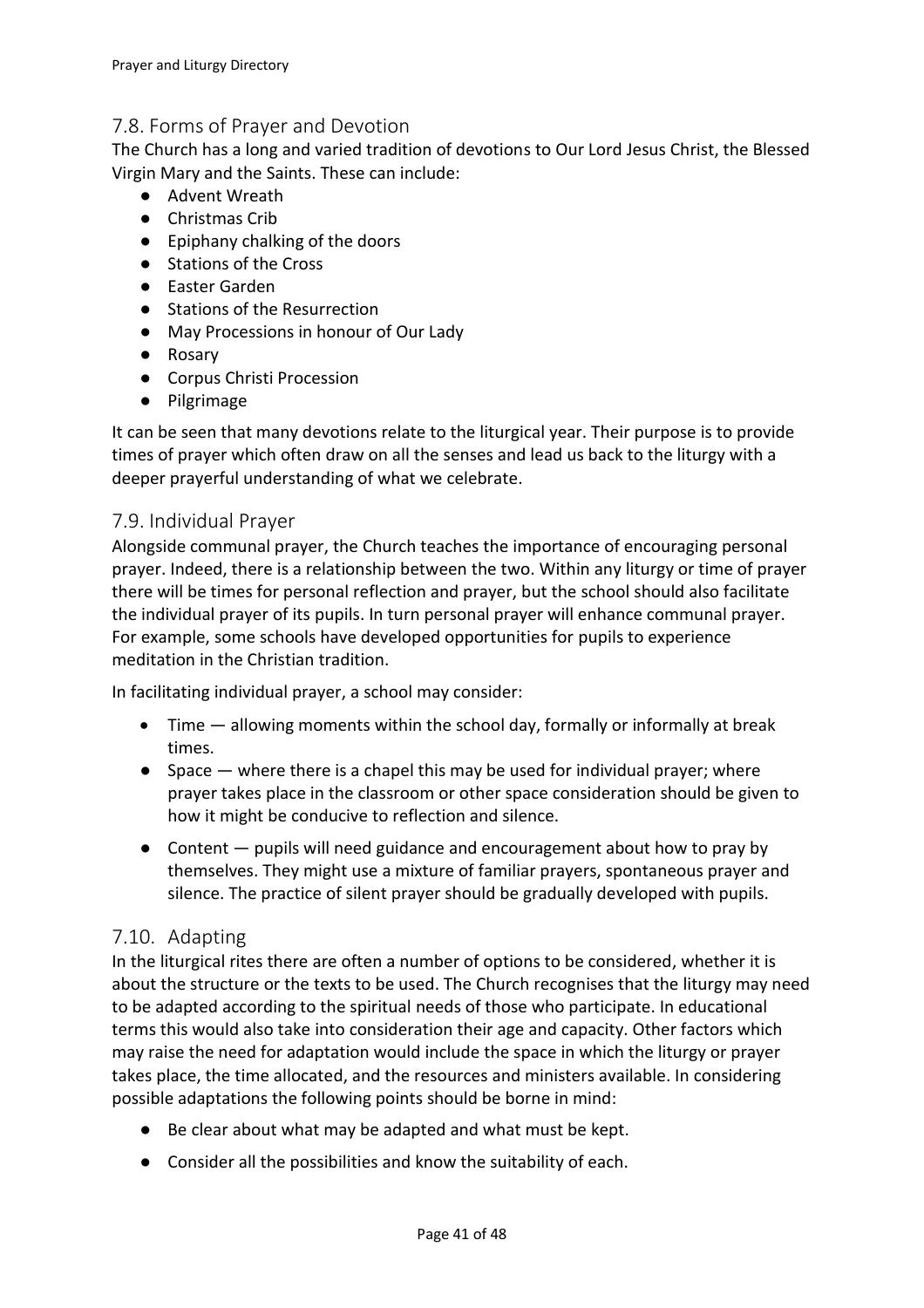## 7.8. Forms of Prayer and Devotion

The Church has a long and varied tradition of devotions to Our Lord Jesus Christ, the Blessed Virgin Mary and the Saints. These can include:

- Advent Wreath
- Christmas Crib
- Epiphany chalking of the doors
- Stations of the Cross
- Easter Garden
- Stations of the Resurrection
- May Processions in honour of Our Lady
- Rosary
- Corpus Christi Procession
- Pilgrimage

It can be seen that many devotions relate to the liturgical year. Their purpose is to provide times of prayer which often draw on all the senses and lead us back to the liturgy with a deeper prayerful understanding of what we celebrate.

## 7.9. Individual Prayer

Alongside communal prayer, the Church teaches the importance of encouraging personal prayer. Indeed, there is a relationship between the two. Within any liturgy or time of prayer there will be times for personal reflection and prayer, but the school should also facilitate the individual prayer of its pupils. In turn personal prayer will enhance communal prayer. For example, some schools have developed opportunities for pupils to experience meditation in the Christian tradition.

In facilitating individual prayer, a school may consider:

- Time — allowing moments within the school day, formally or informally at break times.
- Space — where there is a chapel this may be used for individual prayer; where prayer takes place in the classroom or other space consideration should be given to how it might be conducive to reflection and silence.
- Content — pupils will need guidance and encouragement about how to pray by themselves. They might use a mixture of familiar prayers, spontaneous prayer and silence. The practice of silent prayer should be gradually developed with pupils.

## 7.10. Adapting

In the liturgical rites there are often a number of options to be considered, whether it is about the structure or the texts to be used. The Church recognises that the liturgy may need to be adapted according to the spiritual needs of those who participate. In educational terms this would also take into consideration their age and capacity. Other factors which may raise the need for adaptation would include the space in which the liturgy or prayer takes place, the time allocated, and the resources and ministers available. In considering possible adaptations the following points should be borne in mind:

- Be clear about what may be adapted and what must be kept.
- Consider all the possibilities and know the suitability of each.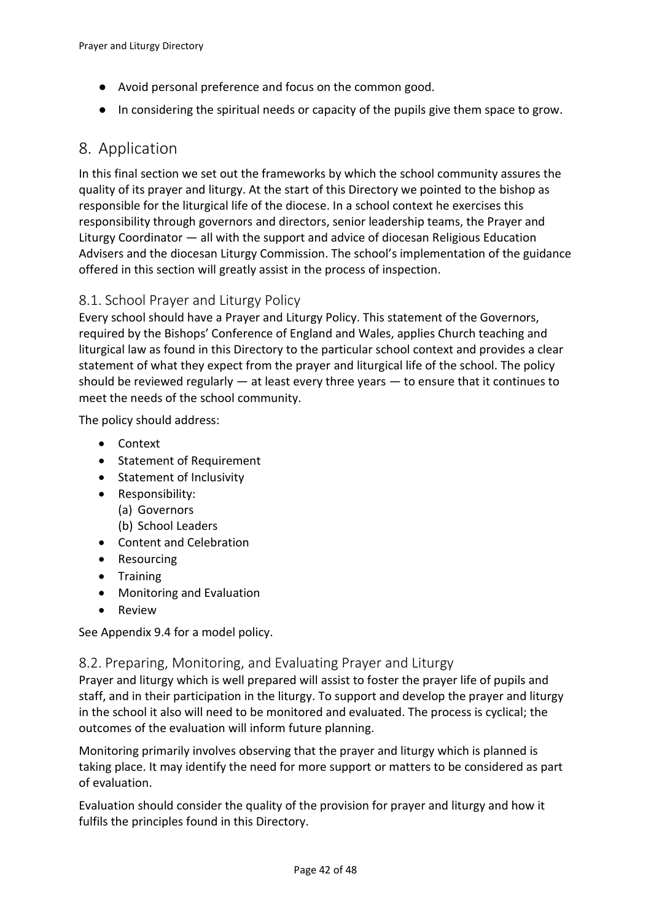- Avoid personal preference and focus on the common good.
- In considering the spiritual needs or capacity of the pupils give them space to grow.

## 8. Application

In this final section we set out the frameworks by which the school community assures the quality of its prayer and liturgy. At the start of this Directory we pointed to the bishop as responsible for the liturgical life of the diocese. In a school context he exercises this responsibility through governors and directors, senior leadership teams, the Prayer and Liturgy Coordinator — all with the support and advice of diocesan Religious Education Advisers and the diocesan Liturgy Commission. The school's implementation of the guidance offered in this section will greatly assist in the process of inspection.

### 8.1. School Prayer and Liturgy Policy

Every school should have a Prayer and Liturgy Policy. This statement of the Governors, required by the Bishops' Conference of England and Wales, applies Church teaching and liturgical law as found in this Directory to the particular school context and provides a clear statement of what they expect from the prayer and liturgical life of the school. The policy should be reviewed regularly — at least every three years — to ensure that it continues to meet the needs of the school community.

The policy should address:

- Context
- Statement of Requirement
- Statement of Inclusivity
- Responsibility:
  (a) Governors
  (b) School Leaders
- Content and Celebration
- Resourcing
- Training
- Monitoring and Evaluation
- Review

See Appendix 9.4 for a model policy.

### 8.2. Preparing, Monitoring, and Evaluating Prayer and Liturgy

Prayer and liturgy which is well prepared will assist to foster the prayer life of pupils and staff, and in their participation in the liturgy. To support and develop the prayer and liturgy in the school it also will need to be monitored and evaluated. The process is cyclical; the outcomes of the evaluation will inform future planning.

Monitoring primarily involves observing that the prayer and liturgy which is planned is taking place. It may identify the need for more support or matters to be considered as part of evaluation.

Evaluation should consider the quality of the provision for prayer and liturgy and how it fulfils the principles found in this Directory.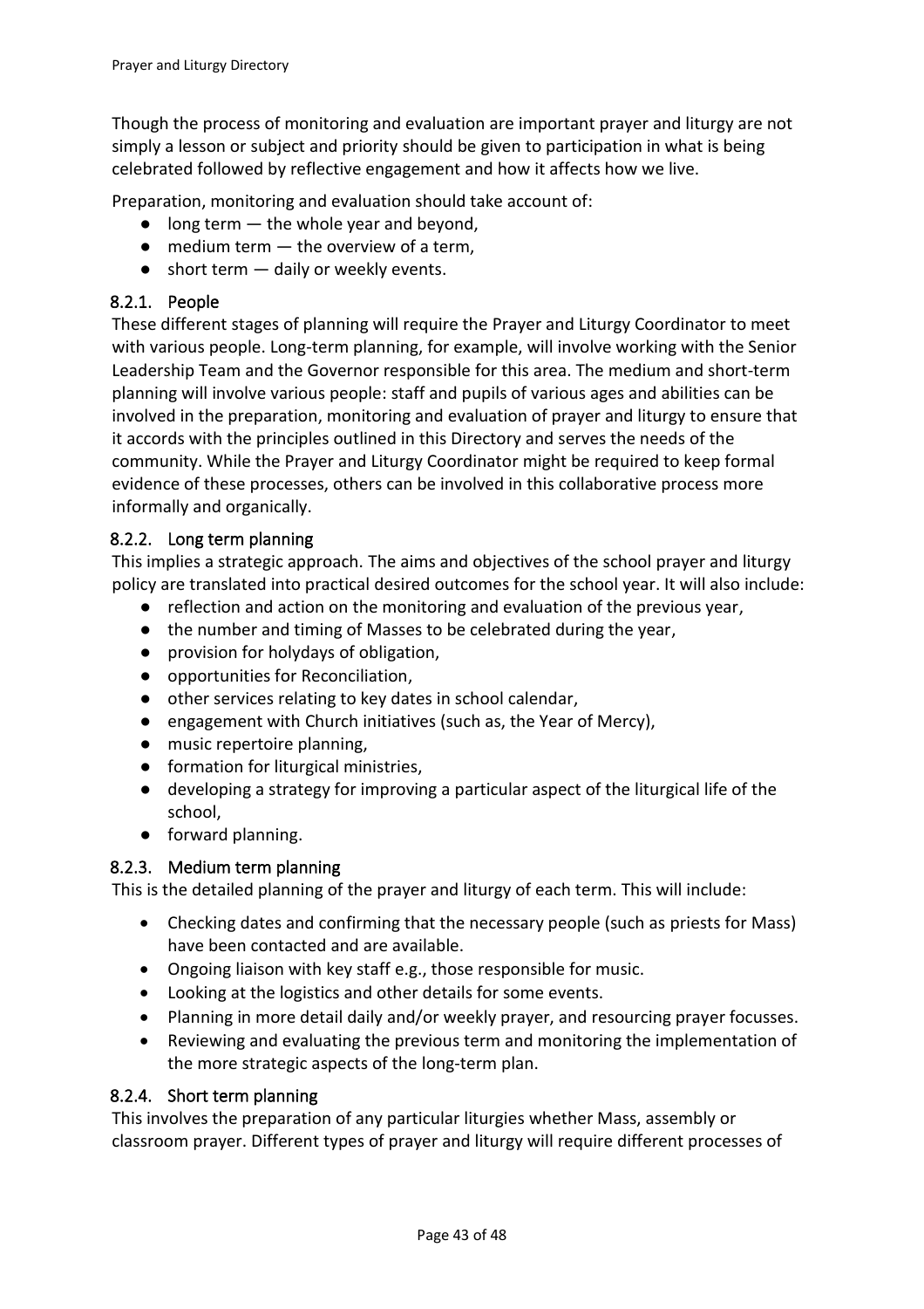Though the process of monitoring and evaluation are important prayer and liturgy are not simply a lesson or subject and priority should be given to participation in what is being celebrated followed by reflective engagement and how it affects how we live.

Preparation, monitoring and evaluation should take account of:

- long term — the whole year and beyond,
- medium term — the overview of a term,
- short term — daily or weekly events.

### 8.2.1. People

These different stages of planning will require the Prayer and Liturgy Coordinator to meet with various people. Long-term planning, for example, will involve working with the Senior Leadership Team and the Governor responsible for this area. The medium and short-term planning will involve various people: staff and pupils of various ages and abilities can be involved in the preparation, monitoring and evaluation of prayer and liturgy to ensure that it accords with the principles outlined in this Directory and serves the needs of the community. While the Prayer and Liturgy Coordinator might be required to keep formal evidence of these processes, others can be involved in this collaborative process more informally and organically.

### 8.2.2. Long term planning

This implies a strategic approach. The aims and objectives of the school prayer and liturgy policy are translated into practical desired outcomes for the school year. It will also include:

- reflection and action on the monitoring and evaluation of the previous year,
- the number and timing of Masses to be celebrated during the year,
- provision for holydays of obligation,
- opportunities for Reconciliation,
- other services relating to key dates in school calendar,
- engagement with Church initiatives (such as, the Year of Mercy),
- music repertoire planning,
- formation for liturgical ministries,
- developing a strategy for improving a particular aspect of the liturgical life of the school,
- forward planning.

### 8.2.3. Medium term planning

This is the detailed planning of the prayer and liturgy of each term. This will include:

- Checking dates and confirming that the necessary people (such as priests for Mass) have been contacted and are available.
- Ongoing liaison with key staff e.g., those responsible for music.
- Looking at the logistics and other details for some events.
- Planning in more detail daily and/or weekly prayer, and resourcing prayer focusses.
- Reviewing and evaluating the previous term and monitoring the implementation of the more strategic aspects of the long-term plan.

### 8.2.4. Short term planning

This involves the preparation of any particular liturgies whether Mass, assembly or classroom prayer. Different types of prayer and liturgy will require different processes of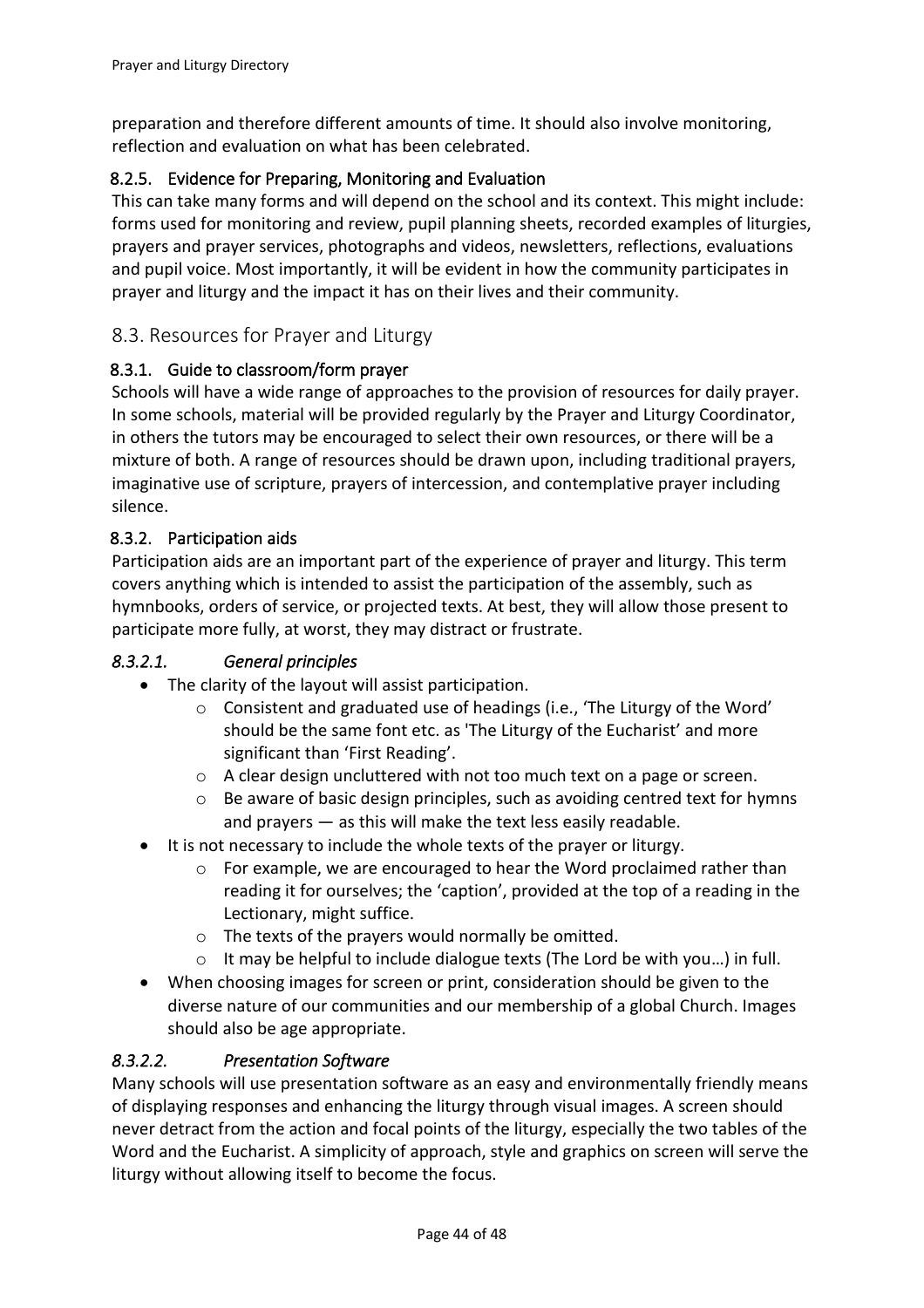preparation and therefore different amounts of time. It should also involve monitoring, reflection and evaluation on what has been celebrated.

### 8.2.5. Evidence for Preparing, Monitoring and Evaluation

This can take many forms and will depend on the school and its context. This might include: forms used for monitoring and review, pupil planning sheets, recorded examples of liturgies, prayers and prayer services, photographs and videos, newsletters, reflections, evaluations and pupil voice. Most importantly, it will be evident in how the community participates in prayer and liturgy and the impact it has on their lives and their community.

## 8.3. Resources for Prayer and Liturgy

### 8.3.1. Guide to classroom/form prayer

Schools will have a wide range of approaches to the provision of resources for daily prayer. In some schools, material will be provided regularly by the Prayer and Liturgy Coordinator, in others the tutors may be encouraged to select their own resources, or there will be a mixture of both. A range of resources should be drawn upon, including traditional prayers, imaginative use of scripture, prayers of intercession, and contemplative prayer including silence.

### 8.3.2. Participation aids

Participation aids are an important part of the experience of prayer and liturgy. This term covers anything which is intended to assist the participation of the assembly, such as hymnbooks, orders of service, or projected texts. At best, they will allow those present to participate more fully, at worst, they may distract or frustrate.

#### *8.3.2.1. General principles*

- The clarity of the layout will assist participation.
  - Consistent and graduated use of headings (i.e., 'The Liturgy of the Word' should be the same font etc. as 'The Liturgy of the Eucharist' and more significant than 'First Reading'.
  - A clear design uncluttered with not too much text on a page or screen.
  - Be aware of basic design principles, such as avoiding centred text for hymns and prayers — as this will make the text less easily readable.
- It is not necessary to include the whole texts of the prayer or liturgy.
  - For example, we are encouraged to hear the Word proclaimed rather than reading it for ourselves; the 'caption', provided at the top of a reading in the Lectionary, might suffice.
  - The texts of the prayers would normally be omitted.
  - It may be helpful to include dialogue texts (The Lord be with you…) in full.
- When choosing images for screen or print, consideration should be given to the diverse nature of our communities and our membership of a global Church. Images should also be age appropriate.

#### *8.3.2.2. Presentation Software*

Many schools will use presentation software as an easy and environmentally friendly means of displaying responses and enhancing the liturgy through visual images. A screen should never detract from the action and focal points of the liturgy, especially the two tables of the Word and the Eucharist. A simplicity of approach, style and graphics on screen will serve the liturgy without allowing itself to become the focus.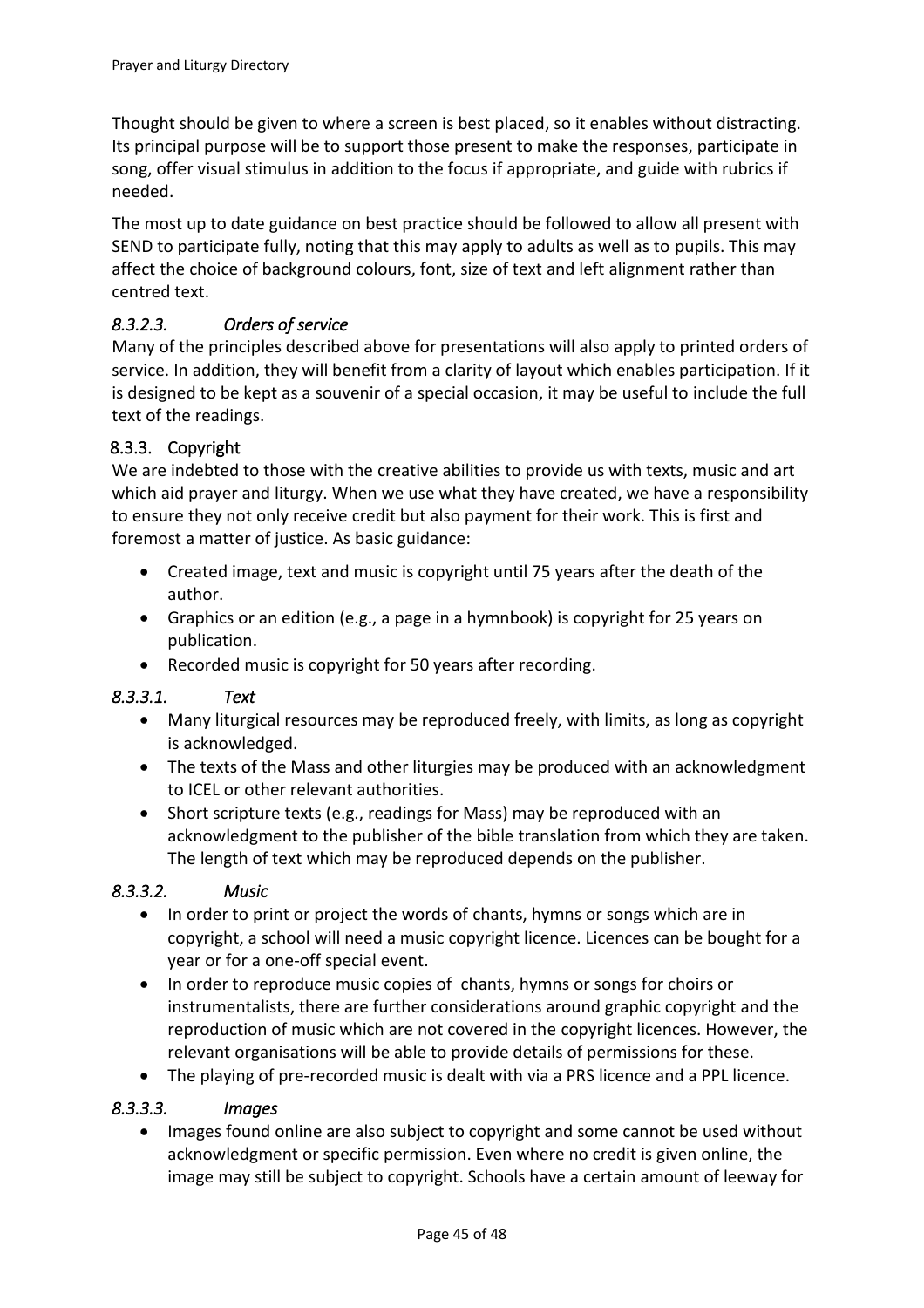Thought should be given to where a screen is best placed, so it enables without distracting. Its principal purpose will be to support those present to make the responses, participate in song, offer visual stimulus in addition to the focus if appropriate, and guide with rubrics if needed.

The most up to date guidance on best practice should be followed to allow all present with SEND to participate fully, noting that this may apply to adults as well as to pupils. This may affect the choice of background colours, font, size of text and left alignment rather than centred text.

#### *8.3.2.3. Orders of service*

Many of the principles described above for presentations will also apply to printed orders of service. In addition, they will benefit from a clarity of layout which enables participation. If it is designed to be kept as a souvenir of a special occasion, it may be useful to include the full text of the readings.

### 8.3.3. Copyright

We are indebted to those with the creative abilities to provide us with texts, music and art which aid prayer and liturgy. When we use what they have created, we have a responsibility to ensure they not only receive credit but also payment for their work. This is first and foremost a matter of justice. As basic guidance:

- Created image, text and music is copyright until 75 years after the death of the author.
- Graphics or an edition (e.g., a page in a hymnbook) is copyright for 25 years on publication.
- Recorded music is copyright for 50 years after recording.

#### *8.3.3.1. Text*

- Many liturgical resources may be reproduced freely, with limits, as long as copyright is acknowledged.
- The texts of the Mass and other liturgies may be produced with an acknowledgment to ICEL or other relevant authorities.
- Short scripture texts (e.g., readings for Mass) may be reproduced with an acknowledgment to the publisher of the bible translation from which they are taken. The length of text which may be reproduced depends on the publisher.

#### *8.3.3.2. Music*

- In order to print or project the words of chants, hymns or songs which are in copyright, a school will need a music copyright licence. Licences can be bought for a year or for a one-off special event.
- In order to reproduce music copies of chants, hymns or songs for choirs or instrumentalists, there are further considerations around graphic copyright and the reproduction of music which are not covered in the copyright licences. However, the relevant organisations will be able to provide details of permissions for these.
- The playing of pre-recorded music is dealt with via a PRS licence and a PPL licence.

#### *8.3.3.3. Images*

- Images found online are also subject to copyright and some cannot be used without acknowledgment or specific permission. Even where no credit is given online, the image may still be subject to copyright. Schools have a certain amount of leeway for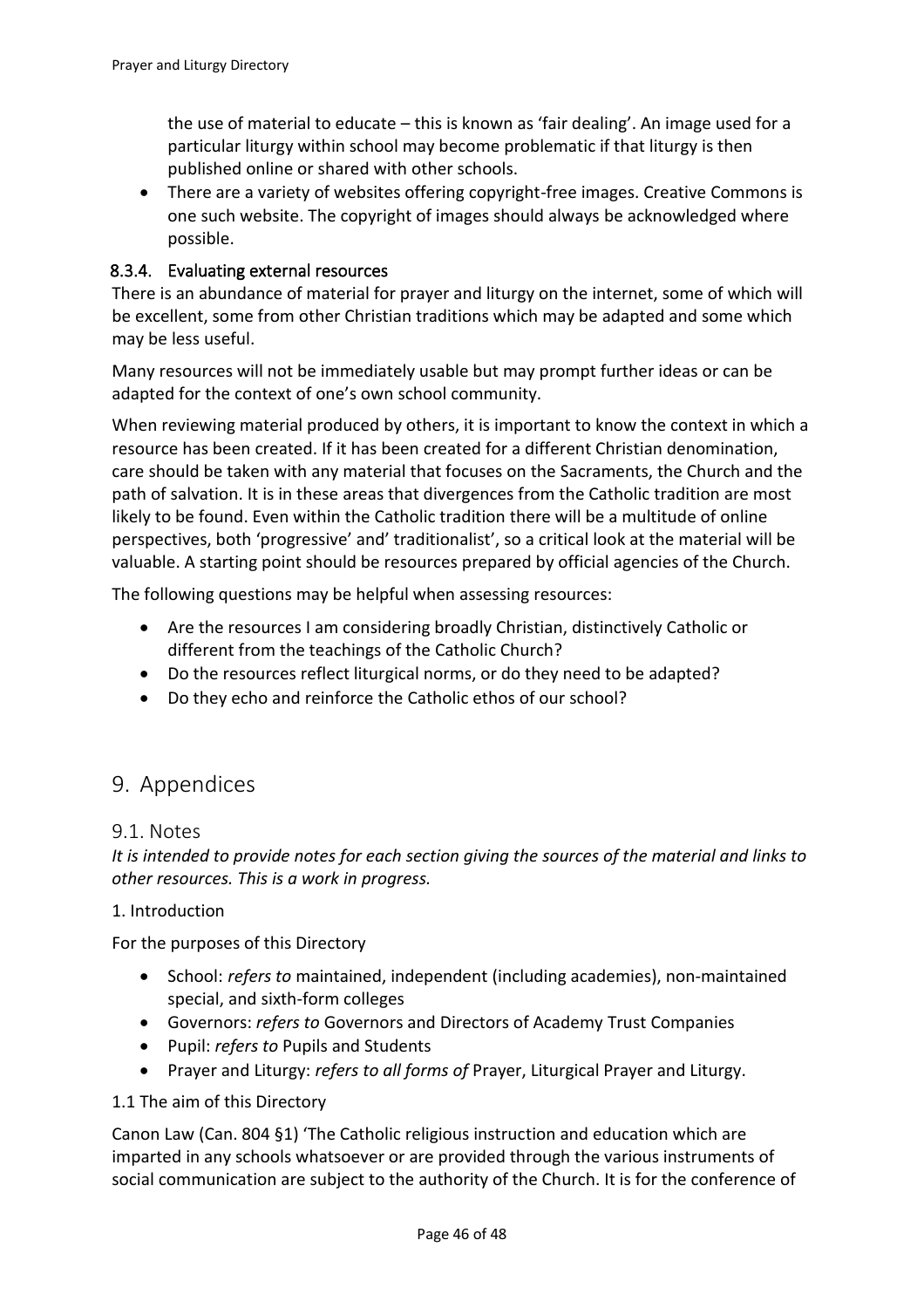the use of material to educate – this is known as 'fair dealing'. An image used for a particular liturgy within school may become problematic if that liturgy is then published online or shared with other schools.

- There are a variety of websites offering copyright-free images. Creative Commons is one such website. The copyright of images should always be acknowledged where possible.

### 8.3.4. Evaluating external resources

There is an abundance of material for prayer and liturgy on the internet, some of which will be excellent, some from other Christian traditions which may be adapted and some which may be less useful.

Many resources will not be immediately usable but may prompt further ideas or can be adapted for the context of one's own school community.

When reviewing material produced by others, it is important to know the context in which a resource has been created. If it has been created for a different Christian denomination, care should be taken with any material that focuses on the Sacraments, the Church and the path of salvation. It is in these areas that divergences from the Catholic tradition are most likely to be found. Even within the Catholic tradition there will be a multitude of online perspectives, both 'progressive' and' traditionalist', so a critical look at the material will be valuable. A starting point should be resources prepared by official agencies of the Church.

The following questions may be helpful when assessing resources:

- Are the resources I am considering broadly Christian, distinctively Catholic or different from the teachings of the Catholic Church?
- Do the resources reflect liturgical norms, or do they need to be adapted?
- Do they echo and reinforce the Catholic ethos of our school?

# 9. Appendices

## 9.1. Notes

*It is intended to provide notes for each section giving the sources of the material and links to other resources. This is a work in progress.*

1. Introduction

For the purposes of this Directory

- School: *refers to* maintained, independent (including academies), non-maintained special, and sixth-form colleges
- Governors: *refers to* Governors and Directors of Academy Trust Companies
- Pupil: *refers to* Pupils and Students
- Prayer and Liturgy: *refers to all forms of* Prayer, Liturgical Prayer and Liturgy.

1.1 The aim of this Directory

Canon Law (Can. 804 §1) 'The Catholic religious instruction and education which are imparted in any schools whatsoever or are provided through the various instruments of social communication are subject to the authority of the Church. It is for the conference of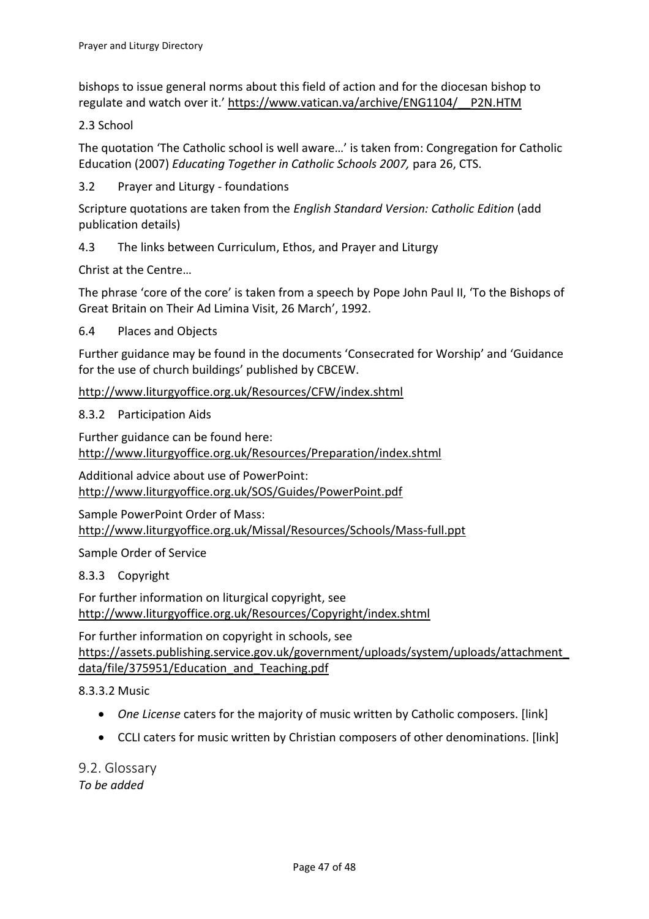bishops to issue general norms about this field of action and for the diocesan bishop to regulate and watch over it.' https://www.vatican.va/archive/ENG1104/__P2N.HTM

2.3 School

The quotation 'The Catholic school is well aware…' is taken from: Congregation for Catholic Education (2007) *Educating Together in Catholic Schools 2007,* para 26, CTS.

3.2 Prayer and Liturgy - foundations

Scripture quotations are taken from the *English Standard Version: Catholic Edition* (add publication details)

4.3 The links between Curriculum, Ethos, and Prayer and Liturgy

Christ at the Centre…

The phrase 'core of the core' is taken from a speech by Pope John Paul II, 'To the Bishops of Great Britain on Their Ad Limina Visit, 26 March', 1992.

6.4 Places and Objects

Further guidance may be found in the documents 'Consecrated for Worship' and 'Guidance for the use of church buildings' published by CBCEW.

http://www.liturgyoffice.org.uk/Resources/CFW/index.shtml

8.3.2 Participation Aids

Further guidance can be found here:
http://www.liturgyoffice.org.uk/Resources/Preparation/index.shtml

Additional advice about use of PowerPoint:
http://www.liturgyoffice.org.uk/SOS/Guides/PowerPoint.pdf

Sample PowerPoint Order of Mass:
http://www.liturgyoffice.org.uk/Missal/Resources/Schools/Mass-full.ppt

Sample Order of Service

8.3.3 Copyright

For further information on liturgical copyright, see
http://www.liturgyoffice.org.uk/Resources/Copyright/index.shtml

For further information on copyright in schools, see
https://assets.publishing.service.gov.uk/government/uploads/system/uploads/attachment_data/file/375951/Education_and_Teaching.pdf

8.3.3.2 Music

- *One License* caters for the majority of music written by Catholic composers. [link]
- CCLI caters for music written by Christian composers of other denominations. [link]

## 9.2. Glossary

*To be added*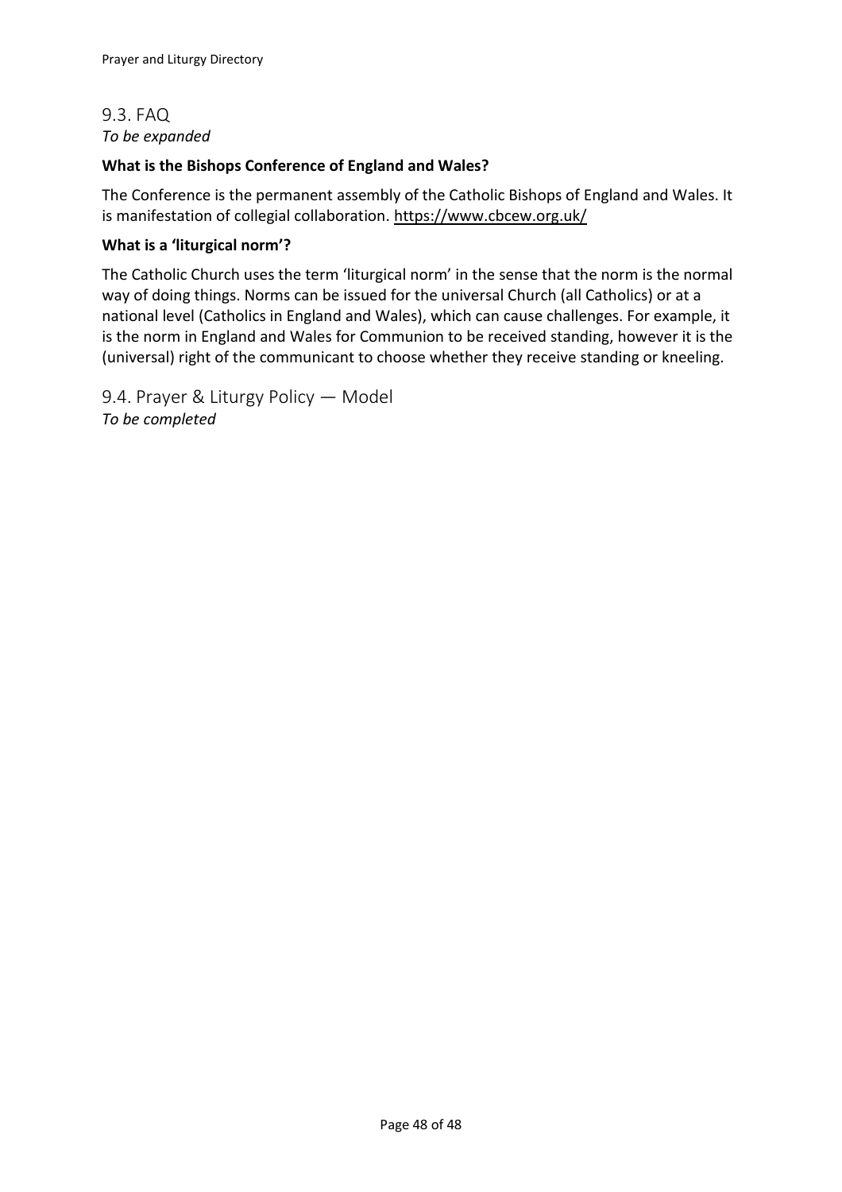## 9.3. FAQ

*To be expanded*

**What is the Bishops Conference of England and Wales?**

The Conference is the permanent assembly of the Catholic Bishops of England and Wales. It is manifestation of collegial collaboration. https://www.cbcew.org.uk/

**What is a 'liturgical norm'?**

The Catholic Church uses the term 'liturgical norm' in the sense that the norm is the normal way of doing things. Norms can be issued for the universal Church (all Catholics) or at a national level (Catholics in England and Wales), which can cause challenges. For example, it is the norm in England and Wales for Communion to be received standing, however it is the (universal) right of the communicant to choose whether they receive standing or kneeling.

## 9.4. Prayer & Liturgy Policy — Model

*To be completed*